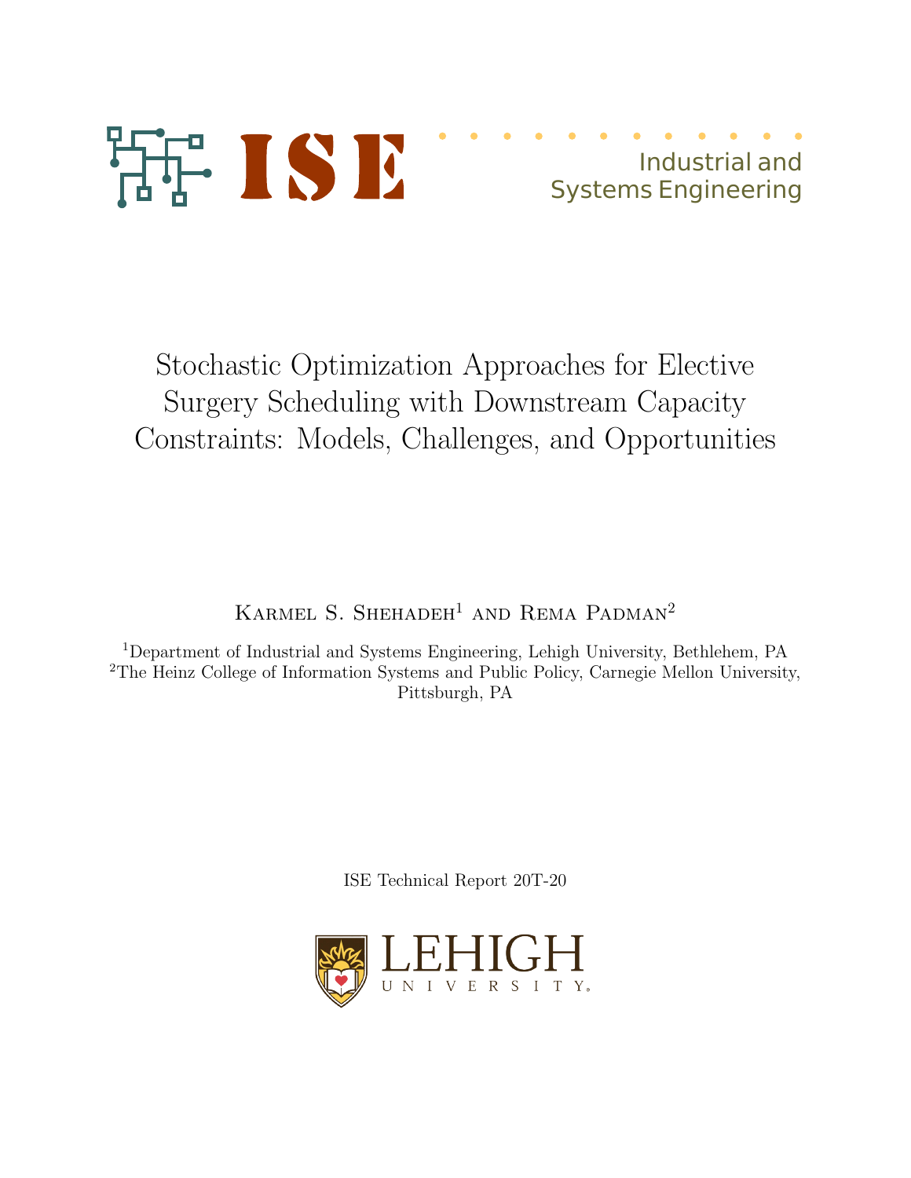ISE

Industrial and Systems Engineering

# Stochastic Optimization Approaches for Elective Surgery Scheduling with Downstream Capacity Constraints: Models, Challenges, and Opportunities

Karmel S. Shehadeh[1] and Rema Padman[2]

[1]Department of Industrial and Systems Engineering, Lehigh University, Bethlehem, PA
[2]The Heinz College of Information Systems and Public Policy, Carnegie Mellon University, Pittsburgh, PA

ISE Technical Report 20T-20

LEHIGH UNIVERSITY.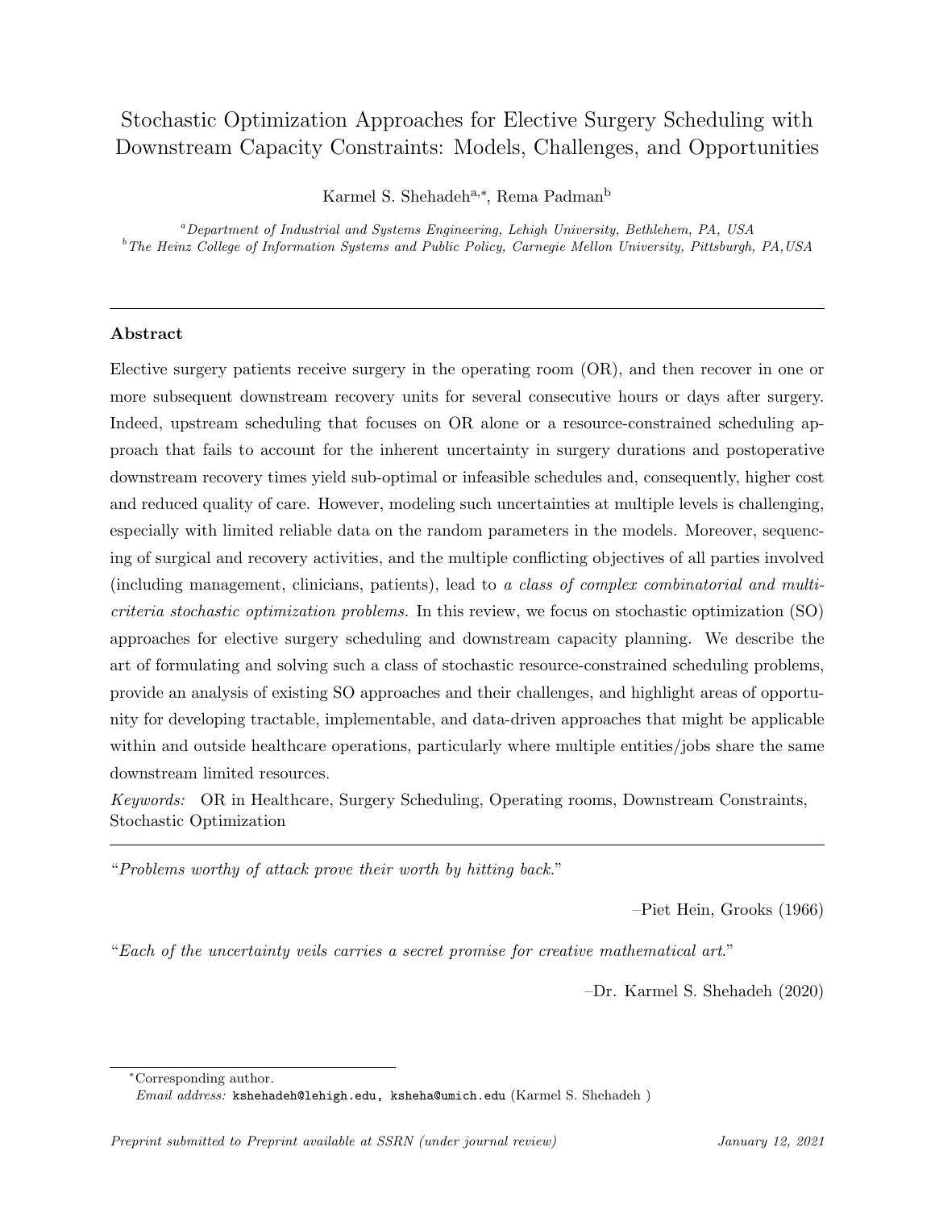# Stochastic Optimization Approaches for Elective Surgery Scheduling with Downstream Capacity Constraints: Models, Challenges, and Opportunities

Karmel S. Shehadeh[a,*], Rema Padman[b]

[a] *Department of Industrial and Systems Engineering, Lehigh University, Bethlehem, PA, USA*
[b] *The Heinz College of Information Systems and Public Policy, Carnegie Mellon University, Pittsburgh, PA, USA*

---

### Abstract

Elective surgery patients receive surgery in the operating room (OR), and then recover in one or more subsequent downstream recovery units for several consecutive hours or days after surgery. Indeed, upstream scheduling that focuses on OR alone or a resource-constrained scheduling approach that fails to account for the inherent uncertainty in surgery durations and postoperative downstream recovery times yield sub-optimal or infeasible schedules and, consequently, higher cost and reduced quality of care. However, modeling such uncertainties at multiple levels is challenging, especially with limited reliable data on the random parameters in the models. Moreover, sequencing of surgical and recovery activities, and the multiple conflicting objectives of all parties involved (including management, clinicians, patients), lead to *a class of complex combinatorial and multi-criteria stochastic optimization problems.* In this review, we focus on stochastic optimization (SO) approaches for elective surgery scheduling and downstream capacity planning. We describe the art of formulating and solving such a class of stochastic resource-constrained scheduling problems, provide an analysis of existing SO approaches and their challenges, and highlight areas of opportunity for developing tractable, implementable, and data-driven approaches that might be applicable within and outside healthcare operations, particularly where multiple entities/jobs share the same downstream limited resources.

*Keywords:* OR in Healthcare, Surgery Scheduling, Operating rooms, Downstream Constraints, Stochastic Optimization

---

"*Problems worthy of attack prove their worth by hitting back.*"

–Piet Hein, Grooks (1966)

"*Each of the uncertainty veils carries a secret promise for creative mathematical art.*"

–Dr. Karmel S. Shehadeh (2020)

---

*Corresponding author.
*Email address:* kshehadeh@lehigh.edu, ksheha@umich.edu (Karmel S. Shehadeh )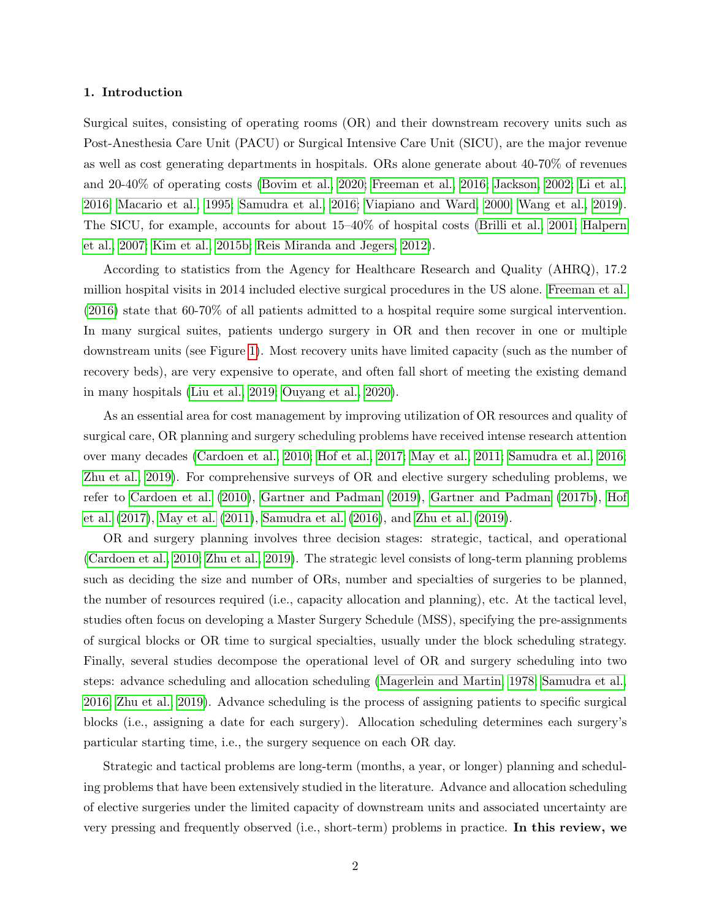## 1. Introduction

Surgical suites, consisting of operating rooms (OR) and their downstream recovery units such as Post-Anesthesia Care Unit (PACU) or Surgical Intensive Care Unit (SICU), are the major revenue as well as cost generating departments in hospitals. ORs alone generate about 40-70% of revenues and 20-40% of operating costs (Bovim et al., 2020; Freeman et al., 2016; Jackson, 2002; Li et al., 2016; Macario et al., 1995; Samudra et al., 2016; Viapiano and Ward, 2000; Wang et al., 2019). The SICU, for example, accounts for about 15–40% of hospital costs (Brilli et al., 2001; Halpern et al., 2007; Kim et al., 2015b; Reis Miranda and Jegers, 2012).

According to statistics from the Agency for Healthcare Research and Quality (AHRQ), 17.2 million hospital visits in 2014 included elective surgical procedures in the US alone. Freeman et al. (2016) state that 60-70% of all patients admitted to a hospital require some surgical intervention. In many surgical suites, patients undergo surgery in OR and then recover in one or multiple downstream units (see Figure 1). Most recovery units have limited capacity (such as the number of recovery beds), are very expensive to operate, and often fall short of meeting the existing demand in many hospitals (Liu et al., 2019; Ouyang et al., 2020).

As an essential area for cost management by improving utilization of OR resources and quality of surgical care, OR planning and surgery scheduling problems have received intense research attention over many decades (Cardoen et al., 2010; Hof et al., 2017; May et al., 2011; Samudra et al., 2016; Zhu et al., 2019). For comprehensive surveys of OR and elective surgery scheduling problems, we refer to Cardoen et al. (2010), Gartner and Padman (2019), Gartner and Padman (2017b), Hof et al. (2017), May et al. (2011), Samudra et al. (2016), and Zhu et al. (2019).

OR and surgery planning involves three decision stages: strategic, tactical, and operational (Cardoen et al., 2010; Zhu et al., 2019). The strategic level consists of long-term planning problems such as deciding the size and number of ORs, number and specialties of surgeries to be planned, the number of resources required (i.e., capacity allocation and planning), etc. At the tactical level, studies often focus on developing a Master Surgery Schedule (MSS), specifying the pre-assignments of surgical blocks or OR time to surgical specialties, usually under the block scheduling strategy. Finally, several studies decompose the operational level of OR and surgery scheduling into two steps: advance scheduling and allocation scheduling (Magerlein and Martin, 1978; Samudra et al., 2016; Zhu et al., 2019). Advance scheduling is the process of assigning patients to specific surgical blocks (i.e., assigning a date for each surgery). Allocation scheduling determines each surgery's particular starting time, i.e., the surgery sequence on each OR day.

Strategic and tactical problems are long-term (months, a year, or longer) planning and scheduling problems that have been extensively studied in the literature. Advance and allocation scheduling of elective surgeries under the limited capacity of downstream units and associated uncertainty are very pressing and frequently observed (i.e., short-term) problems in practice. **In this review, we**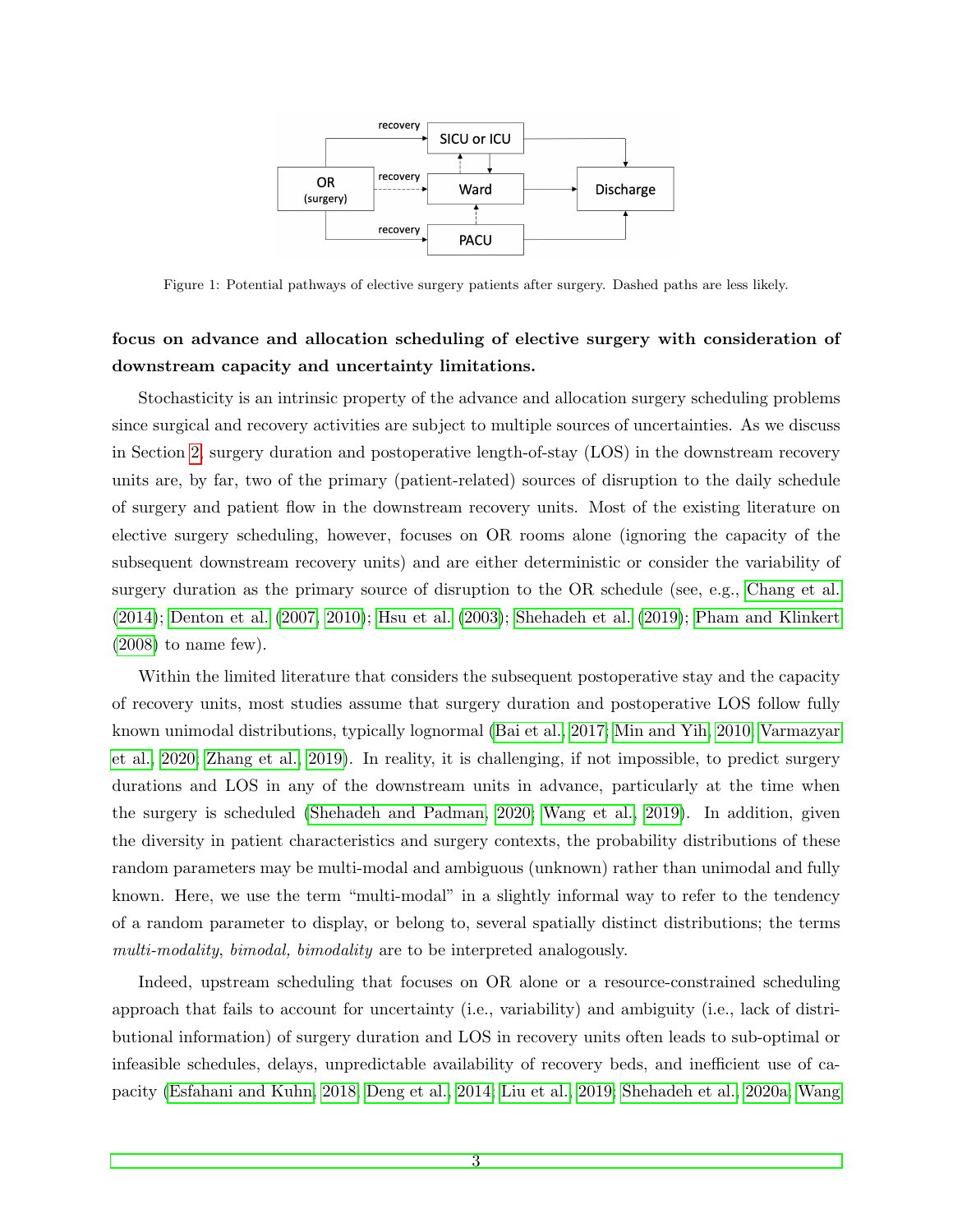Figure 1: Potential pathways of elective surgery patients after surgery. Dashed paths are less likely.

**focus on advance and allocation scheduling of elective surgery with consideration of downstream capacity and uncertainty limitations.**

Stochasticity is an intrinsic property of the advance and allocation surgery scheduling problems since surgical and recovery activities are subject to multiple sources of uncertainties. As we discuss in Section 2, surgery duration and postoperative length-of-stay (LOS) in the downstream recovery units are, by far, two of the primary (patient-related) sources of disruption to the daily schedule of surgery and patient flow in the downstream recovery units. Most of the existing literature on elective surgery scheduling, however, focuses on OR rooms alone (ignoring the capacity of the subsequent downstream recovery units) and are either deterministic or consider the variability of surgery duration as the primary source of disruption to the OR schedule (see, e.g., Chang et al. (2014); Denton et al. (2007, 2010); Hsu et al. (2003); Shehadeh et al. (2019); Pham and Klinkert (2008) to name few).

Within the limited literature that considers the subsequent postoperative stay and the capacity of recovery units, most studies assume that surgery duration and postoperative LOS follow fully known unimodal distributions, typically lognormal (Bai et al., 2017; Min and Yih, 2010; Varmazyar et al., 2020; Zhang et al., 2019). In reality, it is challenging, if not impossible, to predict surgery durations and LOS in any of the downstream units in advance, particularly at the time when the surgery is scheduled (Shehadeh and Padman, 2020; Wang et al., 2019). In addition, given the diversity in patient characteristics and surgery contexts, the probability distributions of these random parameters may be multi-modal and ambiguous (unknown) rather than unimodal and fully known. Here, we use the term "multi-modal" in a slightly informal way to refer to the tendency of a random parameter to display, or belong to, several spatially distinct distributions; the terms *multi-modality, bimodal, bimodality* are to be interpreted analogously.

Indeed, upstream scheduling that focuses on OR alone or a resource-constrained scheduling approach that fails to account for uncertainty (i.e., variability) and ambiguity (i.e., lack of distributional information) of surgery duration and LOS in recovery units often leads to sub-optimal or infeasible schedules, delays, unpredictable availability of recovery beds, and inefficient use of capacity (Esfahani and Kuhn, 2018; Deng et al., 2014; Liu et al., 2019; Shehadeh et al., 2020a; Wang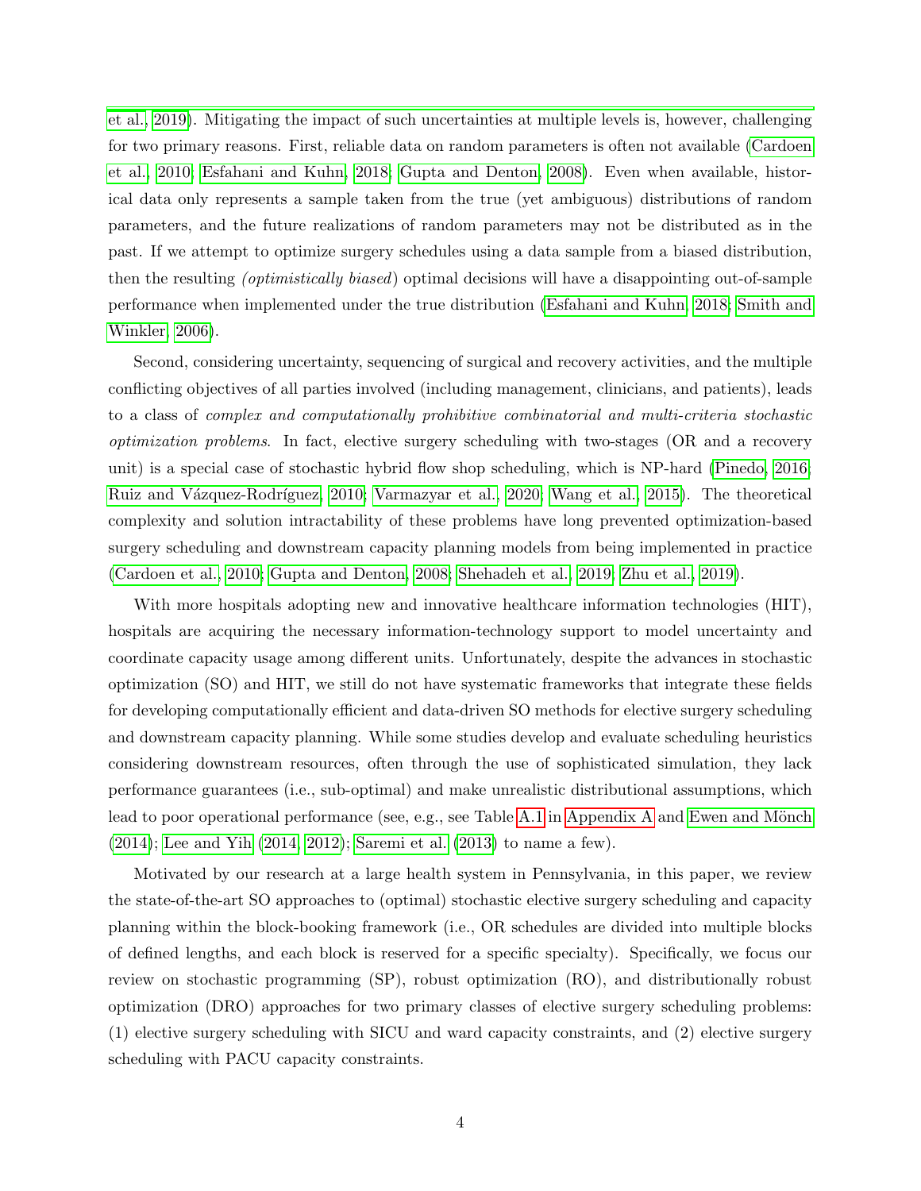et al., 2019). Mitigating the impact of such uncertainties at multiple levels is, however, challenging for two primary reasons. First, reliable data on random parameters is often not available (Cardoen et al., 2010; Esfahani and Kuhn, 2018; Gupta and Denton, 2008). Even when available, historical data only represents a sample taken from the true (yet ambiguous) distributions of random parameters, and the future realizations of random parameters may not be distributed as in the past. If we attempt to optimize surgery schedules using a data sample from a biased distribution, then the resulting *(optimistically biased)* optimal decisions will have a disappointing out-of-sample performance when implemented under the true distribution (Esfahani and Kuhn, 2018; Smith and Winkler, 2006).

Second, considering uncertainty, sequencing of surgical and recovery activities, and the multiple conflicting objectives of all parties involved (including management, clinicians, and patients), leads to a class of *complex and computationally prohibitive combinatorial and multi-criteria stochastic optimization problems*. In fact, elective surgery scheduling with two-stages (OR and a recovery unit) is a special case of stochastic hybrid flow shop scheduling, which is NP-hard (Pinedo, 2016; Ruiz and Vázquez-Rodríguez, 2010; Varmazyar et al., 2020; Wang et al., 2015). The theoretical complexity and solution intractability of these problems have long prevented optimization-based surgery scheduling and downstream capacity planning models from being implemented in practice (Cardoen et al., 2010; Gupta and Denton, 2008; Shehadeh et al., 2019; Zhu et al., 2019).

With more hospitals adopting new and innovative healthcare information technologies (HIT), hospitals are acquiring the necessary information-technology support to model uncertainty and coordinate capacity usage among different units. Unfortunately, despite the advances in stochastic optimization (SO) and HIT, we still do not have systematic frameworks that integrate these fields for developing computationally efficient and data-driven SO methods for elective surgery scheduling and downstream capacity planning. While some studies develop and evaluate scheduling heuristics considering downstream resources, often through the use of sophisticated simulation, they lack performance guarantees (i.e., sub-optimal) and make unrealistic distributional assumptions, which lead to poor operational performance (see, e.g., see Table A.1 in Appendix A and Ewen and Mönch (2014); Lee and Yih (2014, 2012); Saremi et al. (2013) to name a few).

Motivated by our research at a large health system in Pennsylvania, in this paper, we review the state-of-the-art SO approaches to (optimal) stochastic elective surgery scheduling and capacity planning within the block-booking framework (i.e., OR schedules are divided into multiple blocks of defined lengths, and each block is reserved for a specific specialty). Specifically, we focus our review on stochastic programming (SP), robust optimization (RO), and distributionally robust optimization (DRO) approaches for two primary classes of elective surgery scheduling problems: (1) elective surgery scheduling with SICU and ward capacity constraints, and (2) elective surgery scheduling with PACU capacity constraints.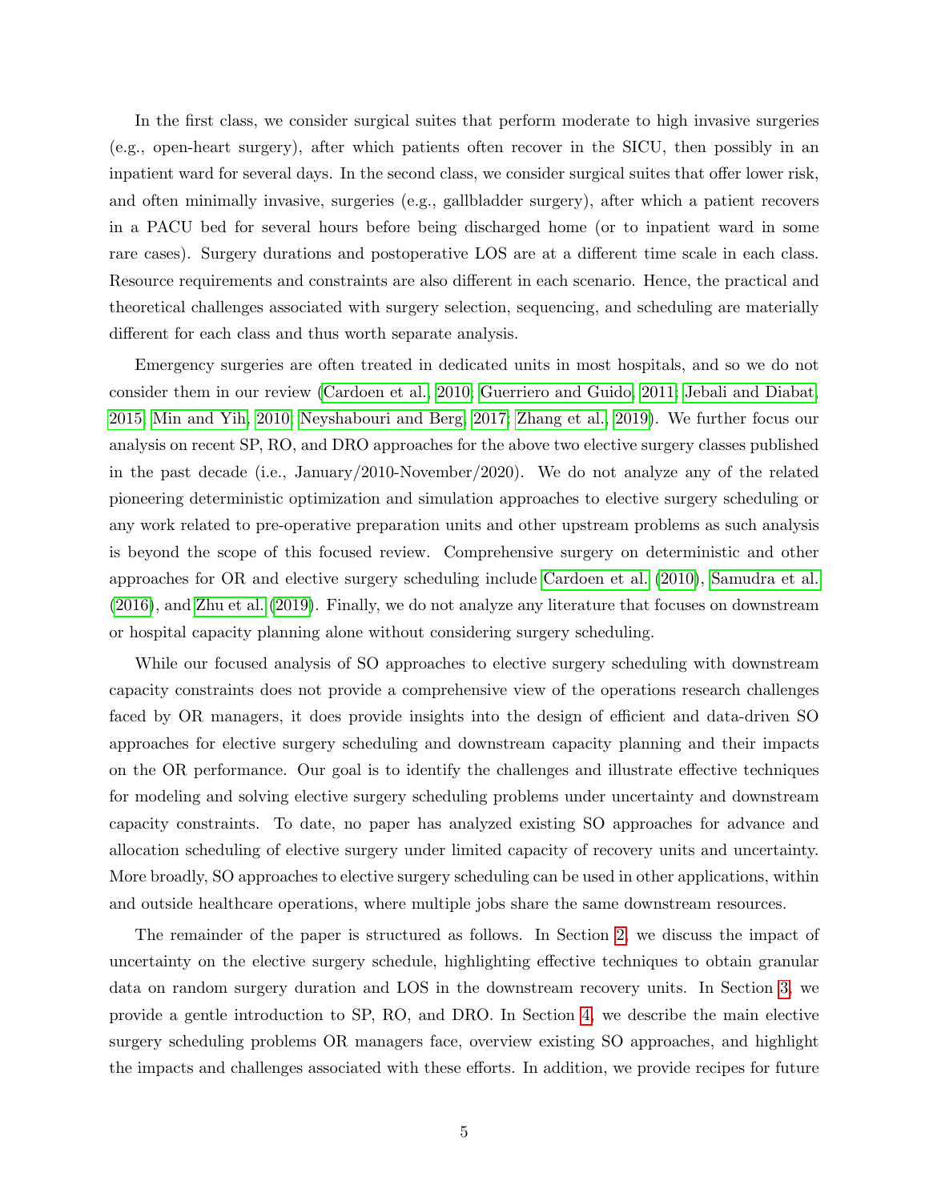In the first class, we consider surgical suites that perform moderate to high invasive surgeries (e.g., open-heart surgery), after which patients often recover in the SICU, then possibly in an inpatient ward for several days. In the second class, we consider surgical suites that offer lower risk, and often minimally invasive, surgeries (e.g., gallbladder surgery), after which a patient recovers in a PACU bed for several hours before being discharged home (or to inpatient ward in some rare cases). Surgery durations and postoperative LOS are at a different time scale in each class. Resource requirements and constraints are also different in each scenario. Hence, the practical and theoretical challenges associated with surgery selection, sequencing, and scheduling are materially different for each class and thus worth separate analysis.

Emergency surgeries are often treated in dedicated units in most hospitals, and so we do not consider them in our review (Cardoen et al., 2010; Guerriero and Guido, 2011; Jebali and Diabat, 2015; Min and Yih, 2010; Neyshabouri and Berg, 2017; Zhang et al., 2019). We further focus our analysis on recent SP, RO, and DRO approaches for the above two elective surgery classes published in the past decade (i.e., January/2010-November/2020). We do not analyze any of the related pioneering deterministic optimization and simulation approaches to elective surgery scheduling or any work related to pre-operative preparation units and other upstream problems as such analysis is beyond the scope of this focused review. Comprehensive surgery on deterministic and other approaches for OR and elective surgery scheduling include Cardoen et al. (2010), Samudra et al. (2016), and Zhu et al. (2019). Finally, we do not analyze any literature that focuses on downstream or hospital capacity planning alone without considering surgery scheduling.

While our focused analysis of SO approaches to elective surgery scheduling with downstream capacity constraints does not provide a comprehensive view of the operations research challenges faced by OR managers, it does provide insights into the design of efficient and data-driven SO approaches for elective surgery scheduling and downstream capacity planning and their impacts on the OR performance. Our goal is to identify the challenges and illustrate effective techniques for modeling and solving elective surgery scheduling problems under uncertainty and downstream capacity constraints. To date, no paper has analyzed existing SO approaches for advance and allocation scheduling of elective surgery under limited capacity of recovery units and uncertainty. More broadly, SO approaches to elective surgery scheduling can be used in other applications, within and outside healthcare operations, where multiple jobs share the same downstream resources.

The remainder of the paper is structured as follows. In Section 2, we discuss the impact of uncertainty on the elective surgery schedule, highlighting effective techniques to obtain granular data on random surgery duration and LOS in the downstream recovery units. In Section 3, we provide a gentle introduction to SP, RO, and DRO. In Section 4, we describe the main elective surgery scheduling problems OR managers face, overview existing SO approaches, and highlight the impacts and challenges associated with these efforts. In addition, we provide recipes for future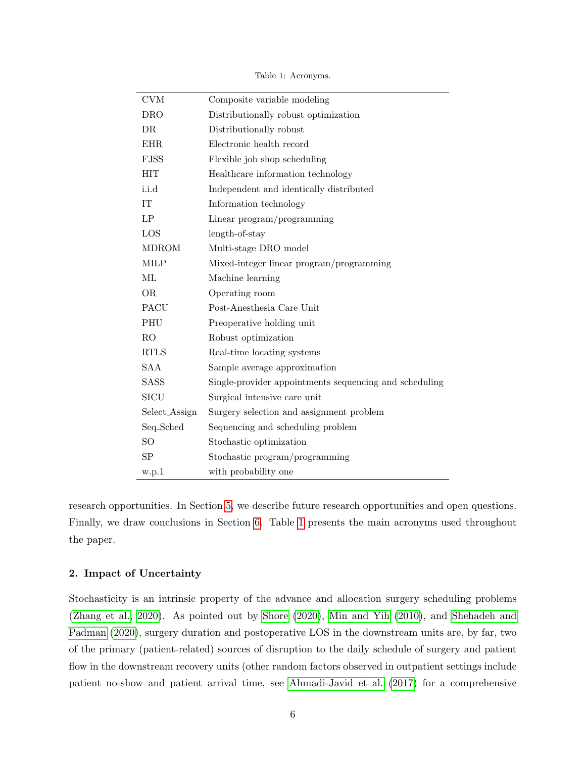Table 1: Acronyms.

| | |
|---|---|
| CVM | Composite variable modeling |
| DRO | Distributionally robust optimization |
| DR | Distributionally robust |
| EHR | Electronic health record |
| FJSS | Flexible job shop scheduling |
| HIT | Healthcare information technology |
| i.i.d | Independent and identically distributed |
| IT | Information technology |
| LP | Linear program/programming |
| LOS | length-of-stay |
| MDROM | Multi-stage DRO model |
| MILP | Mixed-integer linear program/programming |
| ML | Machine learning |
| OR | Operating room |
| PACU | Post-Anesthesia Care Unit |
| PHU | Preoperative holding unit |
| RO | Robust optimization |
| RTLS | Real-time locating systems |
| SAA | Sample average approximation |
| SASS | Single-provider appointments sequencing and scheduling |
| SICU | Surgical intensive care unit |
| Select_Assign | Surgery selection and assignment problem |
| Seq_Sched | Sequencing and scheduling problem |
| SO | Stochastic optimization |
| SP | Stochastic program/programming |
| w.p.1 | with probability one |

research opportunities. In Section 5, we describe future research opportunities and open questions. Finally, we draw conclusions in Section 6. Table 1 presents the main acronyms used throughout the paper.

## 2. Impact of Uncertainty

Stochasticity is an intrinsic property of the advance and allocation surgery scheduling problems (Zhang et al., 2020). As pointed out by Shore (2020), Min and Yih (2010), and Shehadeh and Padman (2020), surgery duration and postoperative LOS in the downstream units are, by far, two of the primary (patient-related) sources of disruption to the daily schedule of surgery and patient flow in the downstream recovery units (other random factors observed in outpatient settings include patient no-show and patient arrival time, see Ahmadi-Javid et al. (2017) for a comprehensive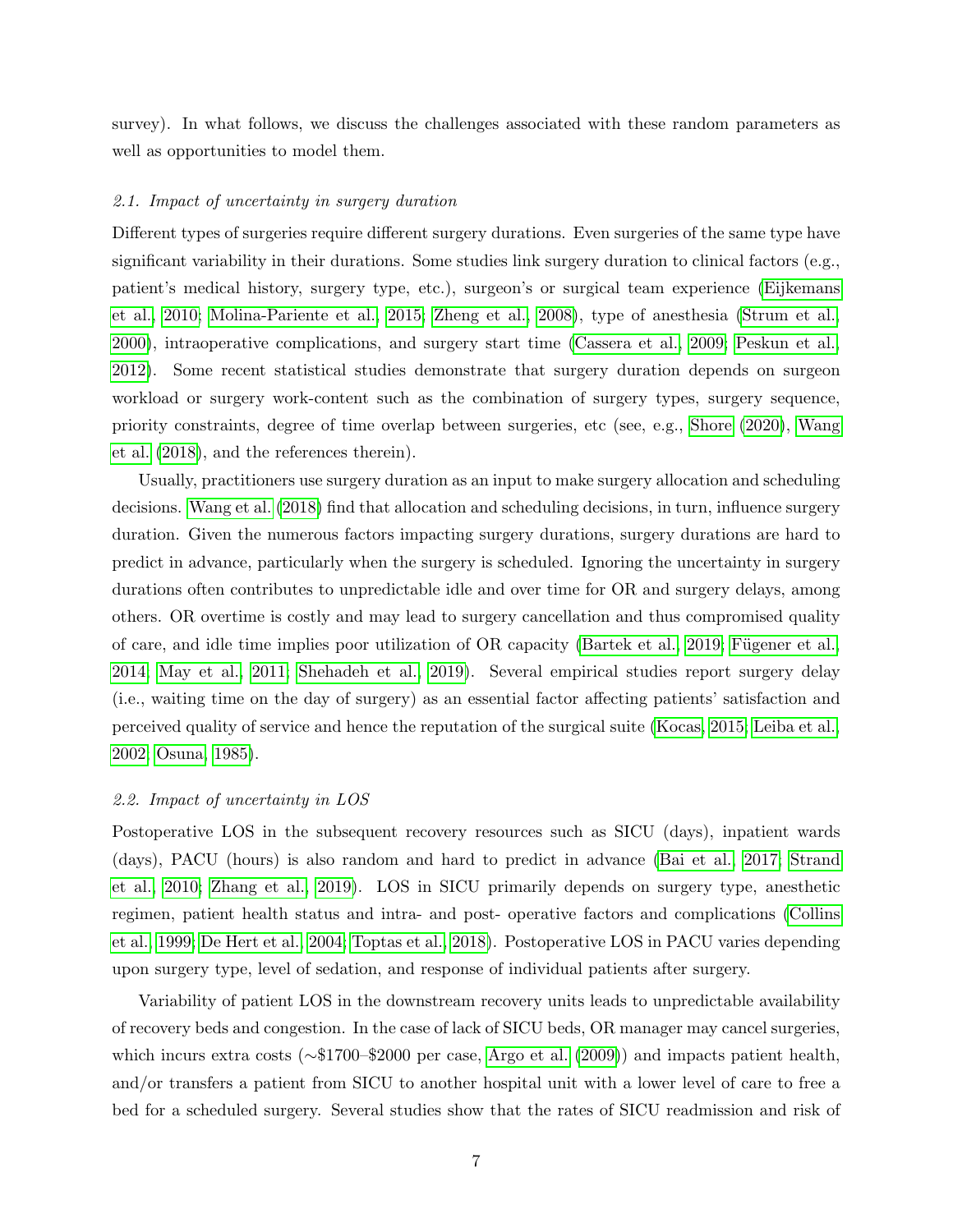survey). In what follows, we discuss the challenges associated with these random parameters as well as opportunities to model them.

### 2.1. Impact of uncertainty in surgery duration

Different types of surgeries require different surgery durations. Even surgeries of the same type have significant variability in their durations. Some studies link surgery duration to clinical factors (e.g., patient's medical history, surgery type, etc.), surgeon's or surgical team experience (Eijkemans et al., 2010; Molina-Pariente et al., 2015; Zheng et al., 2008), type of anesthesia (Strum et al., 2000), intraoperative complications, and surgery start time (Cassera et al., 2009; Peskun et al., 2012). Some recent statistical studies demonstrate that surgery duration depends on surgeon workload or surgery work-content such as the combination of surgery types, surgery sequence, priority constraints, degree of time overlap between surgeries, etc (see, e.g., Shore (2020), Wang et al. (2018), and the references therein).

Usually, practitioners use surgery duration as an input to make surgery allocation and scheduling decisions. Wang et al. (2018) find that allocation and scheduling decisions, in turn, influence surgery duration. Given the numerous factors impacting surgery durations, surgery durations are hard to predict in advance, particularly when the surgery is scheduled. Ignoring the uncertainty in surgery durations often contributes to unpredictable idle and over time for OR and surgery delays, among others. OR overtime is costly and may lead to surgery cancellation and thus compromised quality of care, and idle time implies poor utilization of OR capacity (Bartek et al., 2019; Fügener et al., 2014; May et al., 2011; Shehadeh et al., 2019). Several empirical studies report surgery delay (i.e., waiting time on the day of surgery) as an essential factor affecting patients' satisfaction and perceived quality of service and hence the reputation of the surgical suite (Kocas, 2015; Leiba et al., 2002; Osuna, 1985).

### 2.2. Impact of uncertainty in LOS

Postoperative LOS in the subsequent recovery resources such as SICU (days), inpatient wards (days), PACU (hours) is also random and hard to predict in advance (Bai et al., 2017; Strand et al., 2010; Zhang et al., 2019). LOS in SICU primarily depends on surgery type, anesthetic regimen, patient health status and intra- and post- operative factors and complications (Collins et al., 1999; De Hert et al., 2004; Toptas et al., 2018). Postoperative LOS in PACU varies depending upon surgery type, level of sedation, and response of individual patients after surgery.

Variability of patient LOS in the downstream recovery units leads to unpredictable availability of recovery beds and congestion. In the case of lack of SICU beds, OR manager may cancel surgeries, which incurs extra costs (∼\$1700–\$2000 per case, Argo et al. (2009)) and impacts patient health, and/or transfers a patient from SICU to another hospital unit with a lower level of care to free a bed for a scheduled surgery. Several studies show that the rates of SICU readmission and risk of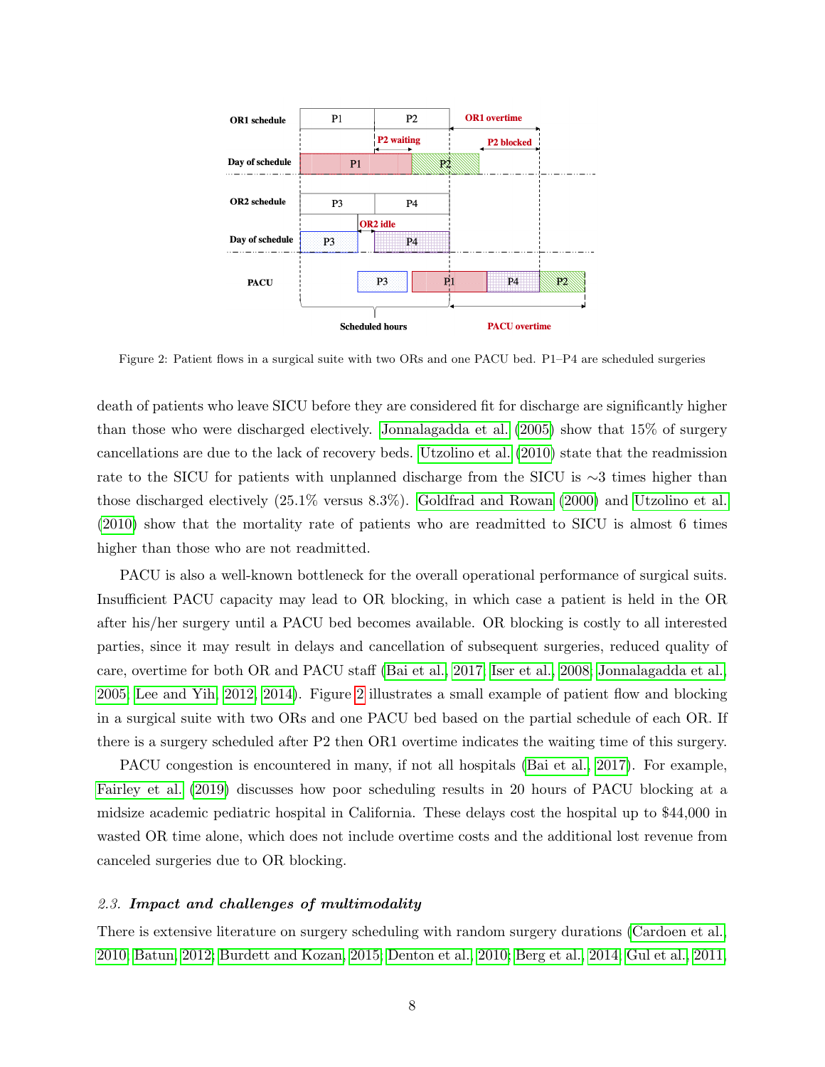Figure 2: Patient flows in a surgical suite with two ORs and one PACU bed. P1–P4 are scheduled surgeries

death of patients who leave SICU before they are considered fit for discharge are significantly higher than those who were discharged electively. Jonnalagadda et al. (2005) show that 15% of surgery cancellations are due to the lack of recovery beds. Utzolino et al. (2010) state that the readmission rate to the SICU for patients with unplanned discharge from the SICU is ∼3 times higher than those discharged electively (25.1% versus 8.3%). Goldfrad and Rowan (2000) and Utzolino et al. (2010) show that the mortality rate of patients who are readmitted to SICU is almost 6 times higher than those who are not readmitted.

PACU is also a well-known bottleneck for the overall operational performance of surgical suits. Insufficient PACU capacity may lead to OR blocking, in which case a patient is held in the OR after his/her surgery until a PACU bed becomes available. OR blocking is costly to all interested parties, since it may result in delays and cancellation of subsequent surgeries, reduced quality of care, overtime for both OR and PACU staff (Bai et al., 2017; Iser et al., 2008; Jonnalagadda et al., 2005; Lee and Yih, 2012, 2014). Figure 2 illustrates a small example of patient flow and blocking in a surgical suite with two ORs and one PACU bed based on the partial schedule of each OR. If there is a surgery scheduled after P2 then OR1 overtime indicates the waiting time of this surgery.

PACU congestion is encountered in many, if not all hospitals (Bai et al., 2017). For example, Fairley et al. (2019) discusses how poor scheduling results in 20 hours of PACU blocking at a midsize academic pediatric hospital in California. These delays cost the hospital up to $44,000 in wasted OR time alone, which does not include overtime costs and the additional lost revenue from canceled surgeries due to OR blocking.

### 2.3. *Impact and challenges of multimodality*

There is extensive literature on surgery scheduling with random surgery durations (Cardoen et al., 2010; Batun, 2012; Burdett and Kozan, 2015; Denton et al., 2010; Berg et al., 2014; Gul et al., 2011;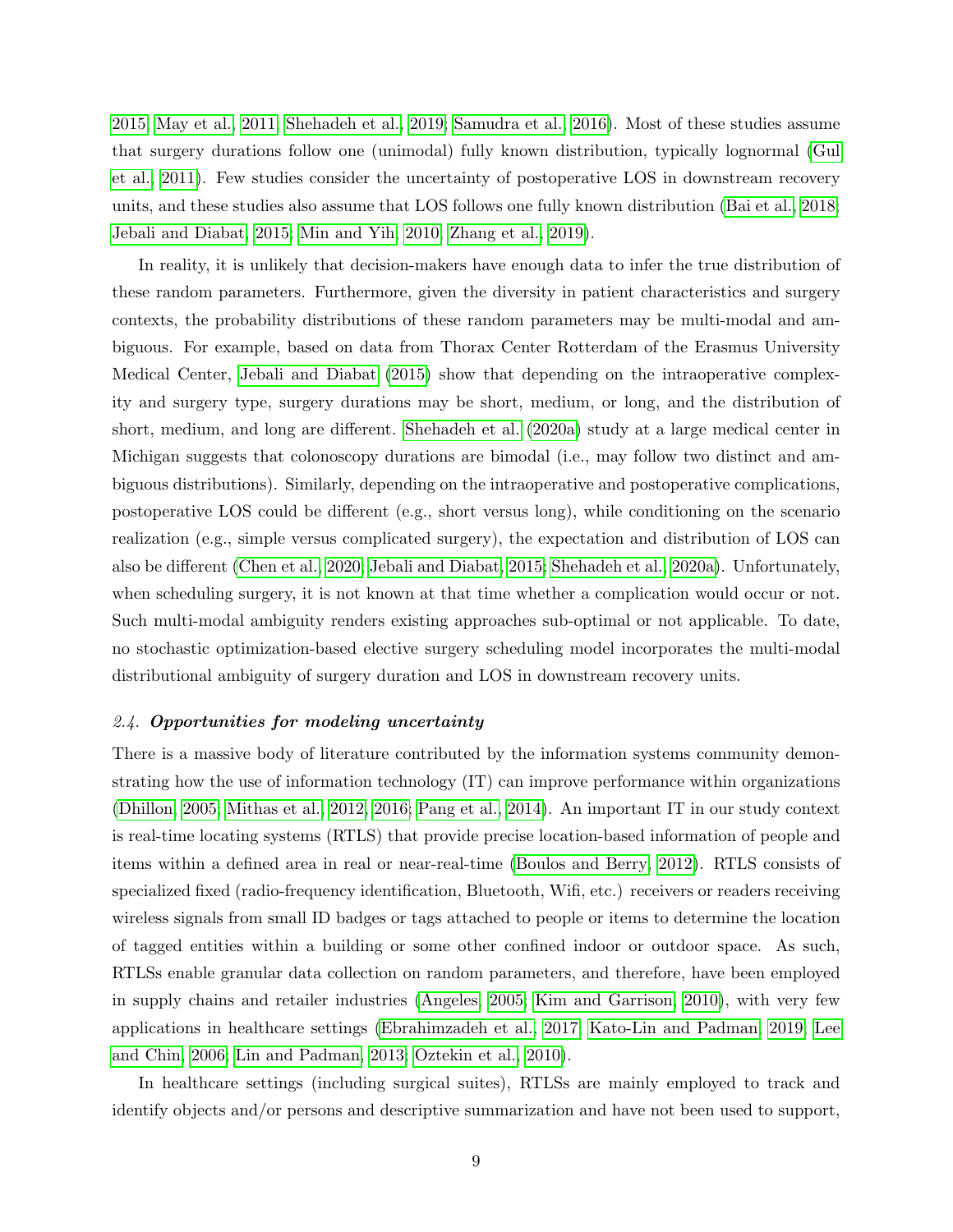2015; May et al., 2011; Shehadeh et al., 2019; Samudra et al., 2016). Most of these studies assume that surgery durations follow one (unimodal) fully known distribution, typically lognormal (Gul et al., 2011). Few studies consider the uncertainty of postoperative LOS in downstream recovery units, and these studies also assume that LOS follows one fully known distribution (Bai et al., 2018; Jebali and Diabat, 2015; Min and Yih, 2010; Zhang et al., 2019).

In reality, it is unlikely that decision-makers have enough data to infer the true distribution of these random parameters. Furthermore, given the diversity in patient characteristics and surgery contexts, the probability distributions of these random parameters may be multi-modal and ambiguous. For example, based on data from Thorax Center Rotterdam of the Erasmus University Medical Center, Jebali and Diabat (2015) show that depending on the intraoperative complexity and surgery type, surgery durations may be short, medium, or long, and the distribution of short, medium, and long are different. Shehadeh et al. (2020a) study at a large medical center in Michigan suggests that colonoscopy durations are bimodal (i.e., may follow two distinct and ambiguous distributions). Similarly, depending on the intraoperative and postoperative complications, postoperative LOS could be different (e.g., short versus long), while conditioning on the scenario realization (e.g., simple versus complicated surgery), the expectation and distribution of LOS can also be different (Chen et al., 2020; Jebali and Diabat, 2015; Shehadeh et al., 2020a). Unfortunately, when scheduling surgery, it is not known at that time whether a complication would occur or not. Such multi-modal ambiguity renders existing approaches sub-optimal or not applicable. To date, no stochastic optimization-based elective surgery scheduling model incorporates the multi-modal distributional ambiguity of surgery duration and LOS in downstream recovery units.

### *2.4. **Opportunities for modeling uncertainty***

There is a massive body of literature contributed by the information systems community demonstrating how the use of information technology (IT) can improve performance within organizations (Dhillon, 2005; Mithas et al., 2012, 2016; Pang et al., 2014). An important IT in our study context is real-time locating systems (RTLS) that provide precise location-based information of people and items within a defined area in real or near-real-time (Boulos and Berry, 2012). RTLS consists of specialized fixed (radio-frequency identification, Bluetooth, Wifi, etc.) receivers or readers receiving wireless signals from small ID badges or tags attached to people or items to determine the location of tagged entities within a building or some other confined indoor or outdoor space. As such, RTLSs enable granular data collection on random parameters, and therefore, have been employed in supply chains and retailer industries (Angeles, 2005; Kim and Garrison, 2010), with very few applications in healthcare settings (Ebrahimzadeh et al., 2017; Kato-Lin and Padman, 2019; Lee and Chin, 2006; Lin and Padman, 2013; Oztekin et al., 2010).

In healthcare settings (including surgical suites), RTLSs are mainly employed to track and identify objects and/or persons and descriptive summarization and have not been used to support,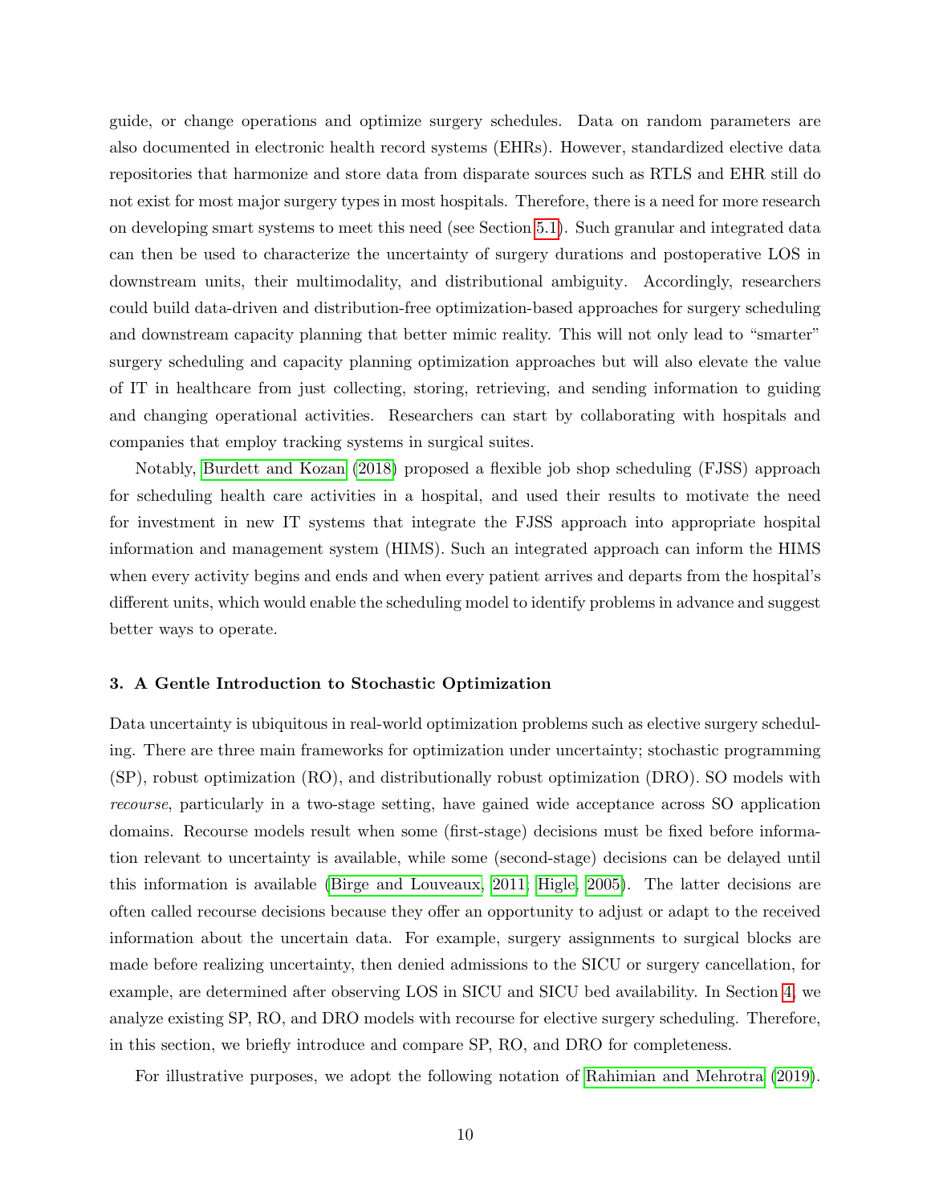guide, or change operations and optimize surgery schedules. Data on random parameters are also documented in electronic health record systems (EHRs). However, standardized elective data repositories that harmonize and store data from disparate sources such as RTLS and EHR still do not exist for most major surgery types in most hospitals. Therefore, there is a need for more research on developing smart systems to meet this need (see Section 5.1). Such granular and integrated data can then be used to characterize the uncertainty of surgery durations and postoperative LOS in downstream units, their multimodality, and distributional ambiguity. Accordingly, researchers could build data-driven and distribution-free optimization-based approaches for surgery scheduling and downstream capacity planning that better mimic reality. This will not only lead to "smarter" surgery scheduling and capacity planning optimization approaches but will also elevate the value of IT in healthcare from just collecting, storing, retrieving, and sending information to guiding and changing operational activities. Researchers can start by collaborating with hospitals and companies that employ tracking systems in surgical suites.

Notably, Burdett and Kozan (2018) proposed a flexible job shop scheduling (FJSS) approach for scheduling health care activities in a hospital, and used their results to motivate the need for investment in new IT systems that integrate the FJSS approach into appropriate hospital information and management system (HIMS). Such an integrated approach can inform the HIMS when every activity begins and ends and when every patient arrives and departs from the hospital's different units, which would enable the scheduling model to identify problems in advance and suggest better ways to operate.

### 3. A Gentle Introduction to Stochastic Optimization

Data uncertainty is ubiquitous in real-world optimization problems such as elective surgery scheduling. There are three main frameworks for optimization under uncertainty; stochastic programming (SP), robust optimization (RO), and distributionally robust optimization (DRO). SO models with *recourse*, particularly in a two-stage setting, have gained wide acceptance across SO application domains. Recourse models result when some (first-stage) decisions must be fixed before information relevant to uncertainty is available, while some (second-stage) decisions can be delayed until this information is available (Birge and Louveaux, 2011; Higle, 2005). The latter decisions are often called recourse decisions because they offer an opportunity to adjust or adapt to the received information about the uncertain data. For example, surgery assignments to surgical blocks are made before realizing uncertainty, then denied admissions to the SICU or surgery cancellation, for example, are determined after observing LOS in SICU and SICU bed availability. In Section 4, we analyze existing SP, RO, and DRO models with recourse for elective surgery scheduling. Therefore, in this section, we briefly introduce and compare SP, RO, and DRO for completeness.

For illustrative purposes, we adopt the following notation of Rahimian and Mehrotra (2019).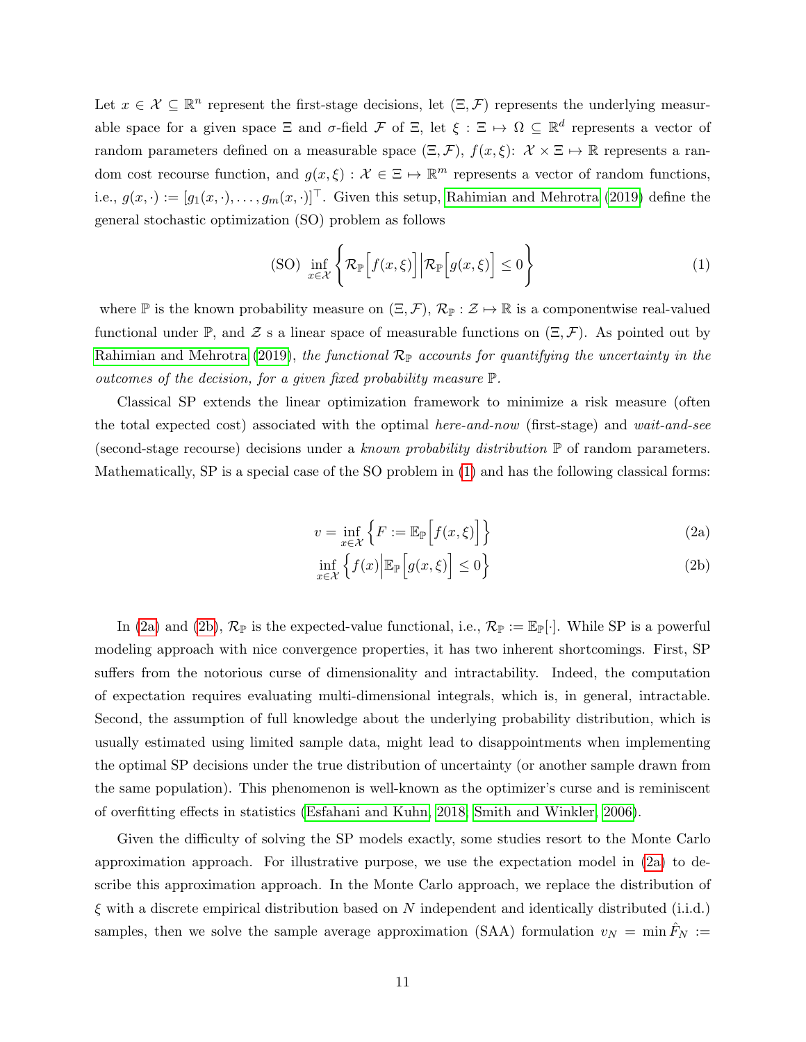Let $x \in \mathcal{X} \subseteq \mathbb{R}^n$ represent the first-stage decisions, let $(\Xi, \mathcal{F})$ represents the underlying measurable space for a given space $\Xi$ and $\sigma$-field $\mathcal{F}$ of $\Xi$, let $\xi : \Xi \mapsto \Omega \subseteq \mathbb{R}^d$ represents a vector of random parameters defined on a measurable space $(\Xi, \mathcal{F})$, $f(x, \xi)$: $\mathcal{X} \times \Xi \mapsto \mathbb{R}$ represents a random cost recourse function, and $g(x, \xi) : \mathcal{X} \in \Xi \mapsto \mathbb{R}^m$ represents a vector of random functions, i.e., $g(x, \cdot) := [g_1(x, \cdot), \ldots, g_m(x, \cdot)]^\top$. Given this setup, Rahimian and Mehrotra (2019) define the general stochastic optimization (SO) problem as follows

$$
\text{(SO)} \ \inf_{x \in \mathcal{X}} \left\{ \mathcal{R}_{\mathbb{P}}\Big[f(x, \xi)\Big] \Big| \mathcal{R}_{\mathbb{P}}\Big[g(x, \xi)\Big] \leq 0 \right\} \tag{1}
$$

where $\mathbb{P}$ is the known probability measure on $(\Xi, \mathcal{F})$, $\mathcal{R}_{\mathbb{P}} : \mathcal{Z} \mapsto \mathbb{R}$ is a componentwise real-valued functional under $\mathbb{P}$, and $\mathcal{Z}$ s a linear space of measurable functions on $(\Xi, \mathcal{F})$. As pointed out by Rahimian and Mehrotra (2019), *the functional $\mathcal{R}_{\mathbb{P}}$ accounts for quantifying the uncertainty in the outcomes of the decision, for a given fixed probability measure $\mathbb{P}$.*

Classical SP extends the linear optimization framework to minimize a risk measure (often the total expected cost) associated with the optimal *here-and-now* (first-stage) and *wait-and-see* (second-stage recourse) decisions under a *known probability distribution* $\mathbb{P}$ of random parameters. Mathematically, SP is a special case of the SO problem in (1) and has the following classical forms:

$$
v = \inf_{x \in \mathcal{X}} \left\{ F := \mathbb{E}_{\mathbb{P}}\Big[f(x, \xi)\Big] \right\} \tag{2a}
$$

$$
\inf_{x \in \mathcal{X}} \left\{ f(x) \Big| \mathbb{E}_{\mathbb{P}}\Big[g(x, \xi)\Big] \leq 0 \right\} \tag{2b}
$$

In (2a) and (2b), $\mathcal{R}_{\mathbb{P}}$ is the expected-value functional, i.e., $\mathcal{R}_{\mathbb{P}} := \mathbb{E}_{\mathbb{P}}[\cdot]$. While SP is a powerful modeling approach with nice convergence properties, it has two inherent shortcomings. First, SP suffers from the notorious curse of dimensionality and intractability. Indeed, the computation of expectation requires evaluating multi-dimensional integrals, which is, in general, intractable. Second, the assumption of full knowledge about the underlying probability distribution, which is usually estimated using limited sample data, might lead to disappointments when implementing the optimal SP decisions under the true distribution of uncertainty (or another sample drawn from the same population). This phenomenon is well-known as the optimizer's curse and is reminiscent of overfitting effects in statistics (Esfahani and Kuhn, 2018; Smith and Winkler, 2006).

Given the difficulty of solving the SP models exactly, some studies resort to the Monte Carlo approximation approach. For illustrative purpose, we use the expectation model in (2a) to describe this approximation approach. In the Monte Carlo approach, we replace the distribution of $\xi$ with a discrete empirical distribution based on $N$ independent and identically distributed (i.i.d.) samples, then we solve the sample average approximation (SAA) formulation $v_N = \min \hat{F}_N :=$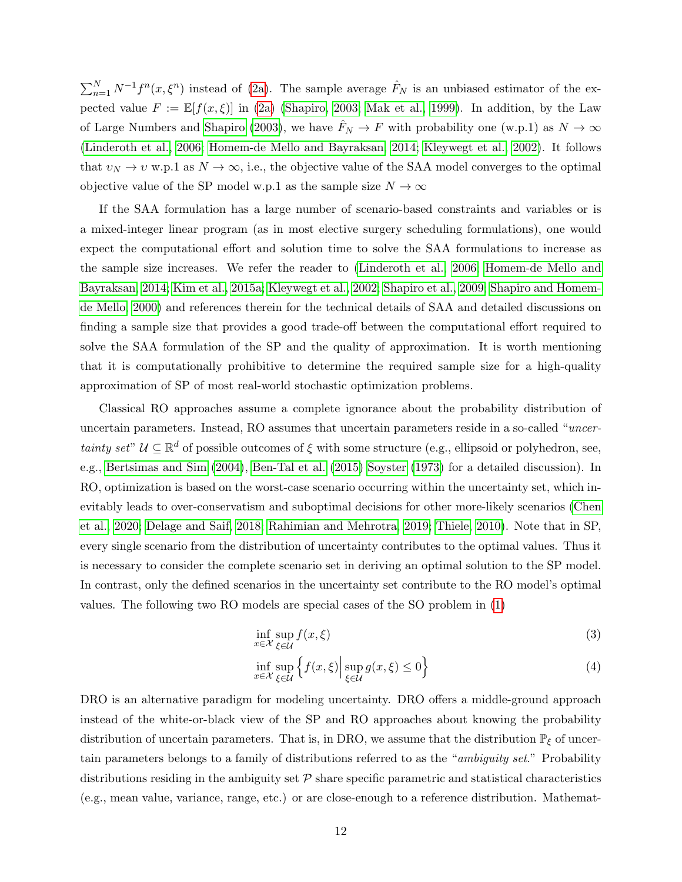$\sum_{n=1}^{N} N^{-1} f^n(x, \xi^n)$ instead of (2a). The sample average $\hat{F}_N$ is an unbiased estimator of the expected value $F := \mathbb{E}[f(x, \xi)]$ in (2a) (Shapiro, 2003; Mak et al., 1999). In addition, by the Law of Large Numbers and Shapiro (2003), we have $\hat{F}_N \to F$ with probability one (w.p.1) as $N \to \infty$ (Linderoth et al., 2006; Homem-de Mello and Bayraksan, 2014; Kleywegt et al., 2002). It follows that $\upsilon_N \to \upsilon$ w.p.1 as $N \to \infty$, i.e., the objective value of the SAA model converges to the optimal objective value of the SP model w.p.1 as the sample size $N \to \infty$

If the SAA formulation has a large number of scenario-based constraints and variables or is a mixed-integer linear program (as in most elective surgery scheduling formulations), one would expect the computational effort and solution time to solve the SAA formulations to increase as the sample size increases. We refer the reader to (Linderoth et al., 2006; Homem-de Mello and Bayraksan, 2014; Kim et al., 2015a; Kleywegt et al., 2002; Shapiro et al., 2009; Shapiro and Homem-de Mello, 2000) and references therein for the technical details of SAA and detailed discussions on finding a sample size that provides a good trade-off between the computational effort required to solve the SAA formulation of the SP and the quality of approximation. It is worth mentioning that it is computationally prohibitive to determine the required sample size for a high-quality approximation of SP of most real-world stochastic optimization problems.

Classical RO approaches assume a complete ignorance about the probability distribution of uncertain parameters. Instead, RO assumes that uncertain parameters reside in a so-called "*uncertainty set*" $\mathcal{U} \subseteq \mathbb{R}^d$ of possible outcomes of $\xi$ with some structure (e.g., ellipsoid or polyhedron, see, e.g., Bertsimas and Sim (2004), Ben-Tal et al. (2015) Soyster (1973) for a detailed discussion). In RO, optimization is based on the worst-case scenario occurring within the uncertainty set, which inevitably leads to over-conservatism and suboptimal decisions for other more-likely scenarios (Chen et al., 2020; Delage and Saif, 2018; Rahimian and Mehrotra, 2019; Thiele, 2010). Note that in SP, every single scenario from the distribution of uncertainty contributes to the optimal values. Thus it is necessary to consider the complete scenario set in deriving an optimal solution to the SP model. In contrast, only the defined scenarios in the uncertainty set contribute to the RO model's optimal values. The following two RO models are special cases of the SO problem in (1)

$$\inf_{x \in \mathcal{X}} \sup_{\xi \in \mathcal{U}} f(x, \xi) \tag{3}$$

$$\inf_{x \in \mathcal{X}} \sup_{\xi \in \mathcal{U}} \left\{ f(x, \xi) \middle| \sup_{\xi \in \mathcal{U}} g(x, \xi) \leq 0 \right\} \tag{4}$$

DRO is an alternative paradigm for modeling uncertainty. DRO offers a middle-ground approach instead of the white-or-black view of the SP and RO approaches about knowing the probability distribution of uncertain parameters. That is, in DRO, we assume that the distribution $\mathbb{P}_\xi$ of uncertain parameters belongs to a family of distributions referred to as the "*ambiguity set*." Probability distributions residing in the ambiguity set $\mathcal{P}$ share specific parametric and statistical characteristics (e.g., mean value, variance, range, etc.) or are close-enough to a reference distribution. Mathemat-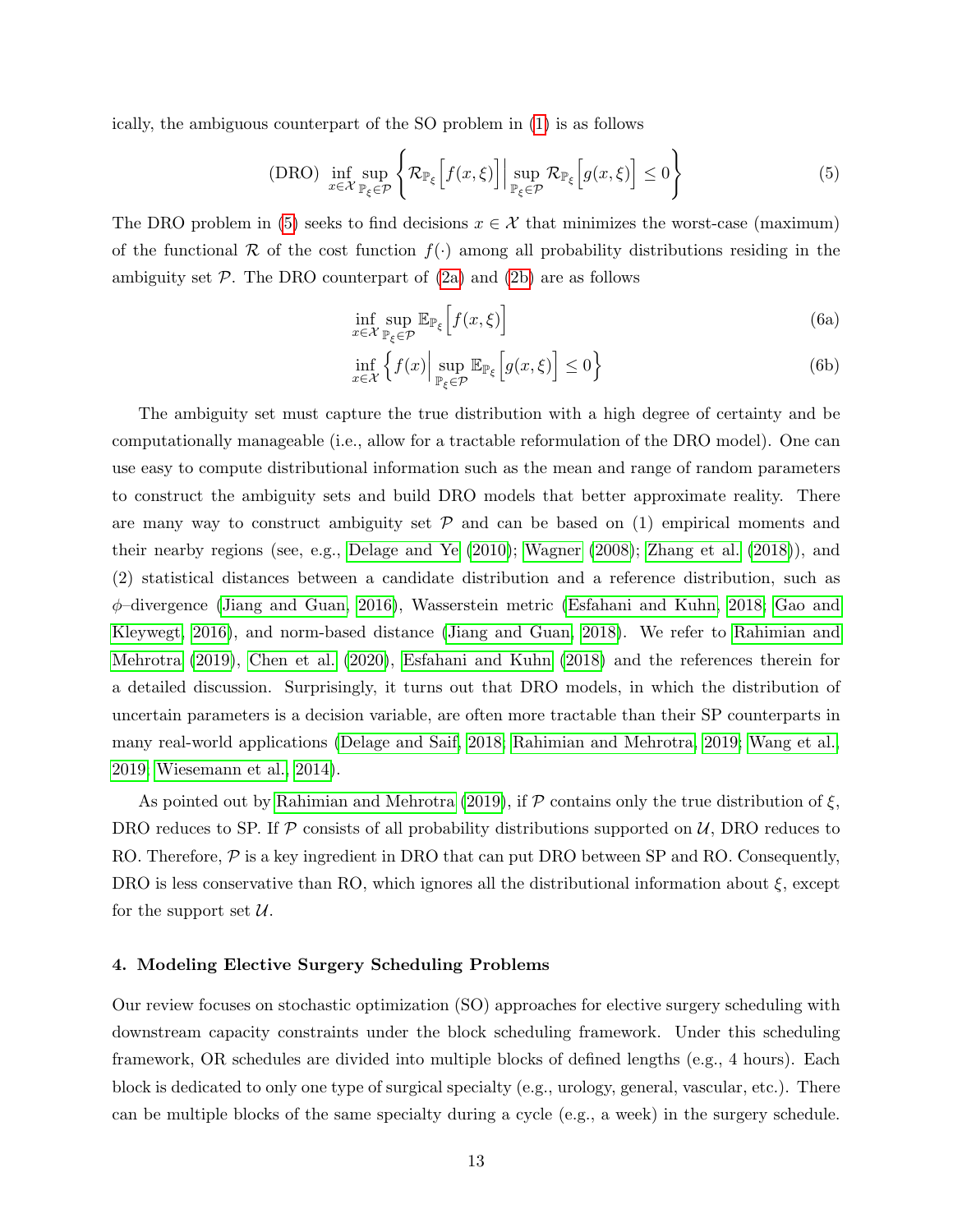ically, the ambiguous counterpart of the SO problem in (1) is as follows

$$\text{(DRO)} \inf_{x\in\mathcal{X}} \sup_{\mathbb{P}_\xi\in\mathcal{P}} \left\{ \mathcal{R}_{\mathbb{P}_\xi}\Big[f(x,\xi)\Big] \Big| \sup_{\mathbb{P}_\xi\in\mathcal{P}} \mathcal{R}_{\mathbb{P}_\xi}\Big[g(x,\xi)\Big] \leq 0 \right\} \tag{5}$$

The DRO problem in (5) seeks to find decisions $x \in \mathcal{X}$ that minimizes the worst-case (maximum) of the functional $\mathcal{R}$ of the cost function $f(\cdot)$ among all probability distributions residing in the ambiguity set $\mathcal{P}$. The DRO counterpart of (2a) and (2b) are as follows

$$\inf_{x\in\mathcal{X}} \sup_{\mathbb{P}_\xi\in\mathcal{P}} \mathbb{E}_{\mathbb{P}_\xi}\Big[f(x,\xi)\Big] \tag{6a}$$

$$\inf_{x\in\mathcal{X}} \left\{ f(x) \Big| \sup_{\mathbb{P}_\xi\in\mathcal{P}} \mathbb{E}_{\mathbb{P}_\xi}\Big[g(x,\xi)\Big] \leq 0 \right\} \tag{6b}$$

The ambiguity set must capture the true distribution with a high degree of certainty and be computationally manageable (i.e., allow for a tractable reformulation of the DRO model). One can use easy to compute distributional information such as the mean and range of random parameters to construct the ambiguity sets and build DRO models that better approximate reality. There are many way to construct ambiguity set $\mathcal{P}$ and can be based on (1) empirical moments and their nearby regions (see, e.g., Delage and Ye (2010); Wagner (2008); Zhang et al. (2018)), and (2) statistical distances between a candidate distribution and a reference distribution, such as $\phi$–divergence (Jiang and Guan, 2016), Wasserstein metric (Esfahani and Kuhn, 2018; Gao and Kleywegt, 2016), and norm-based distance (Jiang and Guan, 2018). We refer to Rahimian and Mehrotra (2019), Chen et al. (2020), Esfahani and Kuhn (2018) and the references therein for a detailed discussion. Surprisingly, it turns out that DRO models, in which the distribution of uncertain parameters is a decision variable, are often more tractable than their SP counterparts in many real-world applications (Delage and Saif, 2018; Rahimian and Mehrotra, 2019; Wang et al., 2019; Wiesemann et al., 2014).

As pointed out by Rahimian and Mehrotra (2019), if $\mathcal{P}$ contains only the true distribution of $\xi$, DRO reduces to SP. If $\mathcal{P}$ consists of all probability distributions supported on $\mathcal{U}$, DRO reduces to RO. Therefore, $\mathcal{P}$ is a key ingredient in DRO that can put DRO between SP and RO. Consequently, DRO is less conservative than RO, which ignores all the distributional information about $\xi$, except for the support set $\mathcal{U}$.

## 4. Modeling Elective Surgery Scheduling Problems

Our review focuses on stochastic optimization (SO) approaches for elective surgery scheduling with downstream capacity constraints under the block scheduling framework. Under this scheduling framework, OR schedules are divided into multiple blocks of defined lengths (e.g., 4 hours). Each block is dedicated to only one type of surgical specialty (e.g., urology, general, vascular, etc.). There can be multiple blocks of the same specialty during a cycle (e.g., a week) in the surgery schedule.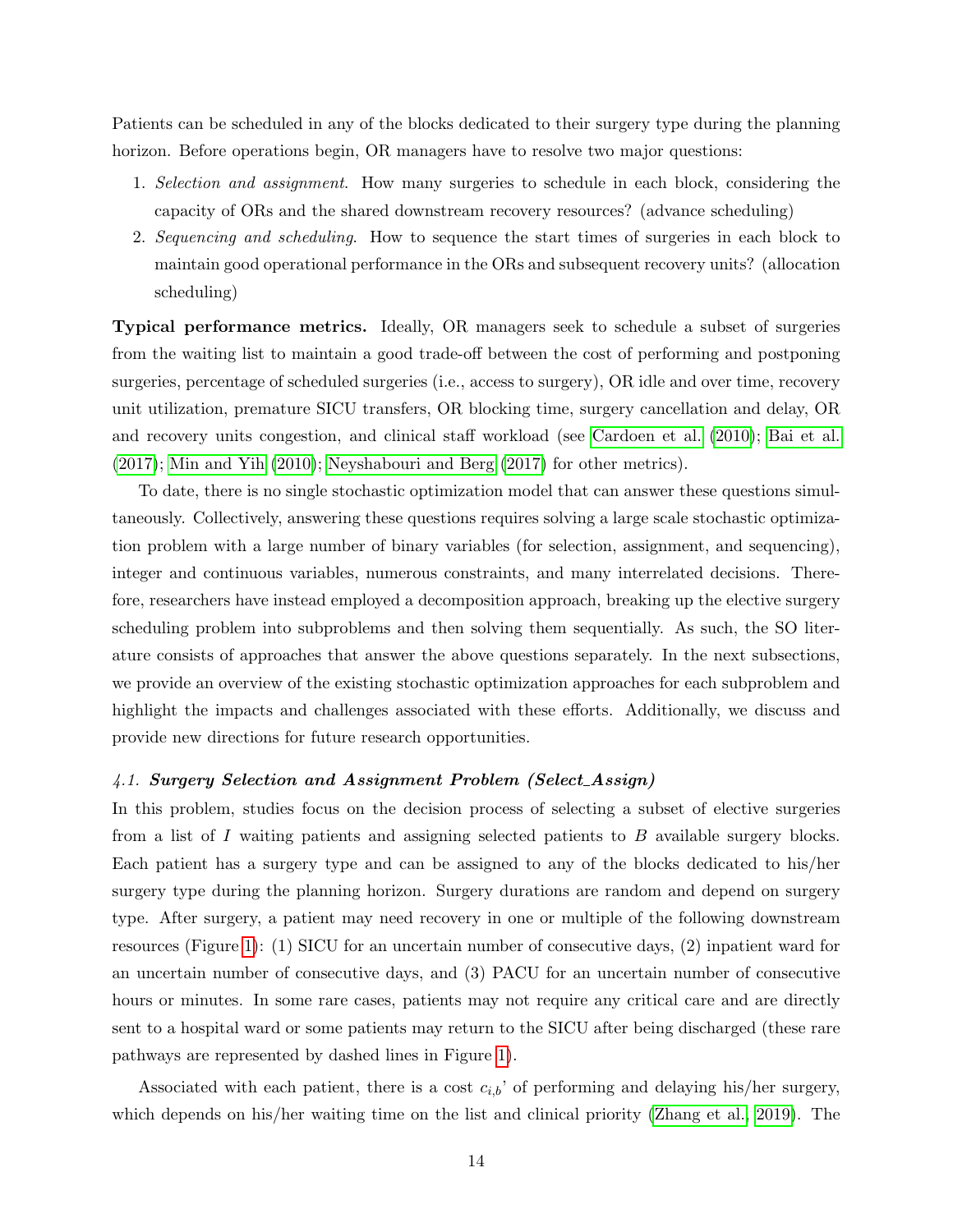Patients can be scheduled in any of the blocks dedicated to their surgery type during the planning horizon. Before operations begin, OR managers have to resolve two major questions:

1. *Selection and assignment*. How many surgeries to schedule in each block, considering the capacity of ORs and the shared downstream recovery resources? (advance scheduling)
2. *Sequencing and scheduling*. How to sequence the start times of surgeries in each block to maintain good operational performance in the ORs and subsequent recovery units? (allocation scheduling)

**Typical performance metrics.** Ideally, OR managers seek to schedule a subset of surgeries from the waiting list to maintain a good trade-off between the cost of performing and postponing surgeries, percentage of scheduled surgeries (i.e., access to surgery), OR idle and over time, recovery unit utilization, premature SICU transfers, OR blocking time, surgery cancellation and delay, OR and recovery units congestion, and clinical staff workload (see Cardoen et al. (2010); Bai et al. (2017); Min and Yih (2010); Neyshabouri and Berg (2017) for other metrics).

To date, there is no single stochastic optimization model that can answer these questions simultaneously. Collectively, answering these questions requires solving a large scale stochastic optimization problem with a large number of binary variables (for selection, assignment, and sequencing), integer and continuous variables, numerous constraints, and many interrelated decisions. Therefore, researchers have instead employed a decomposition approach, breaking up the elective surgery scheduling problem into subproblems and then solving them sequentially. As such, the SO literature consists of approaches that answer the above questions separately. In the next subsections, we provide an overview of the existing stochastic optimization approaches for each subproblem and highlight the impacts and challenges associated with these efforts. Additionally, we discuss and provide new directions for future research opportunities.

### *4.1. **Surgery Selection and Assignment Problem (Select_Assign)***

In this problem, studies focus on the decision process of selecting a subset of elective surgeries from a list of $I$ waiting patients and assigning selected patients to $B$ available surgery blocks. Each patient has a surgery type and can be assigned to any of the blocks dedicated to his/her surgery type during the planning horizon. Surgery durations are random and depend on surgery type. After surgery, a patient may need recovery in one or multiple of the following downstream resources (Figure 1): (1) SICU for an uncertain number of consecutive days, (2) inpatient ward for an uncertain number of consecutive days, and (3) PACU for an uncertain number of consecutive hours or minutes. In some rare cases, patients may not require any critical care and are directly sent to a hospital ward or some patients may return to the SICU after being discharged (these rare pathways are represented by dashed lines in Figure 1).

Associated with each patient, there is a cost $c_{i,b}$' of performing and delaying his/her surgery, which depends on his/her waiting time on the list and clinical priority (Zhang et al., 2019). The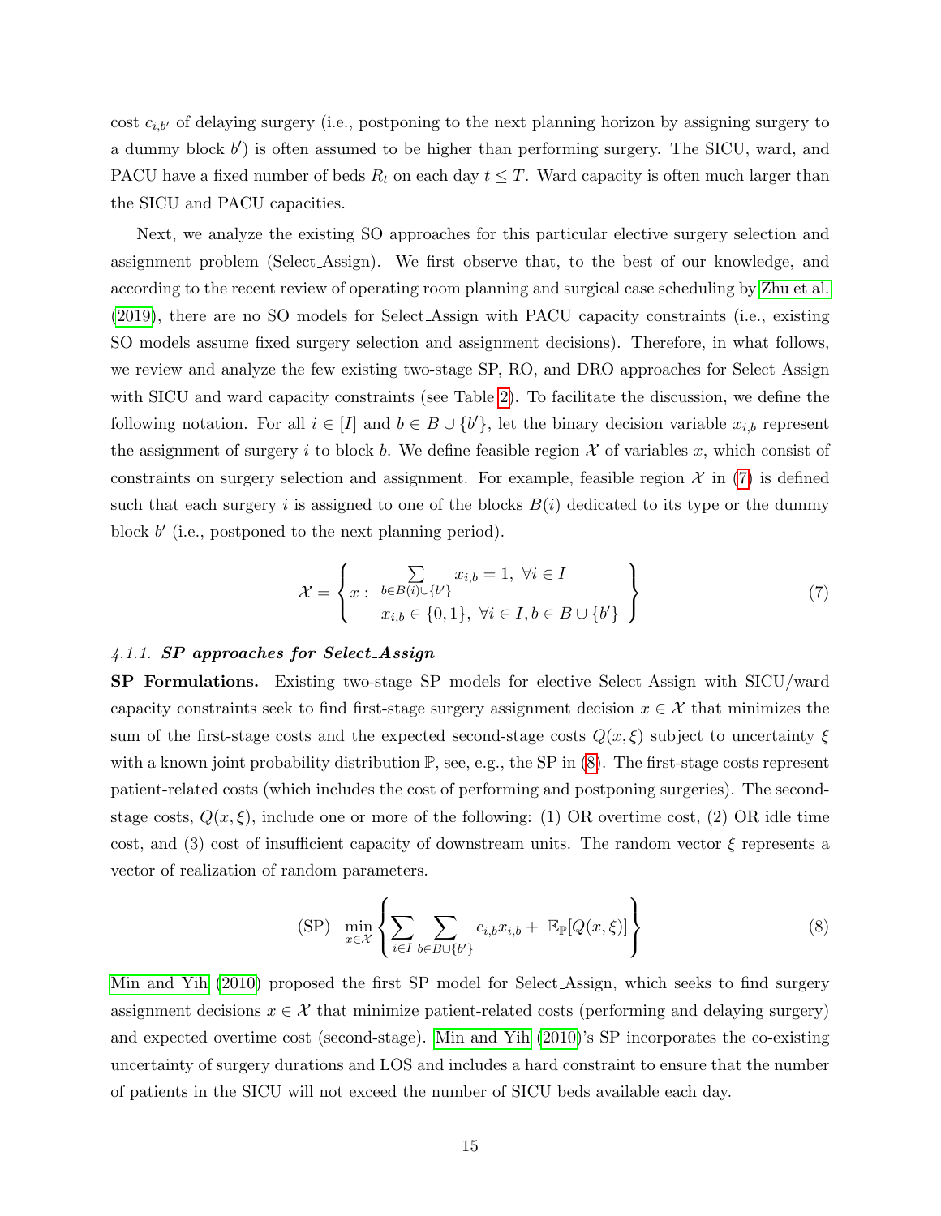cost $c_{i,b'}$ of delaying surgery (i.e., postponing to the next planning horizon by assigning surgery to a dummy block $b'$) is often assumed to be higher than performing surgery. The SICU, ward, and PACU have a fixed number of beds $R_t$ on each day $t \leq T$. Ward capacity is often much larger than the SICU and PACU capacities.

Next, we analyze the existing SO approaches for this particular elective surgery selection and assignment problem (Select_Assign). We first observe that, to the best of our knowledge, and according to the recent review of operating room planning and surgical case scheduling by Zhu et al. (2019), there are no SO models for Select_Assign with PACU capacity constraints (i.e., existing SO models assume fixed surgery selection and assignment decisions). Therefore, in what follows, we review and analyze the few existing two-stage SP, RO, and DRO approaches for Select_Assign with SICU and ward capacity constraints (see Table 2). To facilitate the discussion, we define the following notation. For all $i \in [I]$ and $b \in B \cup \{b'\}$, let the binary decision variable $x_{i,b}$ represent the assignment of surgery $i$ to block $b$. We define feasible region $\mathcal{X}$ of variables $x$, which consist of constraints on surgery selection and assignment. For example, feasible region $\mathcal{X}$ in (7) is defined such that each surgery $i$ is assigned to one of the blocks $B(i)$ dedicated to its type or the dummy block $b'$ (i.e., postponed to the next planning period).

$$\mathcal{X} = \left\{ x : \begin{array}{l} \sum\limits_{b \in B(i) \cup \{b'\}} x_{i,b} = 1, \ \forall i \in I \\ x_{i,b} \in \{0, 1\}, \ \forall i \in I, b \in B \cup \{b'\} \end{array} \right\} \tag{7}$$

#### *4.1.1.* ***SP approaches for Select_Assign***

**SP Formulations.** Existing two-stage SP models for elective Select_Assign with SICU/ward capacity constraints seek to find first-stage surgery assignment decision $x \in \mathcal{X}$ that minimizes the sum of the first-stage costs and the expected second-stage costs $Q(x, \xi)$ subject to uncertainty $\xi$ with a known joint probability distribution $\mathbb{P}$, see, e.g., the SP in (8). The first-stage costs represent patient-related costs (which includes the cost of performing and postponing surgeries). The second-stage costs, $Q(x, \xi)$, include one or more of the following: (1) OR overtime cost, (2) OR idle time cost, and (3) cost of insufficient capacity of downstream units. The random vector $\xi$ represents a vector of realization of random parameters.

$$\text{(SP)} \quad \min_{x \in \mathcal{X}} \left\{ \sum_{i \in I} \sum_{b \in B \cup \{b'\}} c_{i,b} x_{i,b} + \ \mathbb{E}_{\mathbb{P}}[Q(x, \xi)] \right\} \tag{8}$$

Min and Yih (2010) proposed the first SP model for Select_Assign, which seeks to find surgery assignment decisions $x \in \mathcal{X}$ that minimize patient-related costs (performing and delaying surgery) and expected overtime cost (second-stage). Min and Yih (2010)'s SP incorporates the co-existing uncertainty of surgery durations and LOS and includes a hard constraint to ensure that the number of patients in the SICU will not exceed the number of SICU beds available each day.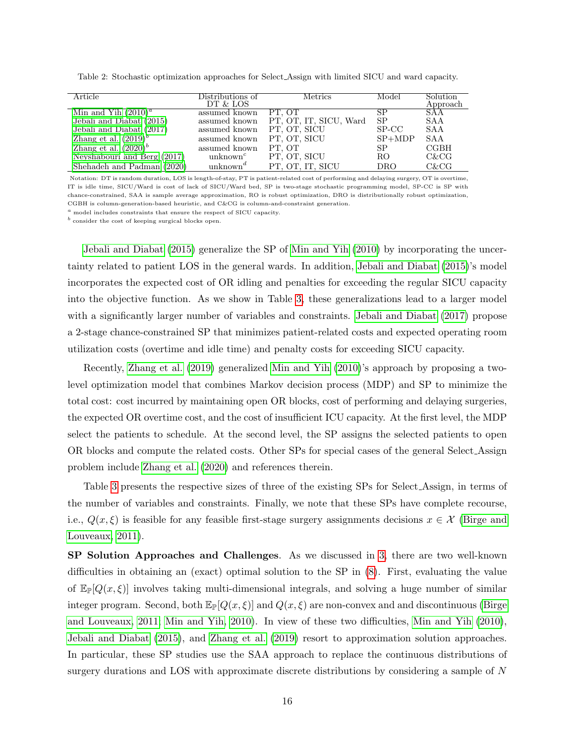Table 2: Stochastic optimization approaches for Select_Assign with limited SICU and ward capacity.

| Article | Distributions of DT & LOS | Metrics | Model | Solution Approach |
|---|---|---|---|---|
| Min and Yih (2010)[a] | assumed known | PT, OT | SP | SAA |
| Jebali and Diabat (2015) | assumed known | PT, OT, IT, SICU, Ward | SP | SAA |
| Jebali and Diabat (2017) | assumed known | PT, OT, SICU | SP-CC | SAA |
| Zhang et al. (2019)[b] | assumed known | PT, OT, SICU | SP+MDP | SAA |
| Zhang et al. (2020)[b] | assumed known | PT, OT | SP | CGBH |
| Neyshabouri and Berg (2017) | unknown[c] | PT, OT, SICU | RO | C&CG |
| Shehadeh and Padman (2020) | unknown[d] | PT, OT, IT, SICU | DRO | C&CG |

Notation: DT is random duration, LOS is length-of-stay, PT is patient-related cost of performing and delaying surgery, OT is overtime, IT is idle time, SICU/Ward is cost of lack of SICU/Ward bed, SP is two-stage stochastic programming model, SP-CC is SP with chance-constrained, SAA is sample average approximation, RO is robust optimization, DRO is distributionally robust optimization, CGBH is column-generation-based heuristic, and C&CG is column-and-constraint generation.

[a] model includes constraints that ensure the respect of SICU capacity.

[b] consider the cost of keeping surgical blocks open.

Jebali and Diabat (2015) generalize the SP of Min and Yih (2010) by incorporating the uncertainty related to patient LOS in the general wards. In addition, Jebali and Diabat (2015)'s model incorporates the expected cost of OR idling and penalties for exceeding the regular SICU capacity into the objective function. As we show in Table 3, these generalizations lead to a larger model with a significantly larger number of variables and constraints. Jebali and Diabat (2017) propose a 2-stage chance-constrained SP that minimizes patient-related costs and expected operating room utilization costs (overtime and idle time) and penalty costs for exceeding SICU capacity.

Recently, Zhang et al. (2019) generalized Min and Yih (2010)'s approach by proposing a two-level optimization model that combines Markov decision process (MDP) and SP to minimize the total cost: cost incurred by maintaining open OR blocks, cost of performing and delaying surgeries, the expected OR overtime cost, and the cost of insufficient ICU capacity. At the first level, the MDP select the patients to schedule. At the second level, the SP assigns the selected patients to open OR blocks and compute the related costs. Other SPs for special cases of the general Select_Assign problem include Zhang et al. (2020) and references therein.

Table 3 presents the respective sizes of three of the existing SPs for Select_Assign, in terms of the number of variables and constraints. Finally, we note that these SPs have complete recourse, i.e., $Q(x, \xi)$ is feasible for any feasible first-stage surgery assignments decisions $x \in \mathcal{X}$ (Birge and Louveaux, 2011).

**SP Solution Approaches and Challenges**. As we discussed in 3, there are two well-known difficulties in obtaining an (exact) optimal solution to the SP in (8). First, evaluating the value of $\mathbb{E}_{\mathbb{P}}[Q(x, \xi)]$ involves taking multi-dimensional integrals, and solving a huge number of similar integer program. Second, both $\mathbb{E}_{\mathbb{P}}[Q(x, \xi)]$ and $Q(x, \xi)$ are non-convex and and discontinuous (Birge and Louveaux, 2011; Min and Yih, 2010). In view of these two difficulties, Min and Yih (2010), Jebali and Diabat (2015), and Zhang et al. (2019) resort to approximation solution approaches. In particular, these SP studies use the SAA approach to replace the continuous distributions of surgery durations and LOS with approximate discrete distributions by considering a sample of $N$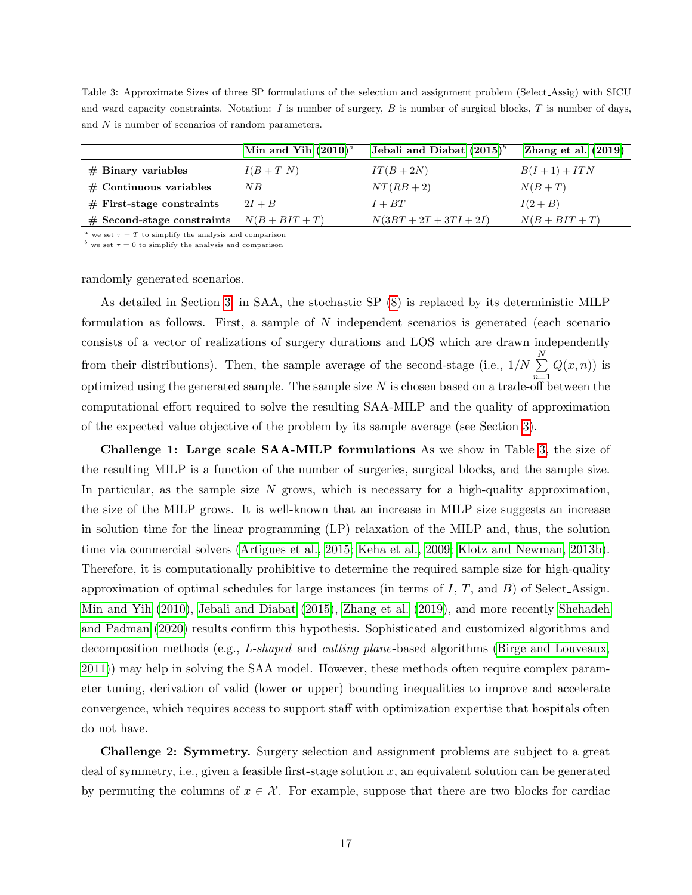Table 3: Approximate Sizes of three SP formulations of the selection and assignment problem (Select_Assig) with SICU and ward capacity constraints. Notation: $I$ is number of surgery, $B$ is number of surgical blocks, $T$ is number of days, and $N$ is number of scenarios of random parameters.

| | Min and Yih (2010)[a] | Jebali and Diabat (2015)[b] | Zhang et al. (2019) |
|---|---|---|---|
| **# Binary variables** | $I(B+T\ N)$ | $IT(B+2N)$ | $B(I+1)+ITN$ |
| **# Continuous variables** | $NB$ | $NT(RB+2)$ | $N(B+T)$ |
| **# First-stage constraints** | $2I+B$ | $I+BT$ | $I(2+B)$ |
| **# Second-stage constraints** | $N(B+BIT+T)$ | $N(3BT+2T+3TI+2I)$ | $N(B+BIT+T)$ |

[a] we set $\tau = T$ to simplify the analysis and comparison
[b] we set $\tau = 0$ to simplify the analysis and comparison

randomly generated scenarios.

As detailed in Section 3, in SAA, the stochastic SP (8) is replaced by its deterministic MILP formulation as follows. First, a sample of $N$ independent scenarios is generated (each scenario consists of a vector of realizations of surgery durations and LOS which are drawn independently from their distributions). Then, the sample average of the second-stage (i.e., $1/N \sum_{n=1}^{N} Q(x,n)$) is optimized using the generated sample. The sample size $N$ is chosen based on a trade-off between the computational effort required to solve the resulting SAA-MILP and the quality of approximation of the expected value objective of the problem by its sample average (see Section 3).

**Challenge 1: Large scale SAA-MILP formulations** As we show in Table 3, the size of the resulting MILP is a function of the number of surgeries, surgical blocks, and the sample size. In particular, as the sample size $N$ grows, which is necessary for a high-quality approximation, the size of the MILP grows. It is well-known that an increase in MILP size suggests an increase in solution time for the linear programming (LP) relaxation of the MILP and, thus, the solution time via commercial solvers (Artigues et al., 2015; Keha et al., 2009; Klotz and Newman, 2013b). Therefore, it is computationally prohibitive to determine the required sample size for high-quality approximation of optimal schedules for large instances (in terms of $I$, $T$, and $B$) of Select_Assign. Min and Yih (2010), Jebali and Diabat (2015), Zhang et al. (2019), and more recently Shehadeh and Padman (2020) results confirm this hypothesis. Sophisticated and customized algorithms and decomposition methods (e.g., *L-shaped* and *cutting plane*-based algorithms (Birge and Louveaux, 2011)) may help in solving the SAA model. However, these methods often require complex parameter tuning, derivation of valid (lower or upper) bounding inequalities to improve and accelerate convergence, which requires access to support staff with optimization expertise that hospitals often do not have.

**Challenge 2: Symmetry.** Surgery selection and assignment problems are subject to a great deal of symmetry, i.e., given a feasible first-stage solution $x$, an equivalent solution can be generated by permuting the columns of $x \in \mathcal{X}$. For example, suppose that there are two blocks for cardiac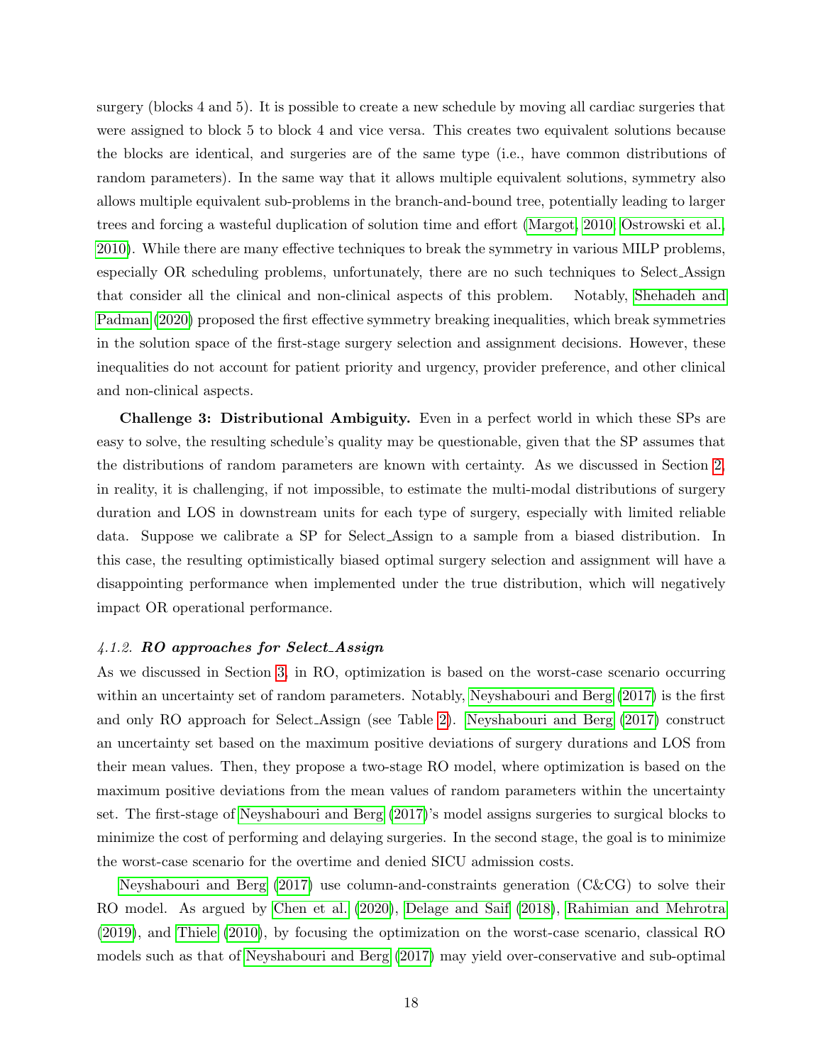surgery (blocks 4 and 5). It is possible to create a new schedule by moving all cardiac surgeries that were assigned to block 5 to block 4 and vice versa. This creates two equivalent solutions because the blocks are identical, and surgeries are of the same type (i.e., have common distributions of random parameters). In the same way that it allows multiple equivalent solutions, symmetry also allows multiple equivalent sub-problems in the branch-and-bound tree, potentially leading to larger trees and forcing a wasteful duplication of solution time and effort (Margot, 2010; Ostrowski et al., 2010). While there are many effective techniques to break the symmetry in various MILP problems, especially OR scheduling problems, unfortunately, there are no such techniques to Select_Assign that consider all the clinical and non-clinical aspects of this problem. Notably, Shehadeh and Padman (2020) proposed the first effective symmetry breaking inequalities, which break symmetries in the solution space of the first-stage surgery selection and assignment decisions. However, these inequalities do not account for patient priority and urgency, provider preference, and other clinical and non-clinical aspects.

**Challenge 3: Distributional Ambiguity.** Even in a perfect world in which these SPs are easy to solve, the resulting schedule's quality may be questionable, given that the SP assumes that the distributions of random parameters are known with certainty. As we discussed in Section 2, in reality, it is challenging, if not impossible, to estimate the multi-modal distributions of surgery duration and LOS in downstream units for each type of surgery, especially with limited reliable data. Suppose we calibrate a SP for Select_Assign to a sample from a biased distribution. In this case, the resulting optimistically biased optimal surgery selection and assignment will have a disappointing performance when implemented under the true distribution, which will negatively impact OR operational performance.

#### *4.1.2.* ***RO approaches for Select_Assign***

As we discussed in Section 3, in RO, optimization is based on the worst-case scenario occurring within an uncertainty set of random parameters. Notably, Neyshabouri and Berg (2017) is the first and only RO approach for Select_Assign (see Table 2). Neyshabouri and Berg (2017) construct an uncertainty set based on the maximum positive deviations of surgery durations and LOS from their mean values. Then, they propose a two-stage RO model, where optimization is based on the maximum positive deviations from the mean values of random parameters within the uncertainty set. The first-stage of Neyshabouri and Berg (2017)'s model assigns surgeries to surgical blocks to minimize the cost of performing and delaying surgeries. In the second stage, the goal is to minimize the worst-case scenario for the overtime and denied SICU admission costs.

Neyshabouri and Berg (2017) use column-and-constraints generation (C&CG) to solve their RO model. As argued by Chen et al. (2020), Delage and Saif (2018), Rahimian and Mehrotra (2019), and Thiele (2010), by focusing the optimization on the worst-case scenario, classical RO models such as that of Neyshabouri and Berg (2017) may yield over-conservative and sub-optimal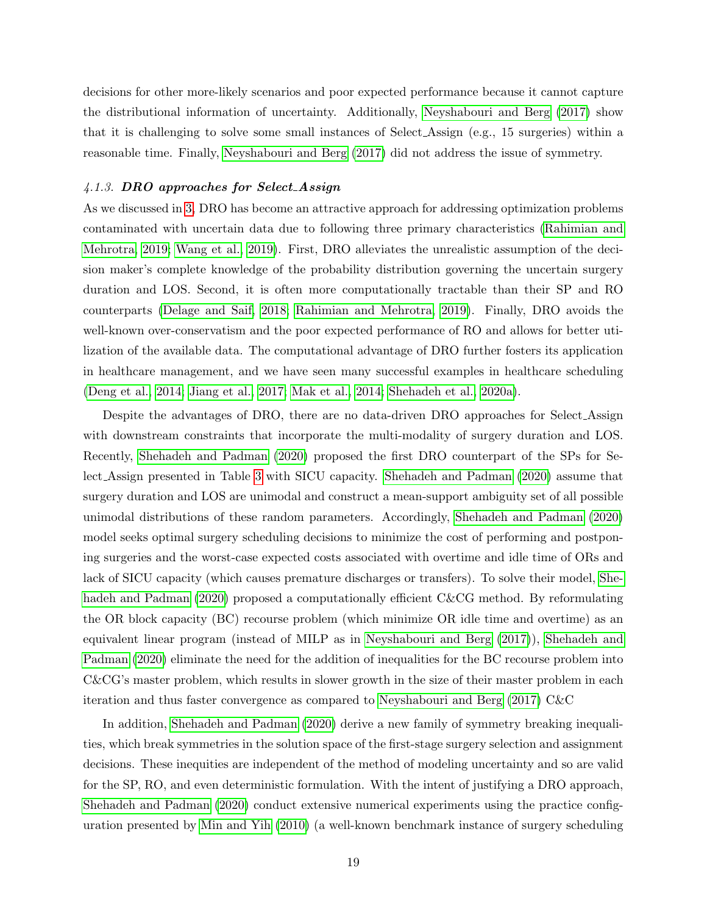decisions for other more-likely scenarios and poor expected performance because it cannot capture the distributional information of uncertainty. Additionally, Neyshabouri and Berg (2017) show that it is challenging to solve some small instances of Select_Assign (e.g., 15 surgeries) within a reasonable time. Finally, Neyshabouri and Berg (2017) did not address the issue of symmetry.

#### 4.1.3. *DRO approaches for Select_Assign*

As we discussed in 3, DRO has become an attractive approach for addressing optimization problems contaminated with uncertain data due to following three primary characteristics (Rahimian and Mehrotra, 2019; Wang et al., 2019). First, DRO alleviates the unrealistic assumption of the decision maker's complete knowledge of the probability distribution governing the uncertain surgery duration and LOS. Second, it is often more computationally tractable than their SP and RO counterparts (Delage and Saif, 2018; Rahimian and Mehrotra, 2019). Finally, DRO avoids the well-known over-conservatism and the poor expected performance of RO and allows for better utilization of the available data. The computational advantage of DRO further fosters its application in healthcare management, and we have seen many successful examples in healthcare scheduling (Deng et al., 2014; Jiang et al., 2017; Mak et al., 2014; Shehadeh et al., 2020a).

Despite the advantages of DRO, there are no data-driven DRO approaches for Select_Assign with downstream constraints that incorporate the multi-modality of surgery duration and LOS. Recently, Shehadeh and Padman (2020) proposed the first DRO counterpart of the SPs for Select_Assign presented in Table 3 with SICU capacity. Shehadeh and Padman (2020) assume that surgery duration and LOS are unimodal and construct a mean-support ambiguity set of all possible unimodal distributions of these random parameters. Accordingly, Shehadeh and Padman (2020) model seeks optimal surgery scheduling decisions to minimize the cost of performing and postponing surgeries and the worst-case expected costs associated with overtime and idle time of ORs and lack of SICU capacity (which causes premature discharges or transfers). To solve their model, Shehadeh and Padman (2020) proposed a computationally efficient C&CG method. By reformulating the OR block capacity (BC) recourse problem (which minimize OR idle time and overtime) as an equivalent linear program (instead of MILP as in Neyshabouri and Berg (2017)), Shehadeh and Padman (2020) eliminate the need for the addition of inequalities for the BC recourse problem into C&CG's master problem, which results in slower growth in the size of their master problem in each iteration and thus faster convergence as compared to Neyshabouri and Berg (2017) C&C

In addition, Shehadeh and Padman (2020) derive a new family of symmetry breaking inequalities, which break symmetries in the solution space of the first-stage surgery selection and assignment decisions. These inequities are independent of the method of modeling uncertainty and so are valid for the SP, RO, and even deterministic formulation. With the intent of justifying a DRO approach, Shehadeh and Padman (2020) conduct extensive numerical experiments using the practice configuration presented by Min and Yih (2010) (a well-known benchmark instance of surgery scheduling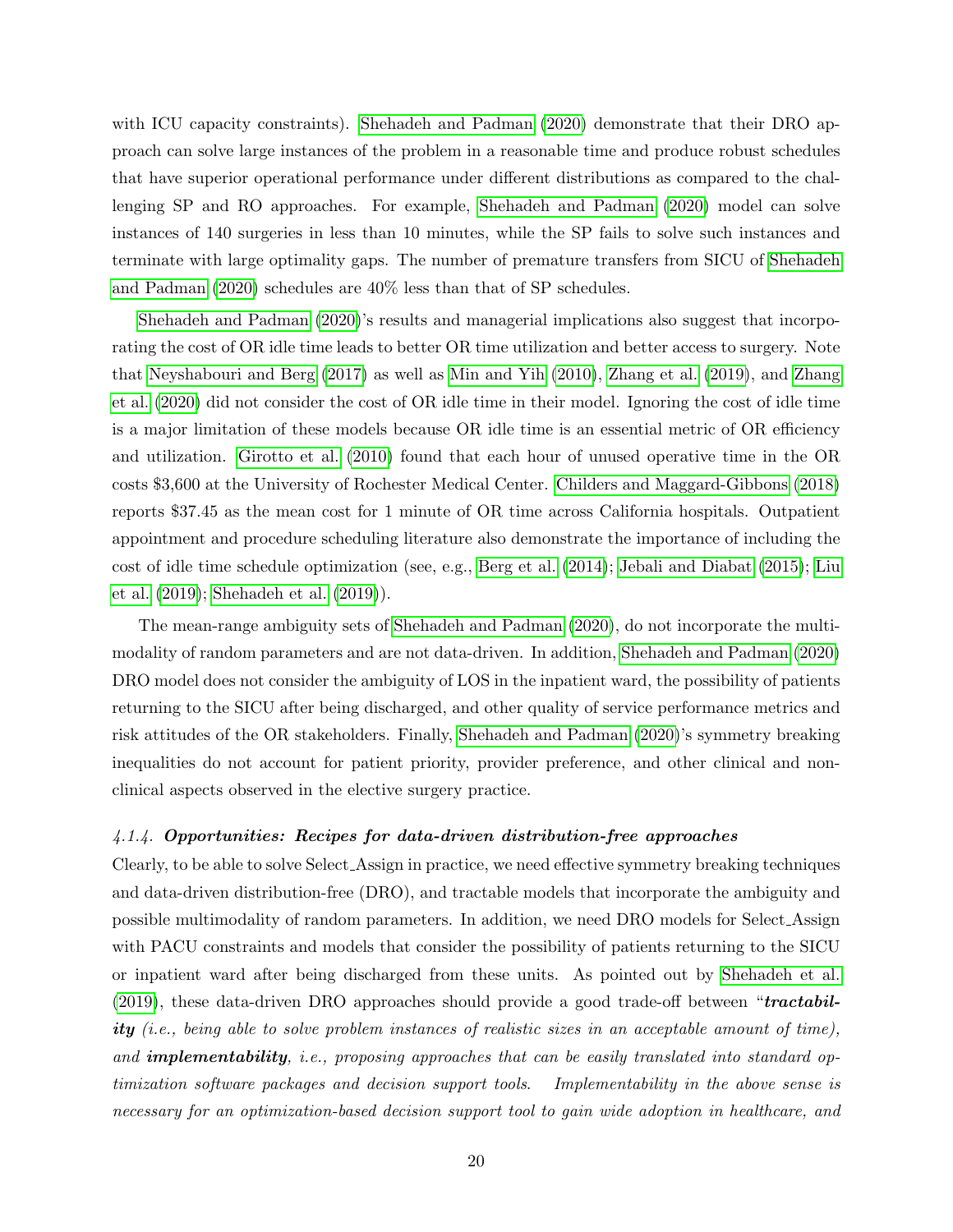with ICU capacity constraints). Shehadeh and Padman (2020) demonstrate that their DRO approach can solve large instances of the problem in a reasonable time and produce robust schedules that have superior operational performance under different distributions as compared to the challenging SP and RO approaches. For example, Shehadeh and Padman (2020) model can solve instances of 140 surgeries in less than 10 minutes, while the SP fails to solve such instances and terminate with large optimality gaps. The number of premature transfers from SICU of Shehadeh and Padman (2020) schedules are 40% less than that of SP schedules.

Shehadeh and Padman (2020)'s results and managerial implications also suggest that incorporating the cost of OR idle time leads to better OR time utilization and better access to surgery. Note that Neyshabouri and Berg (2017) as well as Min and Yih (2010), Zhang et al. (2019), and Zhang et al. (2020) did not consider the cost of OR idle time in their model. Ignoring the cost of idle time is a major limitation of these models because OR idle time is an essential metric of OR efficiency and utilization. Girotto et al. (2010) found that each hour of unused operative time in the OR costs $3,600 at the University of Rochester Medical Center. Childers and Maggard-Gibbons (2018) reports $37.45 as the mean cost for 1 minute of OR time across California hospitals. Outpatient appointment and procedure scheduling literature also demonstrate the importance of including the cost of idle time schedule optimization (see, e.g., Berg et al. (2014); Jebali and Diabat (2015); Liu et al. (2019); Shehadeh et al. (2019)).

The mean-range ambiguity sets of Shehadeh and Padman (2020), do not incorporate the multimodality of random parameters and are not data-driven. In addition, Shehadeh and Padman (2020) DRO model does not consider the ambiguity of LOS in the inpatient ward, the possibility of patients returning to the SICU after being discharged, and other quality of service performance metrics and risk attitudes of the OR stakeholders. Finally, Shehadeh and Padman (2020)'s symmetry breaking inequalities do not account for patient priority, provider preference, and other clinical and non-clinical aspects observed in the elective surgery practice.

#### *4.1.4.* ***Opportunities: Recipes for data-driven distribution-free approaches***

Clearly, to be able to solve Select_Assign in practice, we need effective symmetry breaking techniques and data-driven distribution-free (DRO), and tractable models that incorporate the ambiguity and possible multimodality of random parameters. In addition, we need DRO models for Select_Assign with PACU constraints and models that consider the possibility of patients returning to the SICU or inpatient ward after being discharged from these units. As pointed out by Shehadeh et al. (2019), these data-driven DRO approaches should provide a good trade-off between "***tractability*** *(i.e., being able to solve problem instances of realistic sizes in an acceptable amount of time),* *and* ***implementability****, i.e., proposing approaches that can be easily translated into standard optimization software packages and decision support tools. Implementability in the above sense is necessary for an optimization-based decision support tool to gain wide adoption in healthcare, and*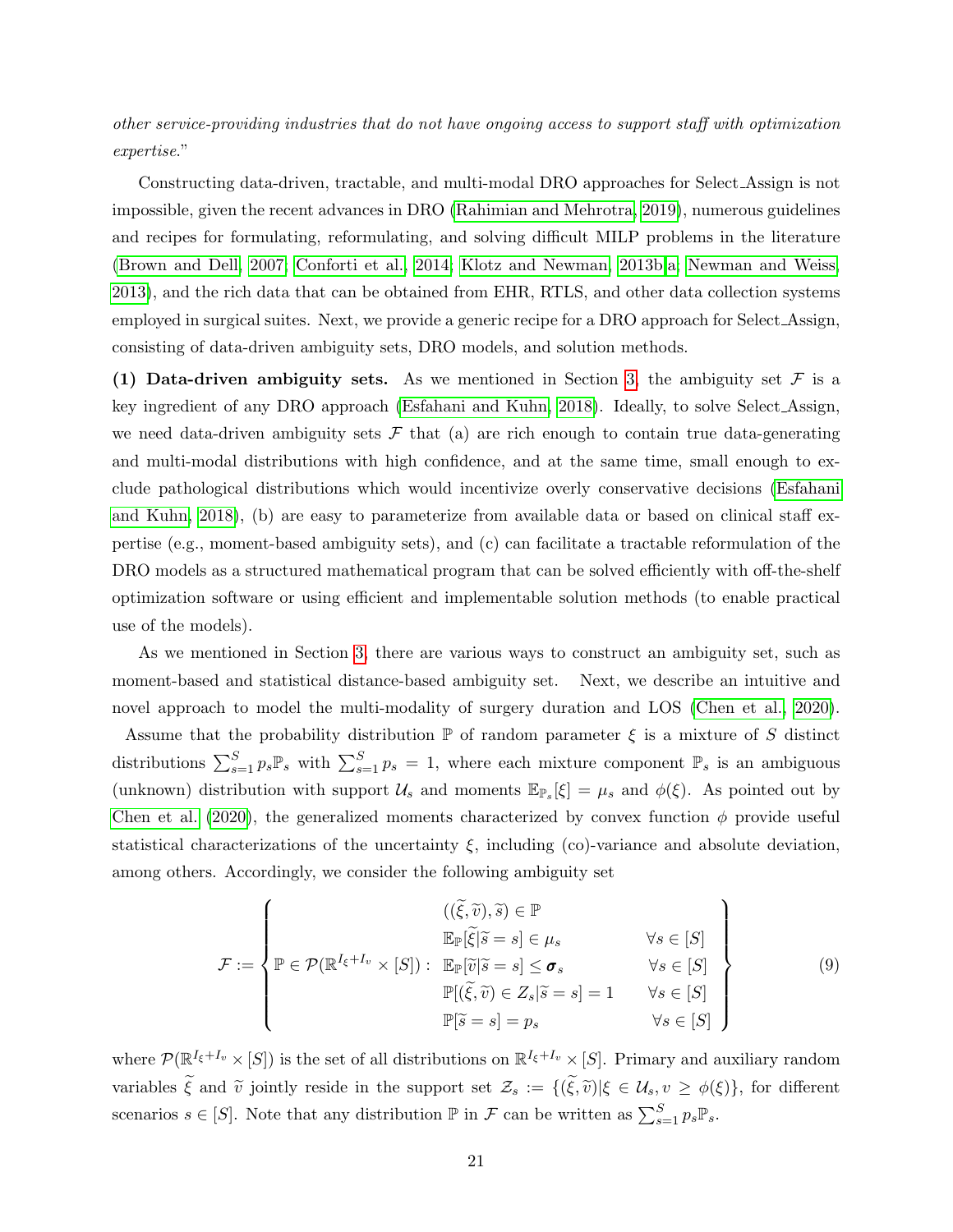*other service-providing industries that do not have ongoing access to support staff with optimization expertise.*"

Constructing data-driven, tractable, and multi-modal DRO approaches for Select_Assign is not impossible, given the recent advances in DRO (Rahimian and Mehrotra, 2019), numerous guidelines and recipes for formulating, reformulating, and solving difficult MILP problems in the literature (Brown and Dell, 2007; Conforti et al., 2014; Klotz and Newman, 2013b,a; Newman and Weiss, 2013), and the rich data that can be obtained from EHR, RTLS, and other data collection systems employed in surgical suites. Next, we provide a generic recipe for a DRO approach for Select_Assign, consisting of data-driven ambiguity sets, DRO models, and solution methods.

**(1) Data-driven ambiguity sets.** As we mentioned in Section 3, the ambiguity set $\mathcal{F}$ is a key ingredient of any DRO approach (Esfahani and Kuhn, 2018). Ideally, to solve Select_Assign, we need data-driven ambiguity sets $\mathcal{F}$ that (a) are rich enough to contain true data-generating and multi-modal distributions with high confidence, and at the same time, small enough to exclude pathological distributions which would incentivize overly conservative decisions (Esfahani and Kuhn, 2018), (b) are easy to parameterize from available data or based on clinical staff expertise (e.g., moment-based ambiguity sets), and (c) can facilitate a tractable reformulation of the DRO models as a structured mathematical program that can be solved efficiently with off-the-shelf optimization software or using efficient and implementable solution methods (to enable practical use of the models).

As we mentioned in Section 3, there are various ways to construct an ambiguity set, such as moment-based and statistical distance-based ambiguity set. Next, we describe an intuitive and novel approach to model the multi-modality of surgery duration and LOS (Chen et al., 2020). Assume that the probability distribution $\mathbb{P}$ of random parameter $\xi$ is a mixture of $S$ distinct distributions $\sum_{s=1}^{S} p_s \mathbb{P}_s$ with $\sum_{s=1}^{S} p_s = 1$, where each mixture component $\mathbb{P}_s$ is an ambiguous (unknown) distribution with support $\mathcal{U}_s$ and moments $\mathbb{E}_{\mathbb{P}_s}[\xi] = \mu_s$ and $\phi(\xi)$. As pointed out by Chen et al. (2020), the generalized moments characterized by convex function $\phi$ provide useful statistical characterizations of the uncertainty $\xi$, including (co)-variance and absolute deviation, among others. Accordingly, we consider the following ambiguity set

$$
\mathcal{F} := \left\{ \mathbb{P} \in \mathcal{P}(\mathbb{R}^{I_\xi + I_v} \times [S]) : \begin{array}{ll} ((\widetilde{\xi}, \widetilde{v}), \widetilde{s}) \in \mathbb{P} & \\ \mathbb{E}_{\mathbb{P}}[\widetilde{\xi} | \widetilde{s} = s] \in \mu_s & \forall s \in [S] \\ \mathbb{E}_{\mathbb{P}}[\widetilde{v} | \widetilde{s} = s] \leq \boldsymbol{\sigma}_s & \forall s \in [S] \\ \mathbb{P}[(\widetilde{\xi}, \widetilde{v}) \in Z_s | \widetilde{s} = s] = 1 & \forall s \in [S] \\ \mathbb{P}[\widetilde{s} = s] = p_s & \forall s \in [S] \end{array} \right\} \tag{9}
$$

where $\mathcal{P}(\mathbb{R}^{I_\xi + I_v} \times [S])$ is the set of all distributions on $\mathbb{R}^{I_\xi + I_v} \times [S]$. Primary and auxiliary random variables $\widetilde{\xi}$ and $\widetilde{v}$ jointly reside in the support set $\mathcal{Z}_s := \{(\widetilde{\xi}, \widetilde{v}) | \xi \in \mathcal{U}_s, v \geq \phi(\xi)\}$, for different scenarios $s \in [S]$. Note that any distribution $\mathbb{P}$ in $\mathcal{F}$ can be written as $\sum_{s=1}^{S} p_s \mathbb{P}_s$.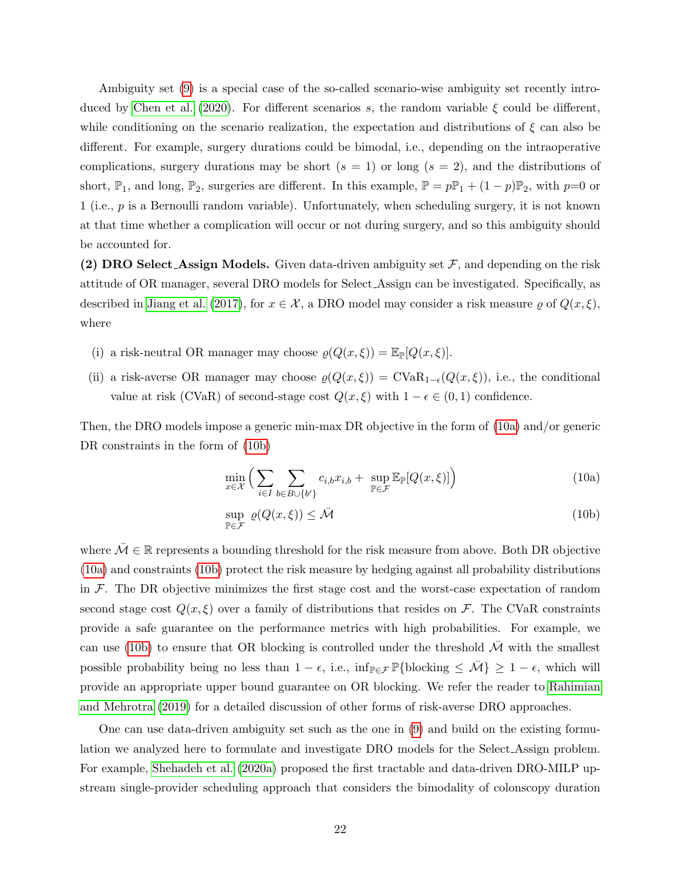Ambiguity set (9) is a special case of the so-called scenario-wise ambiguity set recently introduced by Chen et al. (2020). For different scenarios $s$, the random variable $\xi$ could be different, while conditioning on the scenario realization, the expectation and distributions of $\xi$ can also be different. For example, surgery durations could be bimodal, i.e., depending on the intraoperative complications, surgery durations may be short ($s = 1$) or long ($s = 2$), and the distributions of short, $\mathbb{P}_1$, and long, $\mathbb{P}_2$, surgeries are different. In this example, $\mathbb{P} = p\mathbb{P}_1 + (1-p)\mathbb{P}_2$, with $p$=0 or 1 (i.e., $p$ is a Bernoulli random variable). Unfortunately, when scheduling surgery, it is not known at that time whether a complication will occur or not during surgery, and so this ambiguity should be accounted for.

**(2) DRO Select_Assign Models.** Given data-driven ambiguity set $\mathcal{F}$, and depending on the risk attitude of OR manager, several DRO models for Select_Assign can be investigated. Specifically, as described in Jiang et al. (2017), for $x \in \mathcal{X}$, a DRO model may consider a risk measure $\varrho$ of $Q(x, \xi)$, where

(i) a risk-neutral OR manager may choose $\varrho(Q(x, \xi)) = \mathbb{E}_{\mathbb{P}}[Q(x, \xi)]$.

(ii) a risk-averse OR manager may choose $\varrho(Q(x, \xi)) = \text{CVaR}_{1-\epsilon}(Q(x, \xi))$, i.e., the conditional value at risk (CVaR) of second-stage cost $Q(x, \xi)$ with $1 - \epsilon \in (0, 1)$ confidence.

Then, the DRO models impose a generic min-max DR objective in the form of (10a) and/or generic DR constraints in the form of (10b)

$$\min_{x \in \mathcal{X}} \Big( \sum_{i \in I} \sum_{b \in B \cup \{b'\}} c_{i,b} x_{i,b} + \sup_{\mathbb{P} \in \mathcal{F}} \mathbb{E}_{\mathbb{P}}[Q(x, \xi)] \Big) \tag{10a}$$

$$\sup_{\mathbb{P} \in \mathcal{F}} \varrho(Q(x, \xi)) \leq \bar{\mathcal{M}} \tag{10b}$$

where $\bar{\mathcal{M}} \in \mathbb{R}$ represents a bounding threshold for the risk measure from above. Both DR objective (10a) and constraints (10b) protect the risk measure by hedging against all probability distributions in $\mathcal{F}$. The DR objective minimizes the first stage cost and the worst-case expectation of random second stage cost $Q(x, \xi)$ over a family of distributions that resides on $\mathcal{F}$. The CVaR constraints provide a safe guarantee on the performance metrics with high probabilities. For example, we can use (10b) to ensure that OR blocking is controlled under the threshold $\bar{\mathcal{M}}$ with the smallest possible probability being no less than $1 - \epsilon$, i.e., $\inf_{\mathbb{P} \in \mathcal{F}} \mathbb{P}\{\text{blocking} \leq \bar{\mathcal{M}}\} \geq 1 - \epsilon$, which will provide an appropriate upper bound guarantee on OR blocking. We refer the reader to Rahimian and Mehrotra (2019) for a detailed discussion of other forms of risk-averse DRO approaches.

One can use data-driven ambiguity set such as the one in (9) and build on the existing formulation we analyzed here to formulate and investigate DRO models for the Select_Assign problem. For example, Shehadeh et al. (2020a) proposed the first tractable and data-driven DRO-MILP upstream single-provider scheduling approach that considers the bimodality of colonscopy duration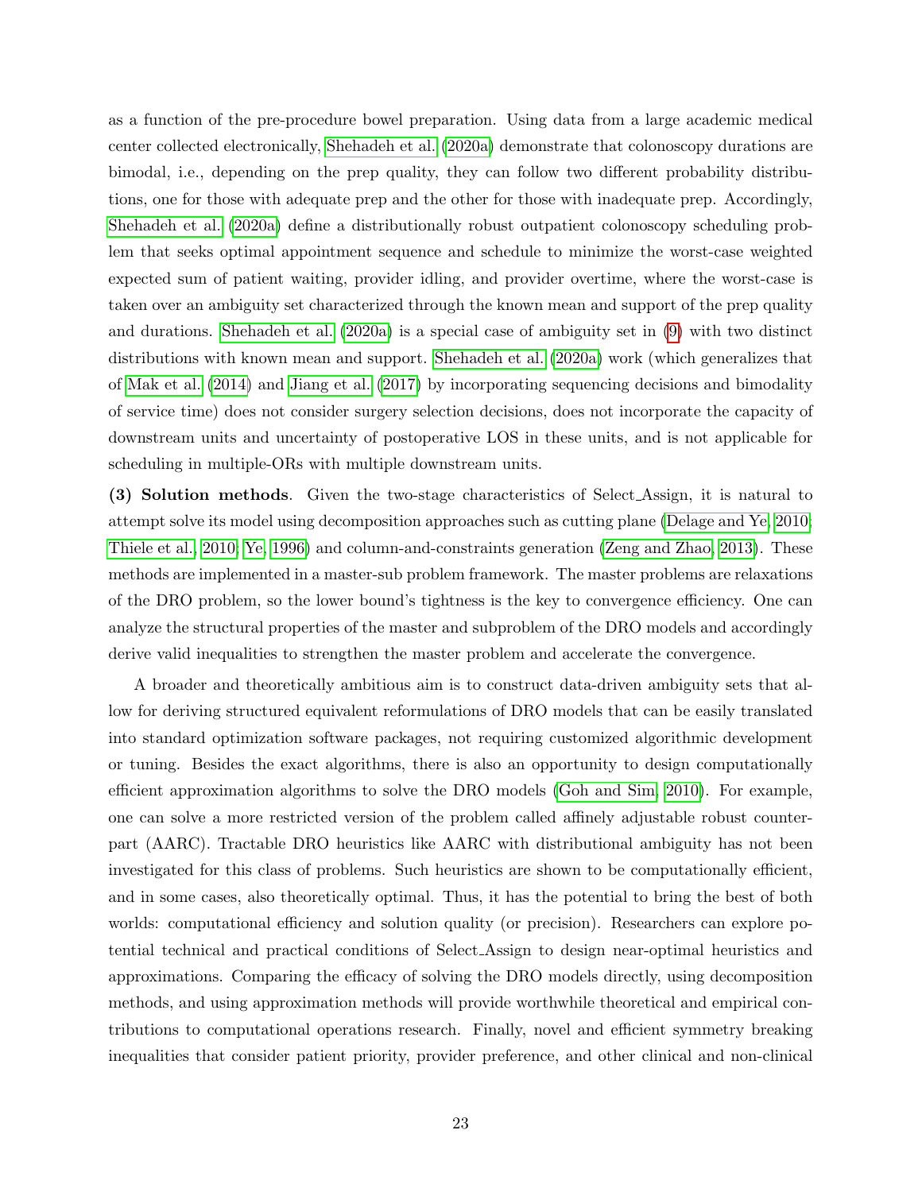as a function of the pre-procedure bowel preparation. Using data from a large academic medical center collected electronically, Shehadeh et al. (2020a) demonstrate that colonoscopy durations are bimodal, i.e., depending on the prep quality, they can follow two different probability distributions, one for those with adequate prep and the other for those with inadequate prep. Accordingly, Shehadeh et al. (2020a) define a distributionally robust outpatient colonoscopy scheduling problem that seeks optimal appointment sequence and schedule to minimize the worst-case weighted expected sum of patient waiting, provider idling, and provider overtime, where the worst-case is taken over an ambiguity set characterized through the known mean and support of the prep quality and durations. Shehadeh et al. (2020a) is a special case of ambiguity set in (9) with two distinct distributions with known mean and support. Shehadeh et al. (2020a) work (which generalizes that of Mak et al. (2014) and Jiang et al. (2017) by incorporating sequencing decisions and bimodality of service time) does not consider surgery selection decisions, does not incorporate the capacity of downstream units and uncertainty of postoperative LOS in these units, and is not applicable for scheduling in multiple-ORs with multiple downstream units.

**(3) Solution methods**. Given the two-stage characteristics of Select_Assign, it is natural to attempt solve its model using decomposition approaches such as cutting plane (Delage and Ye, 2010; Thiele et al., 2010; Ye, 1996) and column-and-constraints generation (Zeng and Zhao, 2013). These methods are implemented in a master-sub problem framework. The master problems are relaxations of the DRO problem, so the lower bound's tightness is the key to convergence efficiency. One can analyze the structural properties of the master and subproblem of the DRO models and accordingly derive valid inequalities to strengthen the master problem and accelerate the convergence.

A broader and theoretically ambitious aim is to construct data-driven ambiguity sets that allow for deriving structured equivalent reformulations of DRO models that can be easily translated into standard optimization software packages, not requiring customized algorithmic development or tuning. Besides the exact algorithms, there is also an opportunity to design computationally efficient approximation algorithms to solve the DRO models (Goh and Sim, 2010). For example, one can solve a more restricted version of the problem called affinely adjustable robust counterpart (AARC). Tractable DRO heuristics like AARC with distributional ambiguity has not been investigated for this class of problems. Such heuristics are shown to be computationally efficient, and in some cases, also theoretically optimal. Thus, it has the potential to bring the best of both worlds: computational efficiency and solution quality (or precision). Researchers can explore potential technical and practical conditions of Select_Assign to design near-optimal heuristics and approximations. Comparing the efficacy of solving the DRO models directly, using decomposition methods, and using approximation methods will provide worthwhile theoretical and empirical contributions to computational operations research. Finally, novel and efficient symmetry breaking inequalities that consider patient priority, provider preference, and other clinical and non-clinical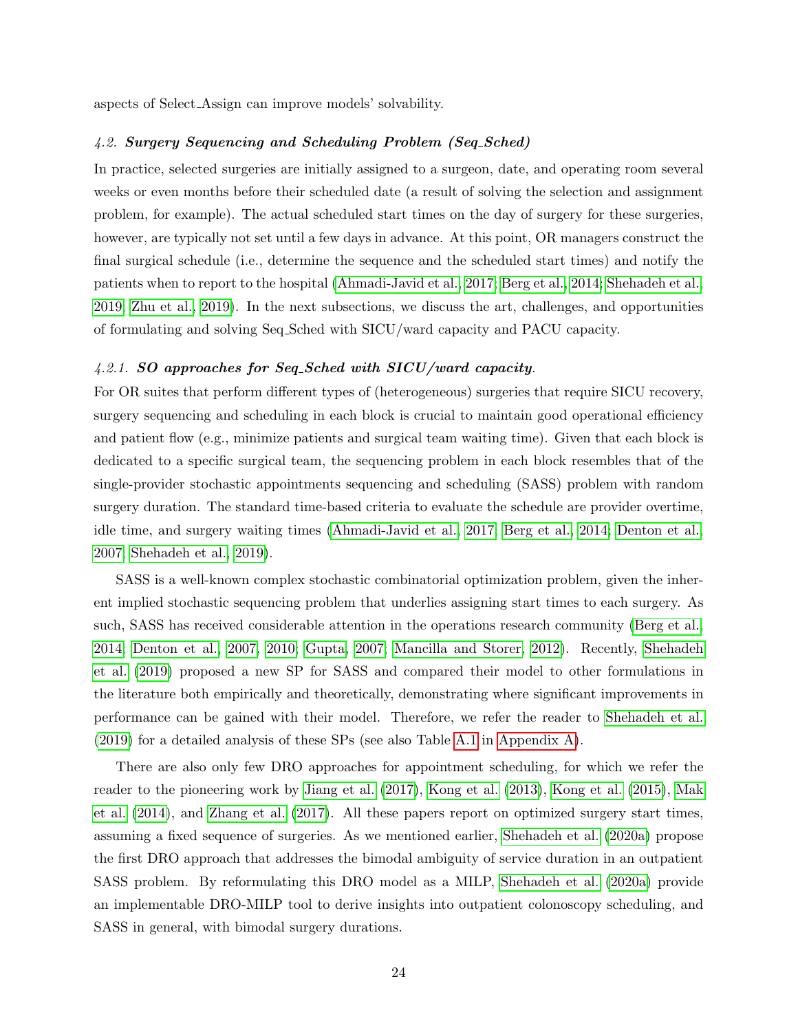aspects of Select_Assign can improve models' solvability.

### *4.2. Surgery Sequencing and Scheduling Problem (Seq_Sched)*

In practice, selected surgeries are initially assigned to a surgeon, date, and operating room several weeks or even months before their scheduled date (a result of solving the selection and assignment problem, for example). The actual scheduled start times on the day of surgery for these surgeries, however, are typically not set until a few days in advance. At this point, OR managers construct the final surgical schedule (i.e., determine the sequence and the scheduled start times) and notify the patients when to report to the hospital (Ahmadi-Javid et al., 2017; Berg et al., 2014; Shehadeh et al., 2019; Zhu et al., 2019). In the next subsections, we discuss the art, challenges, and opportunities of formulating and solving Seq_Sched with SICU/ward capacity and PACU capacity.

#### *4.2.1. SO approaches for Seq_Sched with SICU/ward capacity.*

For OR suites that perform different types of (heterogeneous) surgeries that require SICU recovery, surgery sequencing and scheduling in each block is crucial to maintain good operational efficiency and patient flow (e.g., minimize patients and surgical team waiting time). Given that each block is dedicated to a specific surgical team, the sequencing problem in each block resembles that of the single-provider stochastic appointments sequencing and scheduling (SASS) problem with random surgery duration. The standard time-based criteria to evaluate the schedule are provider overtime, idle time, and surgery waiting times (Ahmadi-Javid et al., 2017; Berg et al., 2014; Denton et al., 2007; Shehadeh et al., 2019).

SASS is a well-known complex stochastic combinatorial optimization problem, given the inherent implied stochastic sequencing problem that underlies assigning start times to each surgery. As such, SASS has received considerable attention in the operations research community (Berg et al., 2014; Denton et al., 2007, 2010; Gupta, 2007; Mancilla and Storer, 2012). Recently, Shehadeh et al. (2019) proposed a new SP for SASS and compared their model to other formulations in the literature both empirically and theoretically, demonstrating where significant improvements in performance can be gained with their model. Therefore, we refer the reader to Shehadeh et al. (2019) for a detailed analysis of these SPs (see also Table A.1 in Appendix A).

There are also only few DRO approaches for appointment scheduling, for which we refer the reader to the pioneering work by Jiang et al. (2017), Kong et al. (2013), Kong et al. (2015), Mak et al. (2014), and Zhang et al. (2017). All these papers report on optimized surgery start times, assuming a fixed sequence of surgeries. As we mentioned earlier, Shehadeh et al. (2020a) propose the first DRO approach that addresses the bimodal ambiguity of service duration in an outpatient SASS problem. By reformulating this DRO model as a MILP, Shehadeh et al. (2020a) provide an implementable DRO-MILP tool to derive insights into outpatient colonoscopy scheduling, and SASS in general, with bimodal surgery durations.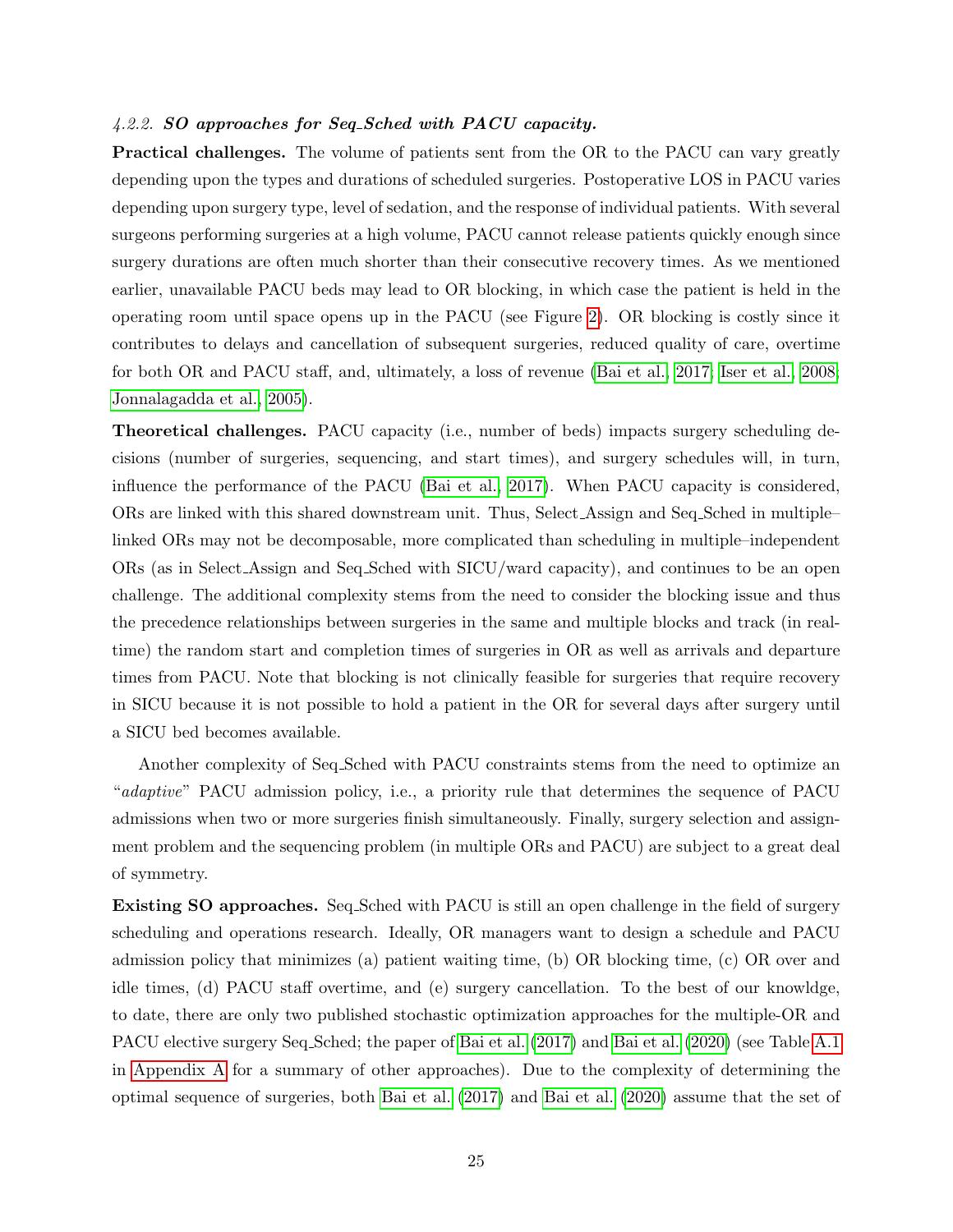#### 4.2.2. *SO approaches for Seq_Sched with PACU capacity.*

**Practical challenges.** The volume of patients sent from the OR to the PACU can vary greatly depending upon the types and durations of scheduled surgeries. Postoperative LOS in PACU varies depending upon surgery type, level of sedation, and the response of individual patients. With several surgeons performing surgeries at a high volume, PACU cannot release patients quickly enough since surgery durations are often much shorter than their consecutive recovery times. As we mentioned earlier, unavailable PACU beds may lead to OR blocking, in which case the patient is held in the operating room until space opens up in the PACU (see Figure 2). OR blocking is costly since it contributes to delays and cancellation of subsequent surgeries, reduced quality of care, overtime for both OR and PACU staff, and, ultimately, a loss of revenue (Bai et al., 2017; Iser et al., 2008; Jonnalagadda et al., 2005).

**Theoretical challenges.** PACU capacity (i.e., number of beds) impacts surgery scheduling decisions (number of surgeries, sequencing, and start times), and surgery schedules will, in turn, influence the performance of the PACU (Bai et al., 2017). When PACU capacity is considered, ORs are linked with this shared downstream unit. Thus, Select_Assign and Seq_Sched in multiple–linked ORs may not be decomposable, more complicated than scheduling in multiple–independent ORs (as in Select_Assign and Seq_Sched with SICU/ward capacity), and continues to be an open challenge. The additional complexity stems from the need to consider the blocking issue and thus the precedence relationships between surgeries in the same and multiple blocks and track (in real-time) the random start and completion times of surgeries in OR as well as arrivals and departure times from PACU. Note that blocking is not clinically feasible for surgeries that require recovery in SICU because it is not possible to hold a patient in the OR for several days after surgery until a SICU bed becomes available.

Another complexity of Seq_Sched with PACU constraints stems from the need to optimize an "*adaptive*" PACU admission policy, i.e., a priority rule that determines the sequence of PACU admissions when two or more surgeries finish simultaneously. Finally, surgery selection and assignment problem and the sequencing problem (in multiple ORs and PACU) are subject to a great deal of symmetry.

**Existing SO approaches.** Seq_Sched with PACU is still an open challenge in the field of surgery scheduling and operations research. Ideally, OR managers want to design a schedule and PACU admission policy that minimizes (a) patient waiting time, (b) OR blocking time, (c) OR over and idle times, (d) PACU staff overtime, and (e) surgery cancellation. To the best of our knowldge, to date, there are only two published stochastic optimization approaches for the multiple-OR and PACU elective surgery Seq_Sched; the paper of Bai et al. (2017) and Bai et al. (2020) (see Table A.1 in Appendix A for a summary of other approaches). Due to the complexity of determining the optimal sequence of surgeries, both Bai et al. (2017) and Bai et al. (2020) assume that the set of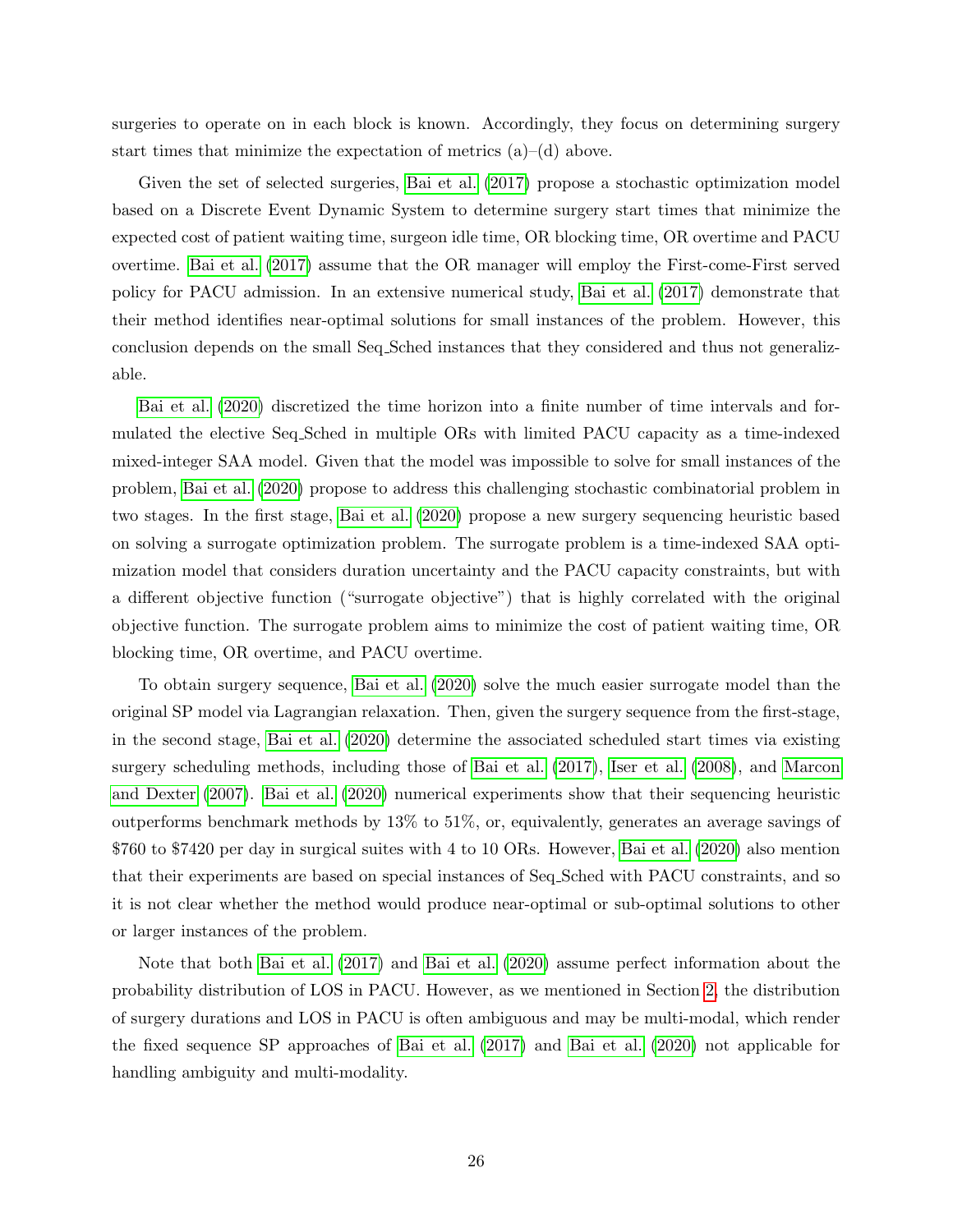surgeries to operate on in each block is known. Accordingly, they focus on determining surgery start times that minimize the expectation of metrics (a)–(d) above.

Given the set of selected surgeries, Bai et al. (2017) propose a stochastic optimization model based on a Discrete Event Dynamic System to determine surgery start times that minimize the expected cost of patient waiting time, surgeon idle time, OR blocking time, OR overtime and PACU overtime. Bai et al. (2017) assume that the OR manager will employ the First-come-First served policy for PACU admission. In an extensive numerical study, Bai et al. (2017) demonstrate that their method identifies near-optimal solutions for small instances of the problem. However, this conclusion depends on the small Seq_Sched instances that they considered and thus not generalizable.

Bai et al. (2020) discretized the time horizon into a finite number of time intervals and formulated the elective Seq_Sched in multiple ORs with limited PACU capacity as a time-indexed mixed-integer SAA model. Given that the model was impossible to solve for small instances of the problem, Bai et al. (2020) propose to address this challenging stochastic combinatorial problem in two stages. In the first stage, Bai et al. (2020) propose a new surgery sequencing heuristic based on solving a surrogate optimization problem. The surrogate problem is a time-indexed SAA optimization model that considers duration uncertainty and the PACU capacity constraints, but with a different objective function ("surrogate objective") that is highly correlated with the original objective function. The surrogate problem aims to minimize the cost of patient waiting time, OR blocking time, OR overtime, and PACU overtime.

To obtain surgery sequence, Bai et al. (2020) solve the much easier surrogate model than the original SP model via Lagrangian relaxation. Then, given the surgery sequence from the first-stage, in the second stage, Bai et al. (2020) determine the associated scheduled start times via existing surgery scheduling methods, including those of Bai et al. (2017), Iser et al. (2008), and Marcon and Dexter (2007). Bai et al. (2020) numerical experiments show that their sequencing heuristic outperforms benchmark methods by 13% to 51%, or, equivalently, generates an average savings of \$760 to \$7420 per day in surgical suites with 4 to 10 ORs. However, Bai et al. (2020) also mention that their experiments are based on special instances of Seq_Sched with PACU constraints, and so it is not clear whether the method would produce near-optimal or sub-optimal solutions to other or larger instances of the problem.

Note that both Bai et al. (2017) and Bai et al. (2020) assume perfect information about the probability distribution of LOS in PACU. However, as we mentioned in Section 2, the distribution of surgery durations and LOS in PACU is often ambiguous and may be multi-modal, which render the fixed sequence SP approaches of Bai et al. (2017) and Bai et al. (2020) not applicable for handling ambiguity and multi-modality.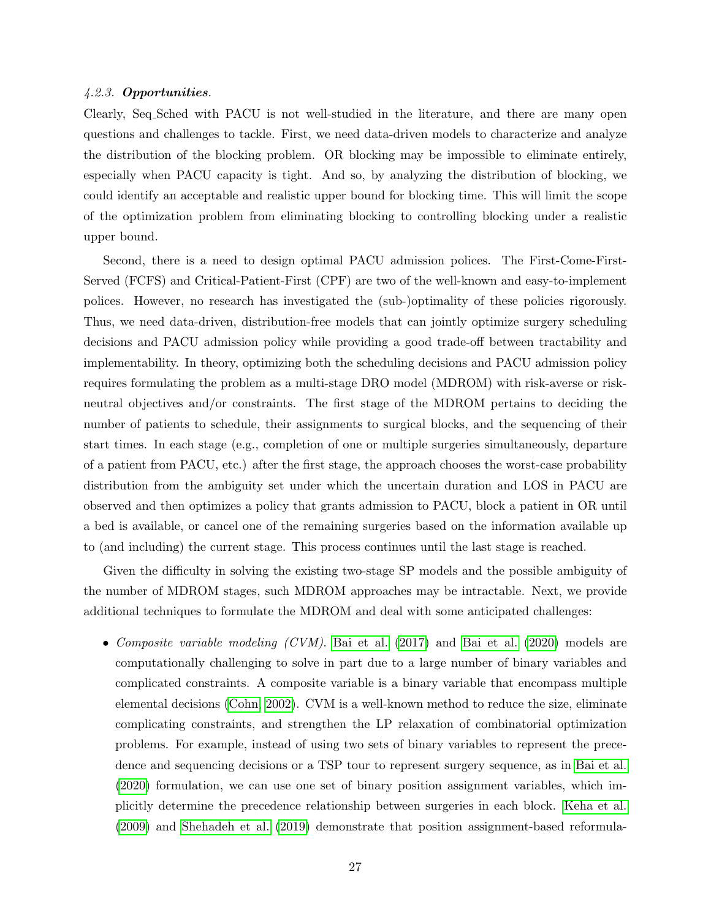#### 4.2.3. *Opportunities*.

Clearly, Seq_Sched with PACU is not well-studied in the literature, and there are many open questions and challenges to tackle. First, we need data-driven models to characterize and analyze the distribution of the blocking problem. OR blocking may be impossible to eliminate entirely, especially when PACU capacity is tight. And so, by analyzing the distribution of blocking, we could identify an acceptable and realistic upper bound for blocking time. This will limit the scope of the optimization problem from eliminating blocking to controlling blocking under a realistic upper bound.

Second, there is a need to design optimal PACU admission polices. The First-Come-First-Served (FCFS) and Critical-Patient-First (CPF) are two of the well-known and easy-to-implement polices. However, no research has investigated the (sub-)optimality of these policies rigorously. Thus, we need data-driven, distribution-free models that can jointly optimize surgery scheduling decisions and PACU admission policy while providing a good trade-off between tractability and implementability. In theory, optimizing both the scheduling decisions and PACU admission policy requires formulating the problem as a multi-stage DRO model (MDROM) with risk-averse or risk-neutral objectives and/or constraints. The first stage of the MDROM pertains to deciding the number of patients to schedule, their assignments to surgical blocks, and the sequencing of their start times. In each stage (e.g., completion of one or multiple surgeries simultaneously, departure of a patient from PACU, etc.) after the first stage, the approach chooses the worst-case probability distribution from the ambiguity set under which the uncertain duration and LOS in PACU are observed and then optimizes a policy that grants admission to PACU, block a patient in OR until a bed is available, or cancel one of the remaining surgeries based on the information available up to (and including) the current stage. This process continues until the last stage is reached.

Given the difficulty in solving the existing two-stage SP models and the possible ambiguity of the number of MDROM stages, such MDROM approaches may be intractable. Next, we provide additional techniques to formulate the MDROM and deal with some anticipated challenges:

- *Composite variable modeling (CVM).* Bai et al. (2017) and Bai et al. (2020) models are computationally challenging to solve in part due to a large number of binary variables and complicated constraints. A composite variable is a binary variable that encompass multiple elemental decisions (Cohn, 2002). CVM is a well-known method to reduce the size, eliminate complicating constraints, and strengthen the LP relaxation of combinatorial optimization problems. For example, instead of using two sets of binary variables to represent the precedence and sequencing decisions or a TSP tour to represent surgery sequence, as in Bai et al. (2020) formulation, we can use one set of binary position assignment variables, which implicitly determine the precedence relationship between surgeries in each block. Keha et al. (2009) and Shehadeh et al. (2019) demonstrate that position assignment-based reformula-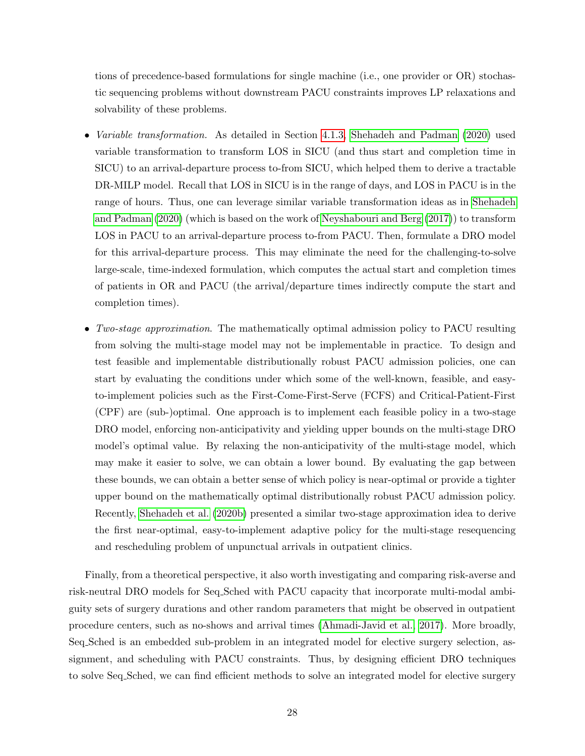tions of precedence-based formulations for single machine (i.e., one provider or OR) stochastic sequencing problems without downstream PACU constraints improves LP relaxations and solvability of these problems.

- *Variable transformation.* As detailed in Section 4.1.3, Shehadeh and Padman (2020) used variable transformation to transform LOS in SICU (and thus start and completion time in SICU) to an arrival-departure process to-from SICU, which helped them to derive a tractable DR-MILP model. Recall that LOS in SICU is in the range of days, and LOS in PACU is in the range of hours. Thus, one can leverage similar variable transformation ideas as in Shehadeh and Padman (2020) (which is based on the work of Neyshabouri and Berg (2017)) to transform LOS in PACU to an arrival-departure process to-from PACU. Then, formulate a DRO model for this arrival-departure process. This may eliminate the need for the challenging-to-solve large-scale, time-indexed formulation, which computes the actual start and completion times of patients in OR and PACU (the arrival/departure times indirectly compute the start and completion times).

- *Two-stage approximation*. The mathematically optimal admission policy to PACU resulting from solving the multi-stage model may not be implementable in practice. To design and test feasible and implementable distributionally robust PACU admission policies, one can start by evaluating the conditions under which some of the well-known, feasible, and easy-to-implement policies such as the First-Come-First-Serve (FCFS) and Critical-Patient-First (CPF) are (sub-)optimal. One approach is to implement each feasible policy in a two-stage DRO model, enforcing non-anticipativity and yielding upper bounds on the multi-stage DRO model's optimal value. By relaxing the non-anticipativity of the multi-stage model, which may make it easier to solve, we can obtain a lower bound. By evaluating the gap between these bounds, we can obtain a better sense of which policy is near-optimal or provide a tighter upper bound on the mathematically optimal distributionally robust PACU admission policy. Recently, Shehadeh et al. (2020b) presented a similar two-stage approximation idea to derive the first near-optimal, easy-to-implement adaptive policy for the multi-stage resequencing and rescheduling problem of unpunctual arrivals in outpatient clinics.

Finally, from a theoretical perspective, it also worth investigating and comparing risk-averse and risk-neutral DRO models for Seq_Sched with PACU capacity that incorporate multi-modal ambiguity sets of surgery durations and other random parameters that might be observed in outpatient procedure centers, such as no-shows and arrival times (Ahmadi-Javid et al., 2017). More broadly, Seq_Sched is an embedded sub-problem in an integrated model for elective surgery selection, assignment, and scheduling with PACU constraints. Thus, by designing efficient DRO techniques to solve Seq_Sched, we can find efficient methods to solve an integrated model for elective surgery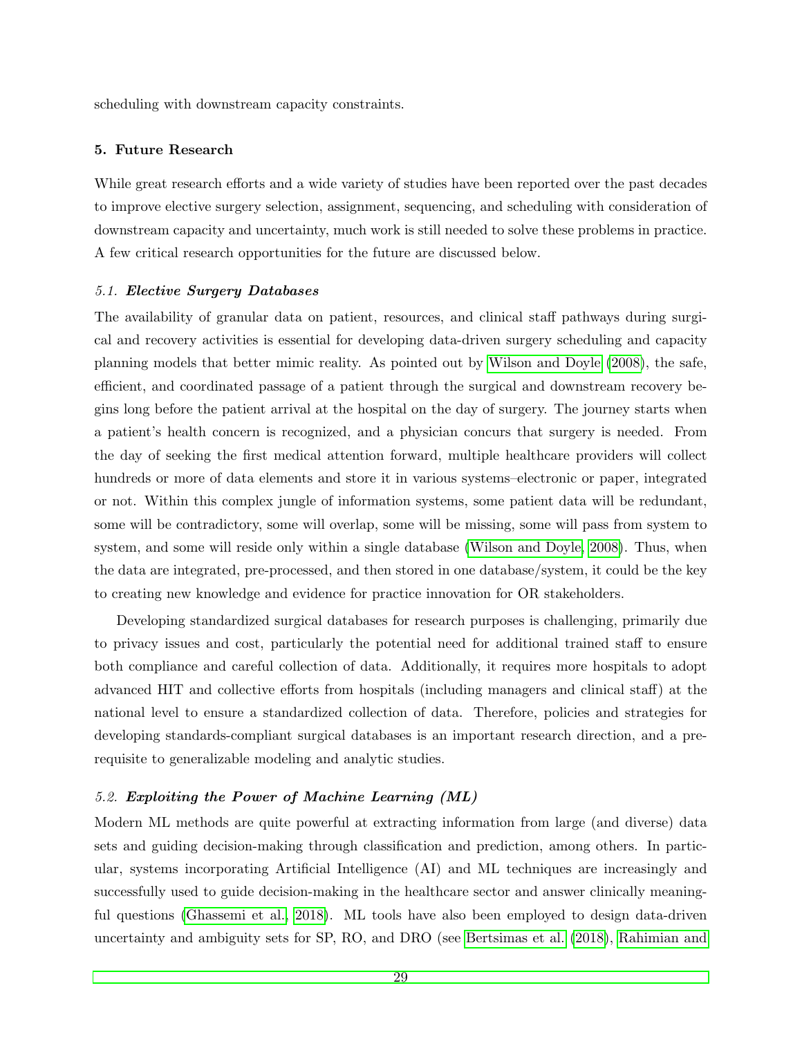scheduling with downstream capacity constraints.

## 5. Future Research

While great research efforts and a wide variety of studies have been reported over the past decades to improve elective surgery selection, assignment, sequencing, and scheduling with consideration of downstream capacity and uncertainty, much work is still needed to solve these problems in practice. A few critical research opportunities for the future are discussed below.

### *5.1.* ***Elective Surgery Databases***

The availability of granular data on patient, resources, and clinical staff pathways during surgical and recovery activities is essential for developing data-driven surgery scheduling and capacity planning models that better mimic reality. As pointed out by Wilson and Doyle (2008), the safe, efficient, and coordinated passage of a patient through the surgical and downstream recovery begins long before the patient arrival at the hospital on the day of surgery. The journey starts when a patient's health concern is recognized, and a physician concurs that surgery is needed. From the day of seeking the first medical attention forward, multiple healthcare providers will collect hundreds or more of data elements and store it in various systems–electronic or paper, integrated or not. Within this complex jungle of information systems, some patient data will be redundant, some will be contradictory, some will overlap, some will be missing, some will pass from system to system, and some will reside only within a single database (Wilson and Doyle, 2008). Thus, when the data are integrated, pre-processed, and then stored in one database/system, it could be the key to creating new knowledge and evidence for practice innovation for OR stakeholders.

Developing standardized surgical databases for research purposes is challenging, primarily due to privacy issues and cost, particularly the potential need for additional trained staff to ensure both compliance and careful collection of data. Additionally, it requires more hospitals to adopt advanced HIT and collective efforts from hospitals (including managers and clinical staff) at the national level to ensure a standardized collection of data. Therefore, policies and strategies for developing standards-compliant surgical databases is an important research direction, and a prerequisite to generalizable modeling and analytic studies.

### *5.2.* ***Exploiting the Power of Machine Learning (ML)***

Modern ML methods are quite powerful at extracting information from large (and diverse) data sets and guiding decision-making through classification and prediction, among others. In particular, systems incorporating Artificial Intelligence (AI) and ML techniques are increasingly and successfully used to guide decision-making in the healthcare sector and answer clinically meaningful questions (Ghassemi et al., 2018). ML tools have also been employed to design data-driven uncertainty and ambiguity sets for SP, RO, and DRO (see Bertsimas et al. (2018), Rahimian and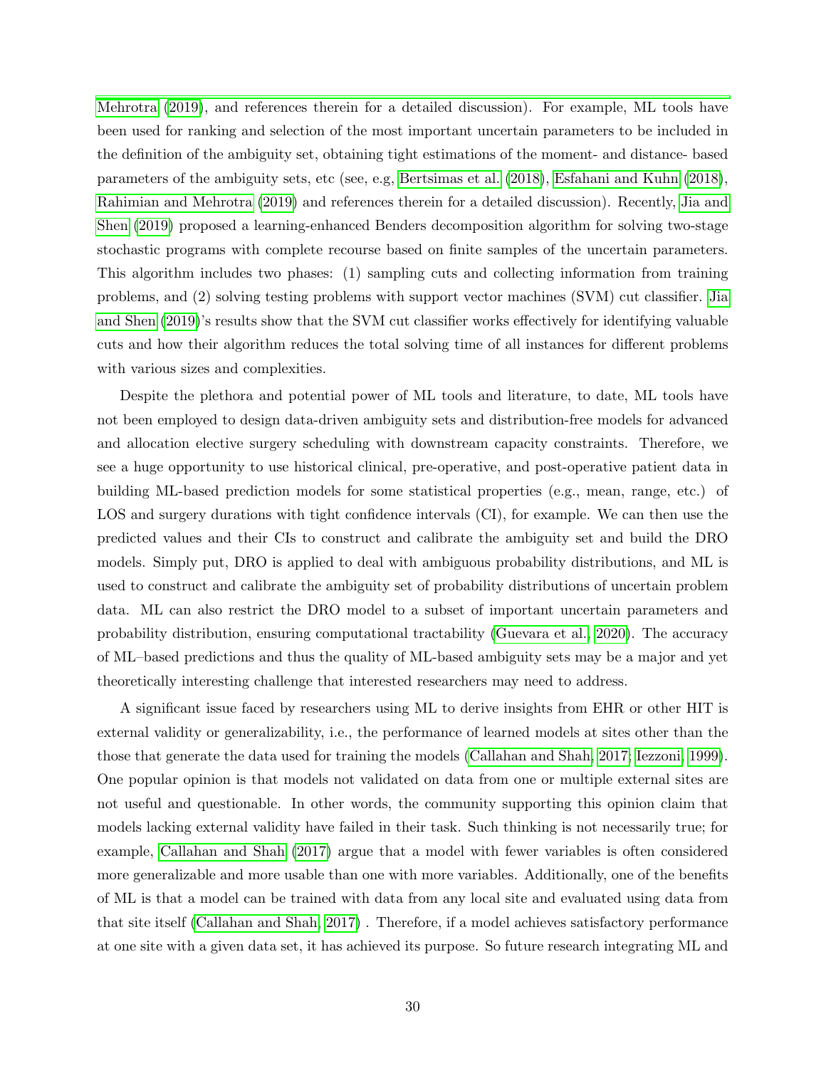Mehrotra (2019), and references therein for a detailed discussion). For example, ML tools have been used for ranking and selection of the most important uncertain parameters to be included in the definition of the ambiguity set, obtaining tight estimations of the moment- and distance- based parameters of the ambiguity sets, etc (see, e.g, Bertsimas et al. (2018), Esfahani and Kuhn (2018), Rahimian and Mehrotra (2019) and references therein for a detailed discussion). Recently, Jia and Shen (2019) proposed a learning-enhanced Benders decomposition algorithm for solving two-stage stochastic programs with complete recourse based on finite samples of the uncertain parameters. This algorithm includes two phases: (1) sampling cuts and collecting information from training problems, and (2) solving testing problems with support vector machines (SVM) cut classifier. Jia and Shen (2019)'s results show that the SVM cut classifier works effectively for identifying valuable cuts and how their algorithm reduces the total solving time of all instances for different problems with various sizes and complexities.

Despite the plethora and potential power of ML tools and literature, to date, ML tools have not been employed to design data-driven ambiguity sets and distribution-free models for advanced and allocation elective surgery scheduling with downstream capacity constraints. Therefore, we see a huge opportunity to use historical clinical, pre-operative, and post-operative patient data in building ML-based prediction models for some statistical properties (e.g., mean, range, etc.) of LOS and surgery durations with tight confidence intervals (CI), for example. We can then use the predicted values and their CIs to construct and calibrate the ambiguity set and build the DRO models. Simply put, DRO is applied to deal with ambiguous probability distributions, and ML is used to construct and calibrate the ambiguity set of probability distributions of uncertain problem data. ML can also restrict the DRO model to a subset of important uncertain parameters and probability distribution, ensuring computational tractability (Guevara et al., 2020). The accuracy of ML–based predictions and thus the quality of ML-based ambiguity sets may be a major and yet theoretically interesting challenge that interested researchers may need to address.

A significant issue faced by researchers using ML to derive insights from EHR or other HIT is external validity or generalizability, i.e., the performance of learned models at sites other than the those that generate the data used for training the models (Callahan and Shah, 2017; Iezzoni, 1999). One popular opinion is that models not validated on data from one or multiple external sites are not useful and questionable. In other words, the community supporting this opinion claim that models lacking external validity have failed in their task. Such thinking is not necessarily true; for example, Callahan and Shah (2017) argue that a model with fewer variables is often considered more generalizable and more usable than one with more variables. Additionally, one of the benefits of ML is that a model can be trained with data from any local site and evaluated using data from that site itself (Callahan and Shah, 2017) . Therefore, if a model achieves satisfactory performance at one site with a given data set, it has achieved its purpose. So future research integrating ML and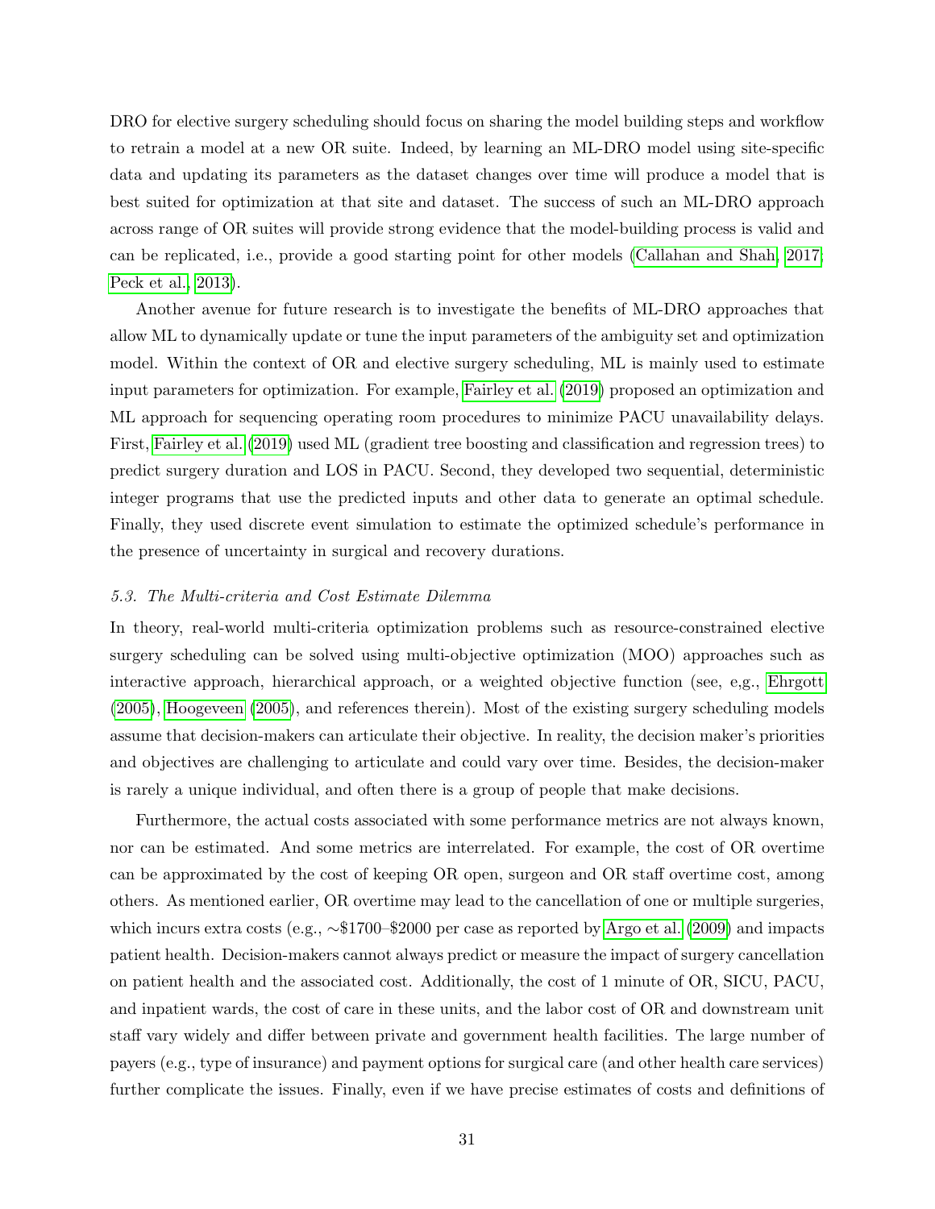DRO for elective surgery scheduling should focus on sharing the model building steps and workflow to retrain a model at a new OR suite. Indeed, by learning an ML-DRO model using site-specific data and updating its parameters as the dataset changes over time will produce a model that is best suited for optimization at that site and dataset. The success of such an ML-DRO approach across range of OR suites will provide strong evidence that the model-building process is valid and can be replicated, i.e., provide a good starting point for other models (Callahan and Shah, 2017; Peck et al., 2013).

Another avenue for future research is to investigate the benefits of ML-DRO approaches that allow ML to dynamically update or tune the input parameters of the ambiguity set and optimization model. Within the context of OR and elective surgery scheduling, ML is mainly used to estimate input parameters for optimization. For example, Fairley et al. (2019) proposed an optimization and ML approach for sequencing operating room procedures to minimize PACU unavailability delays. First, Fairley et al. (2019) used ML (gradient tree boosting and classification and regression trees) to predict surgery duration and LOS in PACU. Second, they developed two sequential, deterministic integer programs that use the predicted inputs and other data to generate an optimal schedule. Finally, they used discrete event simulation to estimate the optimized schedule's performance in the presence of uncertainty in surgical and recovery durations.

### *5.3. The Multi-criteria and Cost Estimate Dilemma*

In theory, real-world multi-criteria optimization problems such as resource-constrained elective surgery scheduling can be solved using multi-objective optimization (MOO) approaches such as interactive approach, hierarchical approach, or a weighted objective function (see, e,g., Ehrgott (2005), Hoogeveen (2005), and references therein). Most of the existing surgery scheduling models assume that decision-makers can articulate their objective. In reality, the decision maker's priorities and objectives are challenging to articulate and could vary over time. Besides, the decision-maker is rarely a unique individual, and often there is a group of people that make decisions.

Furthermore, the actual costs associated with some performance metrics are not always known, nor can be estimated. And some metrics are interrelated. For example, the cost of OR overtime can be approximated by the cost of keeping OR open, surgeon and OR staff overtime cost, among others. As mentioned earlier, OR overtime may lead to the cancellation of one or multiple surgeries, which incurs extra costs (e.g., ∼\$1700–\$2000 per case as reported by Argo et al. (2009) and impacts patient health. Decision-makers cannot always predict or measure the impact of surgery cancellation on patient health and the associated cost. Additionally, the cost of 1 minute of OR, SICU, PACU, and inpatient wards, the cost of care in these units, and the labor cost of OR and downstream unit staff vary widely and differ between private and government health facilities. The large number of payers (e.g., type of insurance) and payment options for surgical care (and other health care services) further complicate the issues. Finally, even if we have precise estimates of costs and definitions of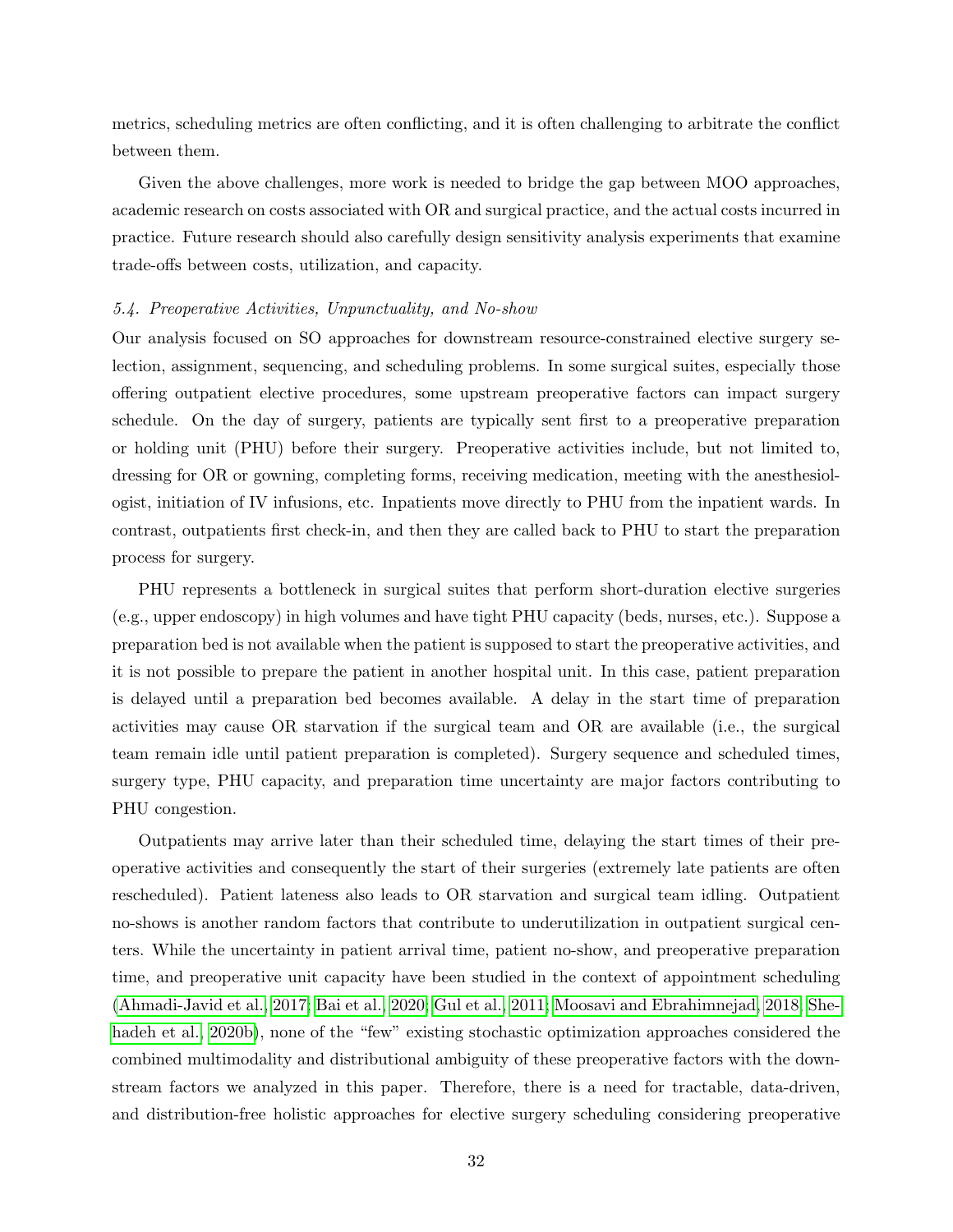metrics, scheduling metrics are often conflicting, and it is often challenging to arbitrate the conflict between them.

Given the above challenges, more work is needed to bridge the gap between MOO approaches, academic research on costs associated with OR and surgical practice, and the actual costs incurred in practice. Future research should also carefully design sensitivity analysis experiments that examine trade-offs between costs, utilization, and capacity.

### 5.4. Preoperative Activities, Unpunctuality, and No-show

Our analysis focused on SO approaches for downstream resource-constrained elective surgery selection, assignment, sequencing, and scheduling problems. In some surgical suites, especially those offering outpatient elective procedures, some upstream preoperative factors can impact surgery schedule. On the day of surgery, patients are typically sent first to a preoperative preparation or holding unit (PHU) before their surgery. Preoperative activities include, but not limited to, dressing for OR or gowning, completing forms, receiving medication, meeting with the anesthesiologist, initiation of IV infusions, etc. Inpatients move directly to PHU from the inpatient wards. In contrast, outpatients first check-in, and then they are called back to PHU to start the preparation process for surgery.

PHU represents a bottleneck in surgical suites that perform short-duration elective surgeries (e.g., upper endoscopy) in high volumes and have tight PHU capacity (beds, nurses, etc.). Suppose a preparation bed is not available when the patient is supposed to start the preoperative activities, and it is not possible to prepare the patient in another hospital unit. In this case, patient preparation is delayed until a preparation bed becomes available. A delay in the start time of preparation activities may cause OR starvation if the surgical team and OR are available (i.e., the surgical team remain idle until patient preparation is completed). Surgery sequence and scheduled times, surgery type, PHU capacity, and preparation time uncertainty are major factors contributing to PHU congestion.

Outpatients may arrive later than their scheduled time, delaying the start times of their preoperative activities and consequently the start of their surgeries (extremely late patients are often rescheduled). Patient lateness also leads to OR starvation and surgical team idling. Outpatient no-shows is another random factors that contribute to underutilization in outpatient surgical centers. While the uncertainty in patient arrival time, patient no-show, and preoperative preparation time, and preoperative unit capacity have been studied in the context of appointment scheduling (Ahmadi-Javid et al., 2017; Bai et al., 2020; Gul et al., 2011; Moosavi and Ebrahimnejad, 2018; Shehadeh et al., 2020b), none of the "few" existing stochastic optimization approaches considered the combined multimodality and distributional ambiguity of these preoperative factors with the downstream factors we analyzed in this paper. Therefore, there is a need for tractable, data-driven, and distribution-free holistic approaches for elective surgery scheduling considering preoperative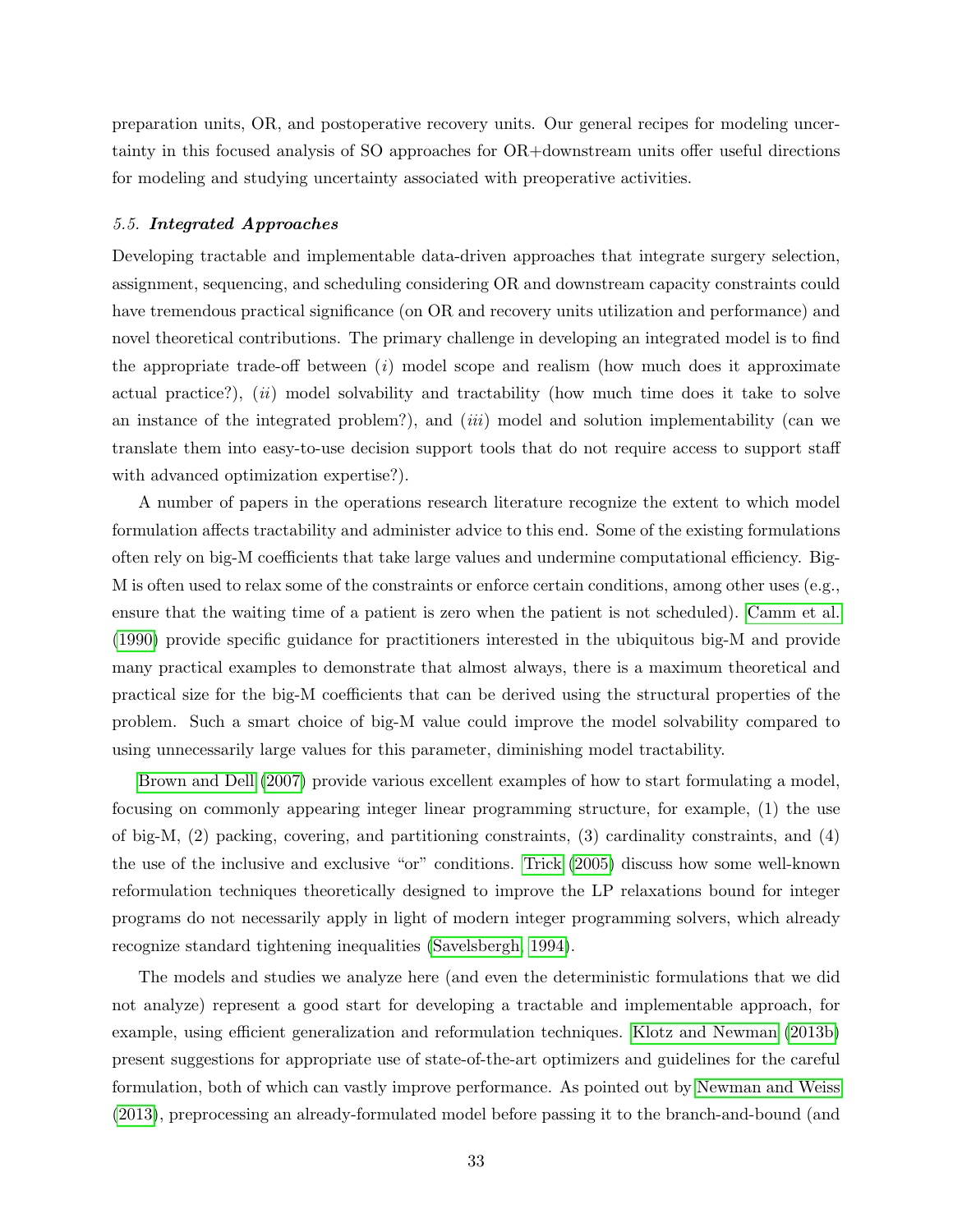preparation units, OR, and postoperative recovery units. Our general recipes for modeling uncertainty in this focused analysis of SO approaches for OR+downstream units offer useful directions for modeling and studying uncertainty associated with preoperative activities.

### 5.5. ***Integrated Approaches***

Developing tractable and implementable data-driven approaches that integrate surgery selection, assignment, sequencing, and scheduling considering OR and downstream capacity constraints could have tremendous practical significance (on OR and recovery units utilization and performance) and novel theoretical contributions. The primary challenge in developing an integrated model is to find the appropriate trade-off between (*i*) model scope and realism (how much does it approximate actual practice?), (*ii*) model solvability and tractability (how much time does it take to solve an instance of the integrated problem?), and (*iii*) model and solution implementability (can we translate them into easy-to-use decision support tools that do not require access to support staff with advanced optimization expertise?).

A number of papers in the operations research literature recognize the extent to which model formulation affects tractability and administer advice to this end. Some of the existing formulations often rely on big-M coefficients that take large values and undermine computational efficiency. Big-M is often used to relax some of the constraints or enforce certain conditions, among other uses (e.g., ensure that the waiting time of a patient is zero when the patient is not scheduled). Camm et al. (1990) provide specific guidance for practitioners interested in the ubiquitous big-M and provide many practical examples to demonstrate that almost always, there is a maximum theoretical and practical size for the big-M coefficients that can be derived using the structural properties of the problem. Such a smart choice of big-M value could improve the model solvability compared to using unnecessarily large values for this parameter, diminishing model tractability.

Brown and Dell (2007) provide various excellent examples of how to start formulating a model, focusing on commonly appearing integer linear programming structure, for example, (1) the use of big-M, (2) packing, covering, and partitioning constraints, (3) cardinality constraints, and (4) the use of the inclusive and exclusive "or" conditions. Trick (2005) discuss how some well-known reformulation techniques theoretically designed to improve the LP relaxations bound for integer programs do not necessarily apply in light of modern integer programming solvers, which already recognize standard tightening inequalities (Savelsbergh, 1994).

The models and studies we analyze here (and even the deterministic formulations that we did not analyze) represent a good start for developing a tractable and implementable approach, for example, using efficient generalization and reformulation techniques. Klotz and Newman (2013b) present suggestions for appropriate use of state-of-the-art optimizers and guidelines for the careful formulation, both of which can vastly improve performance. As pointed out by Newman and Weiss (2013), preprocessing an already-formulated model before passing it to the branch-and-bound (and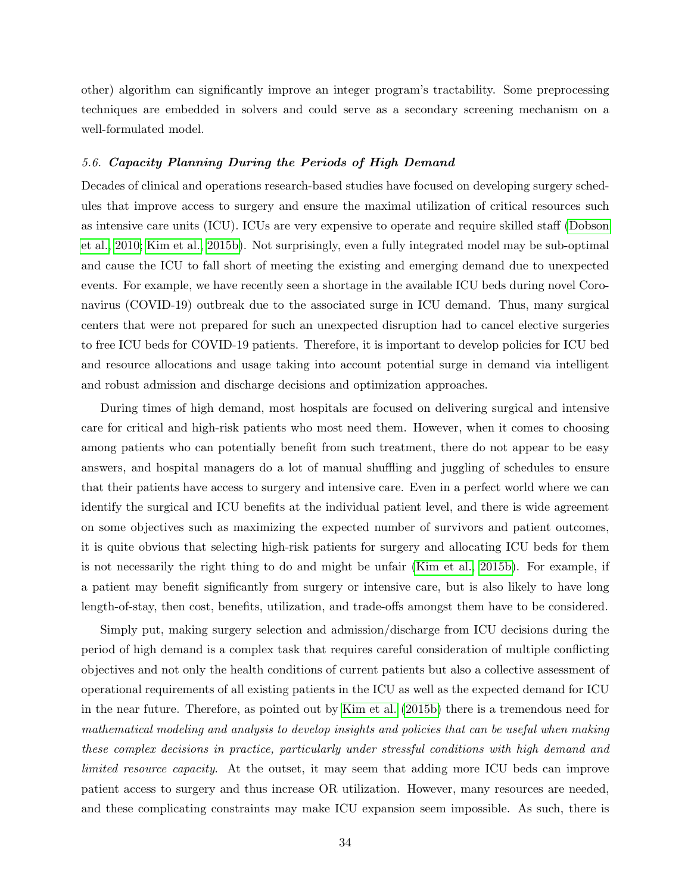other) algorithm can significantly improve an integer program's tractability. Some preprocessing techniques are embedded in solvers and could serve as a secondary screening mechanism on a well-formulated model.

### *5.6. **Capacity Planning During the Periods of High Demand***

Decades of clinical and operations research-based studies have focused on developing surgery schedules that improve access to surgery and ensure the maximal utilization of critical resources such as intensive care units (ICU). ICUs are very expensive to operate and require skilled staff (Dobson et al., 2010; Kim et al., 2015b). Not surprisingly, even a fully integrated model may be sub-optimal and cause the ICU to fall short of meeting the existing and emerging demand due to unexpected events. For example, we have recently seen a shortage in the available ICU beds during novel Coronavirus (COVID-19) outbreak due to the associated surge in ICU demand. Thus, many surgical centers that were not prepared for such an unexpected disruption had to cancel elective surgeries to free ICU beds for COVID-19 patients. Therefore, it is important to develop policies for ICU bed and resource allocations and usage taking into account potential surge in demand via intelligent and robust admission and discharge decisions and optimization approaches.

During times of high demand, most hospitals are focused on delivering surgical and intensive care for critical and high-risk patients who most need them. However, when it comes to choosing among patients who can potentially benefit from such treatment, there do not appear to be easy answers, and hospital managers do a lot of manual shuffling and juggling of schedules to ensure that their patients have access to surgery and intensive care. Even in a perfect world where we can identify the surgical and ICU benefits at the individual patient level, and there is wide agreement on some objectives such as maximizing the expected number of survivors and patient outcomes, it is quite obvious that selecting high-risk patients for surgery and allocating ICU beds for them is not necessarily the right thing to do and might be unfair (Kim et al., 2015b). For example, if a patient may benefit significantly from surgery or intensive care, but is also likely to have long length-of-stay, then cost, benefits, utilization, and trade-offs amongst them have to be considered.

Simply put, making surgery selection and admission/discharge from ICU decisions during the period of high demand is a complex task that requires careful consideration of multiple conflicting objectives and not only the health conditions of current patients but also a collective assessment of operational requirements of all existing patients in the ICU as well as the expected demand for ICU in the near future. Therefore, as pointed out by Kim et al. (2015b) there is a tremendous need for *mathematical modeling and analysis to develop insights and policies that can be useful when making these complex decisions in practice, particularly under stressful conditions with high demand and limited resource capacity*. At the outset, it may seem that adding more ICU beds can improve patient access to surgery and thus increase OR utilization. However, many resources are needed, and these complicating constraints may make ICU expansion seem impossible. As such, there is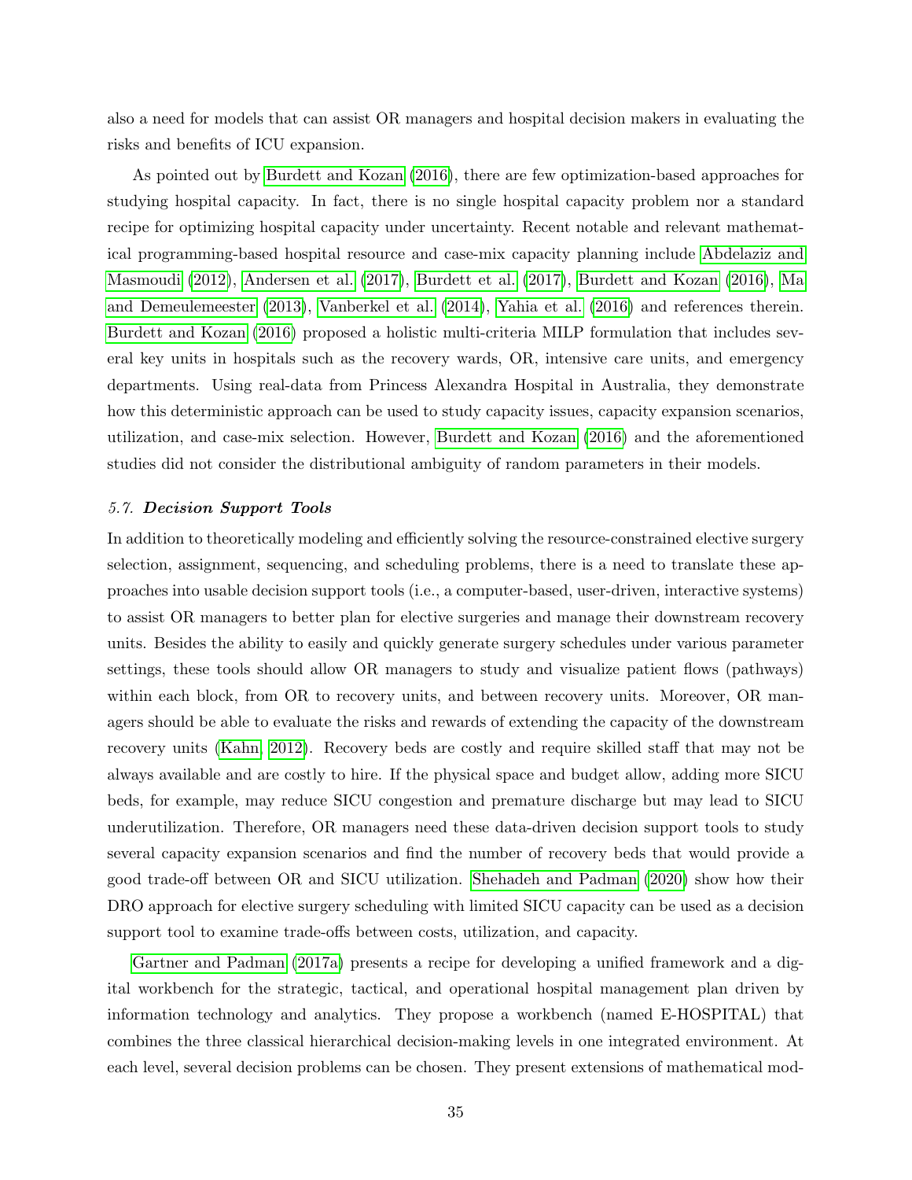also a need for models that can assist OR managers and hospital decision makers in evaluating the risks and benefits of ICU expansion.

As pointed out by Burdett and Kozan (2016), there are few optimization-based approaches for studying hospital capacity. In fact, there is no single hospital capacity problem nor a standard recipe for optimizing hospital capacity under uncertainty. Recent notable and relevant mathematical programming-based hospital resource and case-mix capacity planning include Abdelaziz and Masmoudi (2012), Andersen et al. (2017), Burdett et al. (2017), Burdett and Kozan (2016), Ma and Demeulemeester (2013), Vanberkel et al. (2014), Yahia et al. (2016) and references therein. Burdett and Kozan (2016) proposed a holistic multi-criteria MILP formulation that includes several key units in hospitals such as the recovery wards, OR, intensive care units, and emergency departments. Using real-data from Princess Alexandra Hospital in Australia, they demonstrate how this deterministic approach can be used to study capacity issues, capacity expansion scenarios, utilization, and case-mix selection. However, Burdett and Kozan (2016) and the aforementioned studies did not consider the distributional ambiguity of random parameters in their models.

### *5.7. **Decision Support Tools***

In addition to theoretically modeling and efficiently solving the resource-constrained elective surgery selection, assignment, sequencing, and scheduling problems, there is a need to translate these approaches into usable decision support tools (i.e., a computer-based, user-driven, interactive systems) to assist OR managers to better plan for elective surgeries and manage their downstream recovery units. Besides the ability to easily and quickly generate surgery schedules under various parameter settings, these tools should allow OR managers to study and visualize patient flows (pathways) within each block, from OR to recovery units, and between recovery units. Moreover, OR managers should be able to evaluate the risks and rewards of extending the capacity of the downstream recovery units (Kahn, 2012). Recovery beds are costly and require skilled staff that may not be always available and are costly to hire. If the physical space and budget allow, adding more SICU beds, for example, may reduce SICU congestion and premature discharge but may lead to SICU underutilization. Therefore, OR managers need these data-driven decision support tools to study several capacity expansion scenarios and find the number of recovery beds that would provide a good trade-off between OR and SICU utilization. Shehadeh and Padman (2020) show how their DRO approach for elective surgery scheduling with limited SICU capacity can be used as a decision support tool to examine trade-offs between costs, utilization, and capacity.

Gartner and Padman (2017a) presents a recipe for developing a unified framework and a digital workbench for the strategic, tactical, and operational hospital management plan driven by information technology and analytics. They propose a workbench (named E-HOSPITAL) that combines the three classical hierarchical decision-making levels in one integrated environment. At each level, several decision problems can be chosen. They present extensions of mathematical mod-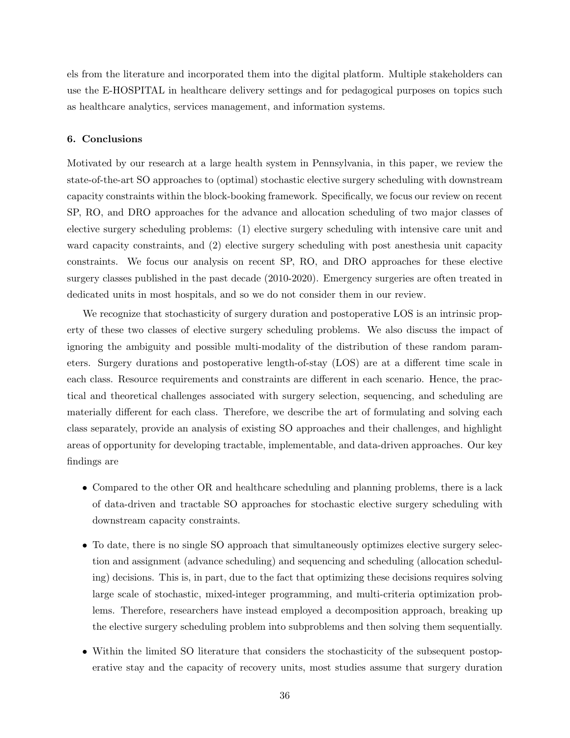els from the literature and incorporated them into the digital platform. Multiple stakeholders can use the E-HOSPITAL in healthcare delivery settings and for pedagogical purposes on topics such as healthcare analytics, services management, and information systems.

### 6. Conclusions

Motivated by our research at a large health system in Pennsylvania, in this paper, we review the state-of-the-art SO approaches to (optimal) stochastic elective surgery scheduling with downstream capacity constraints within the block-booking framework. Specifically, we focus our review on recent SP, RO, and DRO approaches for the advance and allocation scheduling of two major classes of elective surgery scheduling problems: (1) elective surgery scheduling with intensive care unit and ward capacity constraints, and (2) elective surgery scheduling with post anesthesia unit capacity constraints. We focus our analysis on recent SP, RO, and DRO approaches for these elective surgery classes published in the past decade (2010-2020). Emergency surgeries are often treated in dedicated units in most hospitals, and so we do not consider them in our review.

We recognize that stochasticity of surgery duration and postoperative LOS is an intrinsic property of these two classes of elective surgery scheduling problems. We also discuss the impact of ignoring the ambiguity and possible multi-modality of the distribution of these random parameters. Surgery durations and postoperative length-of-stay (LOS) are at a different time scale in each class. Resource requirements and constraints are different in each scenario. Hence, the practical and theoretical challenges associated with surgery selection, sequencing, and scheduling are materially different for each class. Therefore, we describe the art of formulating and solving each class separately, provide an analysis of existing SO approaches and their challenges, and highlight areas of opportunity for developing tractable, implementable, and data-driven approaches. Our key findings are

- Compared to the other OR and healthcare scheduling and planning problems, there is a lack of data-driven and tractable SO approaches for stochastic elective surgery scheduling with downstream capacity constraints.
- To date, there is no single SO approach that simultaneously optimizes elective surgery selection and assignment (advance scheduling) and sequencing and scheduling (allocation scheduling) decisions. This is, in part, due to the fact that optimizing these decisions requires solving large scale of stochastic, mixed-integer programming, and multi-criteria optimization problems. Therefore, researchers have instead employed a decomposition approach, breaking up the elective surgery scheduling problem into subproblems and then solving them sequentially.
- Within the limited SO literature that considers the stochasticity of the subsequent postoperative stay and the capacity of recovery units, most studies assume that surgery duration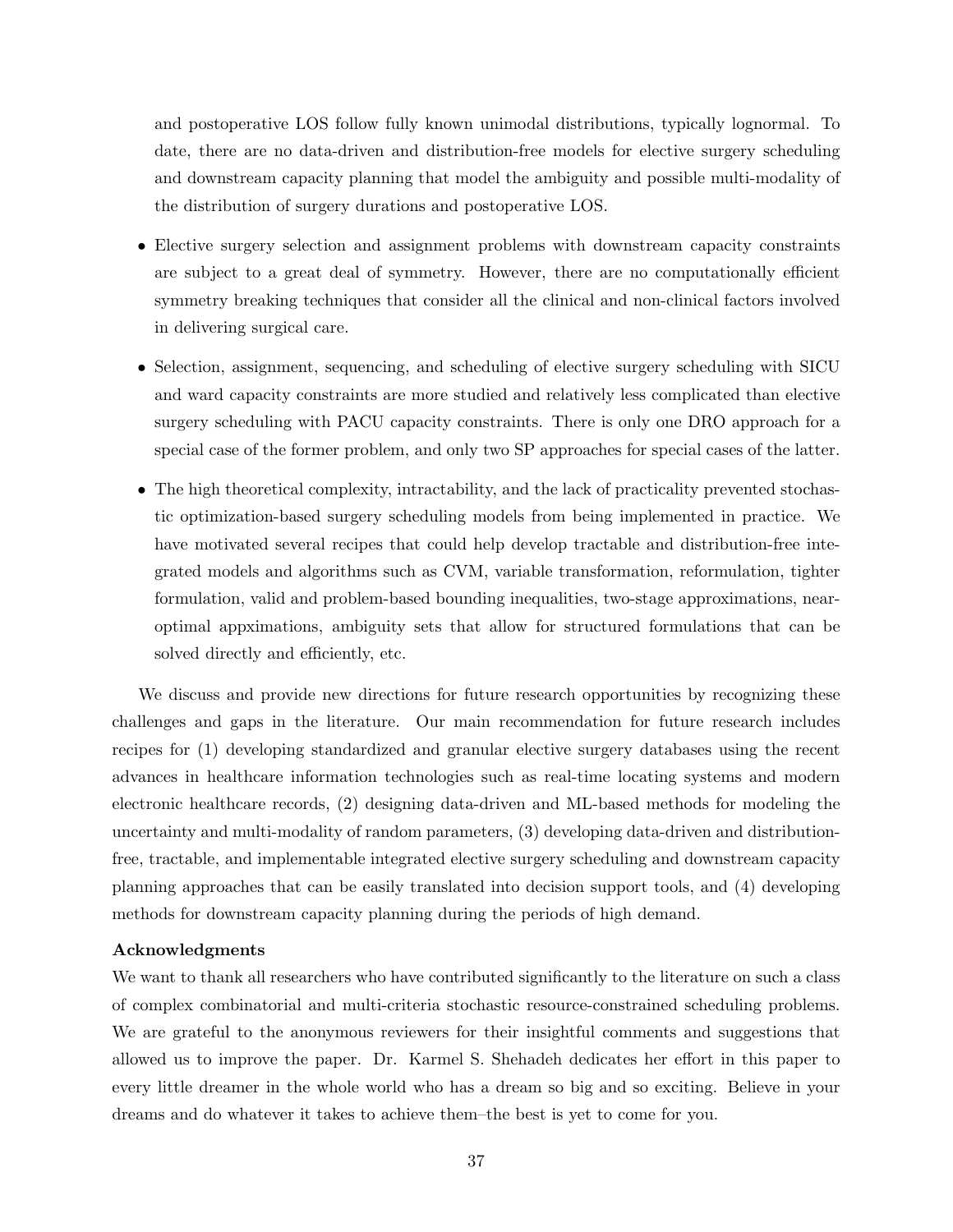and postoperative LOS follow fully known unimodal distributions, typically lognormal. To date, there are no data-driven and distribution-free models for elective surgery scheduling and downstream capacity planning that model the ambiguity and possible multi-modality of the distribution of surgery durations and postoperative LOS.

- Elective surgery selection and assignment problems with downstream capacity constraints are subject to a great deal of symmetry. However, there are no computationally efficient symmetry breaking techniques that consider all the clinical and non-clinical factors involved in delivering surgical care.
- Selection, assignment, sequencing, and scheduling of elective surgery scheduling with SICU and ward capacity constraints are more studied and relatively less complicated than elective surgery scheduling with PACU capacity constraints. There is only one DRO approach for a special case of the former problem, and only two SP approaches for special cases of the latter.
- The high theoretical complexity, intractability, and the lack of practicality prevented stochastic optimization-based surgery scheduling models from being implemented in practice. We have motivated several recipes that could help develop tractable and distribution-free integrated models and algorithms such as CVM, variable transformation, reformulation, tighter formulation, valid and problem-based bounding inequalities, two-stage approximations, near-optimal appximations, ambiguity sets that allow for structured formulations that can be solved directly and efficiently, etc.

We discuss and provide new directions for future research opportunities by recognizing these challenges and gaps in the literature. Our main recommendation for future research includes recipes for (1) developing standardized and granular elective surgery databases using the recent advances in healthcare information technologies such as real-time locating systems and modern electronic healthcare records, (2) designing data-driven and ML-based methods for modeling the uncertainty and multi-modality of random parameters, (3) developing data-driven and distribution-free, tractable, and implementable integrated elective surgery scheduling and downstream capacity planning approaches that can be easily translated into decision support tools, and (4) developing methods for downstream capacity planning during the periods of high demand.

**Acknowledgments**

We want to thank all researchers who have contributed significantly to the literature on such a class of complex combinatorial and multi-criteria stochastic resource-constrained scheduling problems. We are grateful to the anonymous reviewers for their insightful comments and suggestions that allowed us to improve the paper. Dr. Karmel S. Shehadeh dedicates her effort in this paper to every little dreamer in the whole world who has a dream so big and so exciting. Believe in your dreams and do whatever it takes to achieve them–the best is yet to come for you.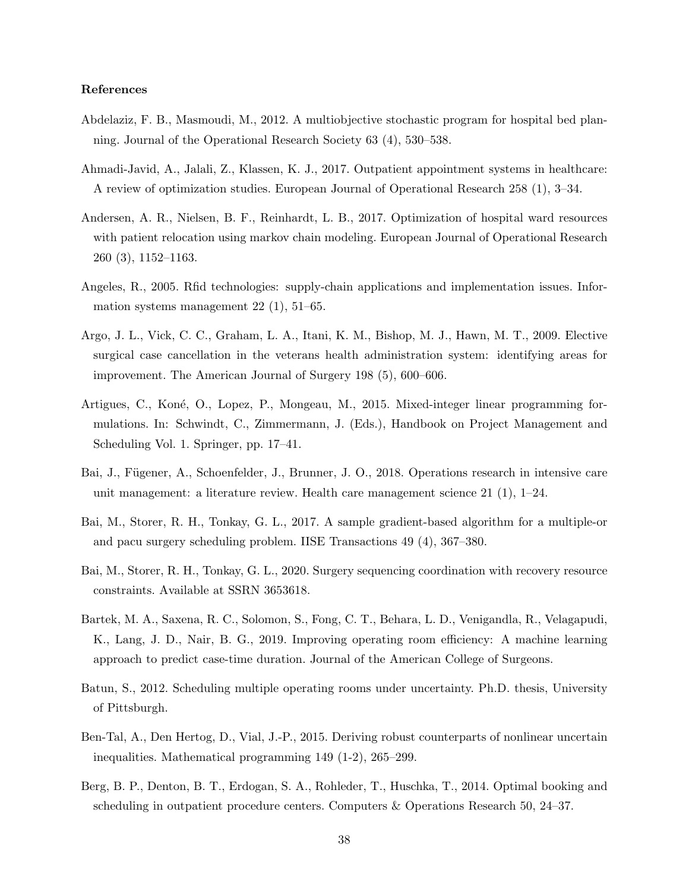## References

Abdelaziz, F. B., Masmoudi, M., 2012. A multiobjective stochastic program for hospital bed planning. Journal of the Operational Research Society 63 (4), 530–538.

Ahmadi-Javid, A., Jalali, Z., Klassen, K. J., 2017. Outpatient appointment systems in healthcare: A review of optimization studies. European Journal of Operational Research 258 (1), 3–34.

Andersen, A. R., Nielsen, B. F., Reinhardt, L. B., 2017. Optimization of hospital ward resources with patient relocation using markov chain modeling. European Journal of Operational Research 260 (3), 1152–1163.

Angeles, R., 2005. Rfid technologies: supply-chain applications and implementation issues. Information systems management 22 (1), 51–65.

Argo, J. L., Vick, C. C., Graham, L. A., Itani, K. M., Bishop, M. J., Hawn, M. T., 2009. Elective surgical case cancellation in the veterans health administration system: identifying areas for improvement. The American Journal of Surgery 198 (5), 600–606.

Artigues, C., Koné, O., Lopez, P., Mongeau, M., 2015. Mixed-integer linear programming formulations. In: Schwindt, C., Zimmermann, J. (Eds.), Handbook on Project Management and Scheduling Vol. 1. Springer, pp. 17–41.

Bai, J., Fügener, A., Schoenfelder, J., Brunner, J. O., 2018. Operations research in intensive care unit management: a literature review. Health care management science 21 (1), 1–24.

Bai, M., Storer, R. H., Tonkay, G. L., 2017. A sample gradient-based algorithm for a multiple-or and pacu surgery scheduling problem. IISE Transactions 49 (4), 367–380.

Bai, M., Storer, R. H., Tonkay, G. L., 2020. Surgery sequencing coordination with recovery resource constraints. Available at SSRN 3653618.

Bartek, M. A., Saxena, R. C., Solomon, S., Fong, C. T., Behara, L. D., Venigandla, R., Velagapudi, K., Lang, J. D., Nair, B. G., 2019. Improving operating room efficiency: A machine learning approach to predict case-time duration. Journal of the American College of Surgeons.

Batun, S., 2012. Scheduling multiple operating rooms under uncertainty. Ph.D. thesis, University of Pittsburgh.

Ben-Tal, A., Den Hertog, D., Vial, J.-P., 2015. Deriving robust counterparts of nonlinear uncertain inequalities. Mathematical programming 149 (1-2), 265–299.

Berg, B. P., Denton, B. T., Erdogan, S. A., Rohleder, T., Huschka, T., 2014. Optimal booking and scheduling in outpatient procedure centers. Computers & Operations Research 50, 24–37.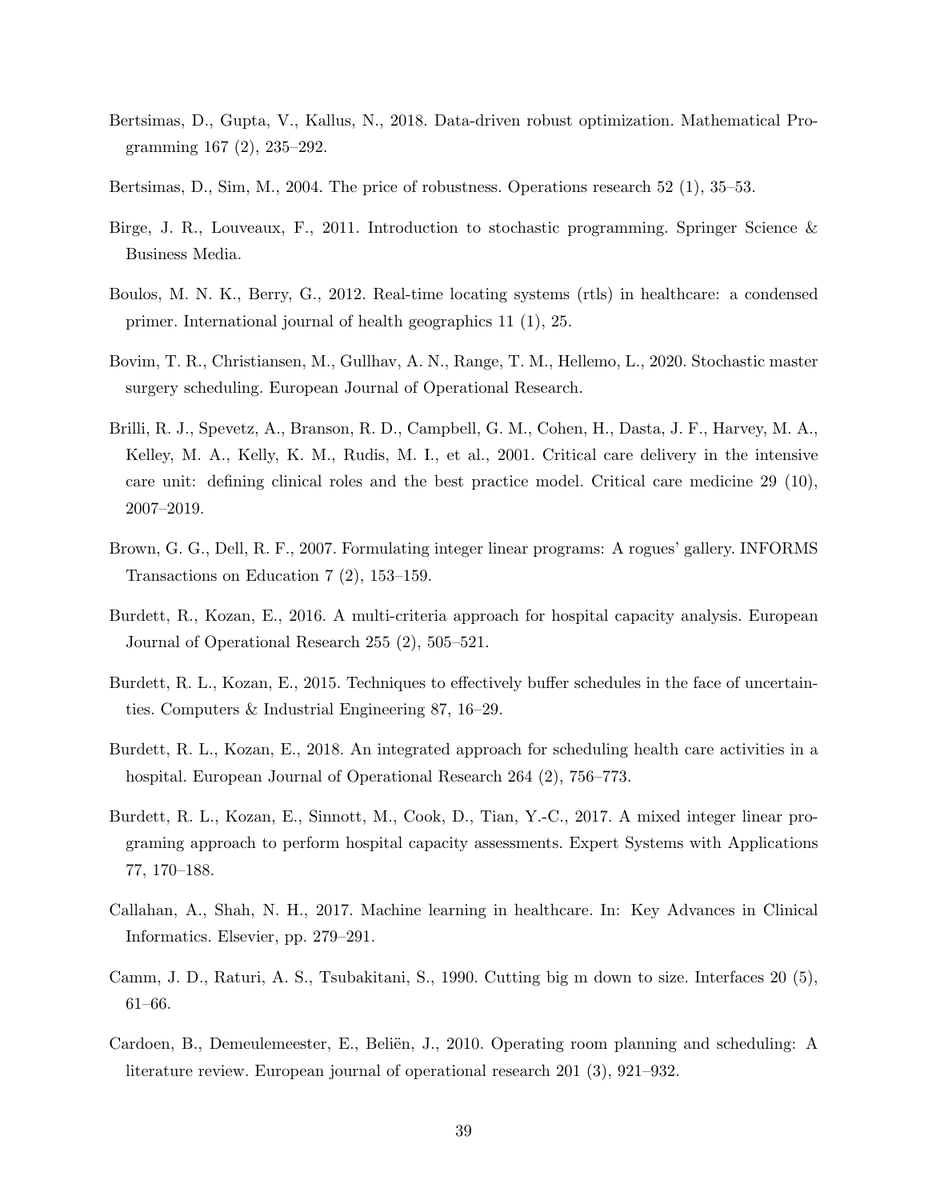Bertsimas, D., Gupta, V., Kallus, N., 2018. Data-driven robust optimization. Mathematical Programming 167 (2), 235–292.

Bertsimas, D., Sim, M., 2004. The price of robustness. Operations research 52 (1), 35–53.

Birge, J. R., Louveaux, F., 2011. Introduction to stochastic programming. Springer Science & Business Media.

Boulos, M. N. K., Berry, G., 2012. Real-time locating systems (rtls) in healthcare: a condensed primer. International journal of health geographics 11 (1), 25.

Bovim, T. R., Christiansen, M., Gullhav, A. N., Range, T. M., Hellemo, L., 2020. Stochastic master surgery scheduling. European Journal of Operational Research.

Brilli, R. J., Spevetz, A., Branson, R. D., Campbell, G. M., Cohen, H., Dasta, J. F., Harvey, M. A., Kelley, M. A., Kelly, K. M., Rudis, M. I., et al., 2001. Critical care delivery in the intensive care unit: defining clinical roles and the best practice model. Critical care medicine 29 (10), 2007–2019.

Brown, G. G., Dell, R. F., 2007. Formulating integer linear programs: A rogues' gallery. INFORMS Transactions on Education 7 (2), 153–159.

Burdett, R., Kozan, E., 2016. A multi-criteria approach for hospital capacity analysis. European Journal of Operational Research 255 (2), 505–521.

Burdett, R. L., Kozan, E., 2015. Techniques to effectively buffer schedules in the face of uncertainties. Computers & Industrial Engineering 87, 16–29.

Burdett, R. L., Kozan, E., 2018. An integrated approach for scheduling health care activities in a hospital. European Journal of Operational Research 264 (2), 756–773.

Burdett, R. L., Kozan, E., Sinnott, M., Cook, D., Tian, Y.-C., 2017. A mixed integer linear programing approach to perform hospital capacity assessments. Expert Systems with Applications 77, 170–188.

Callahan, A., Shah, N. H., 2017. Machine learning in healthcare. In: Key Advances in Clinical Informatics. Elsevier, pp. 279–291.

Camm, J. D., Raturi, A. S., Tsubakitani, S., 1990. Cutting big m down to size. Interfaces 20 (5), 61–66.

Cardoen, B., Demeulemeester, E., Beliën, J., 2010. Operating room planning and scheduling: A literature review. European journal of operational research 201 (3), 921–932.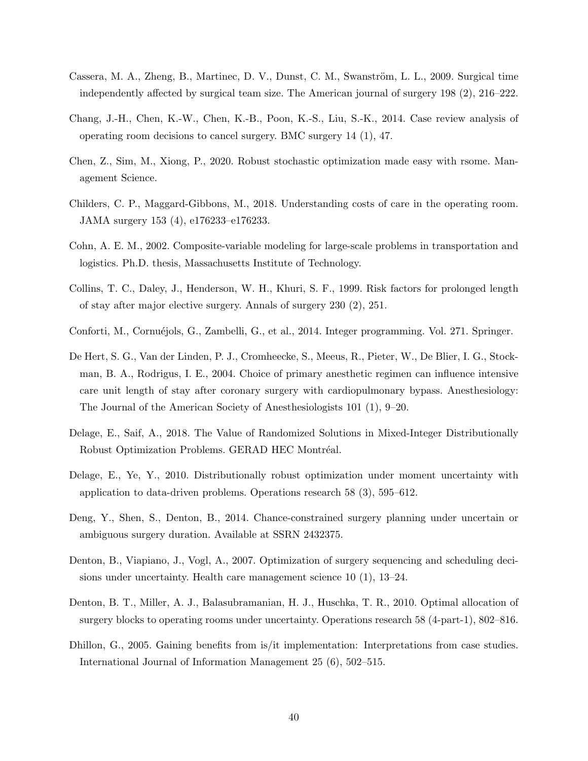Cassera, M. A., Zheng, B., Martinec, D. V., Dunst, C. M., Swanström, L. L., 2009. Surgical time independently affected by surgical team size. The American journal of surgery 198 (2), 216–222.

Chang, J.-H., Chen, K.-W., Chen, K.-B., Poon, K.-S., Liu, S.-K., 2014. Case review analysis of operating room decisions to cancel surgery. BMC surgery 14 (1), 47.

Chen, Z., Sim, M., Xiong, P., 2020. Robust stochastic optimization made easy with rsome. Management Science.

Childers, C. P., Maggard-Gibbons, M., 2018. Understanding costs of care in the operating room. JAMA surgery 153 (4), e176233–e176233.

Cohn, A. E. M., 2002. Composite-variable modeling for large-scale problems in transportation and logistics. Ph.D. thesis, Massachusetts Institute of Technology.

Collins, T. C., Daley, J., Henderson, W. H., Khuri, S. F., 1999. Risk factors for prolonged length of stay after major elective surgery. Annals of surgery 230 (2), 251.

Conforti, M., Cornuéjols, G., Zambelli, G., et al., 2014. Integer programming. Vol. 271. Springer.

De Hert, S. G., Van der Linden, P. J., Cromheecke, S., Meeus, R., Pieter, W., De Blier, I. G., Stockman, B. A., Rodrigus, I. E., 2004. Choice of primary anesthetic regimen can influence intensive care unit length of stay after coronary surgery with cardiopulmonary bypass. Anesthesiology: The Journal of the American Society of Anesthesiologists 101 (1), 9–20.

Delage, E., Saif, A., 2018. The Value of Randomized Solutions in Mixed-Integer Distributionally Robust Optimization Problems. GERAD HEC Montréal.

Delage, E., Ye, Y., 2010. Distributionally robust optimization under moment uncertainty with application to data-driven problems. Operations research 58 (3), 595–612.

Deng, Y., Shen, S., Denton, B., 2014. Chance-constrained surgery planning under uncertain or ambiguous surgery duration. Available at SSRN 2432375.

Denton, B., Viapiano, J., Vogl, A., 2007. Optimization of surgery sequencing and scheduling decisions under uncertainty. Health care management science 10 (1), 13–24.

Denton, B. T., Miller, A. J., Balasubramanian, H. J., Huschka, T. R., 2010. Optimal allocation of surgery blocks to operating rooms under uncertainty. Operations research 58 (4-part-1), 802–816.

Dhillon, G., 2005. Gaining benefits from is/it implementation: Interpretations from case studies. International Journal of Information Management 25 (6), 502–515.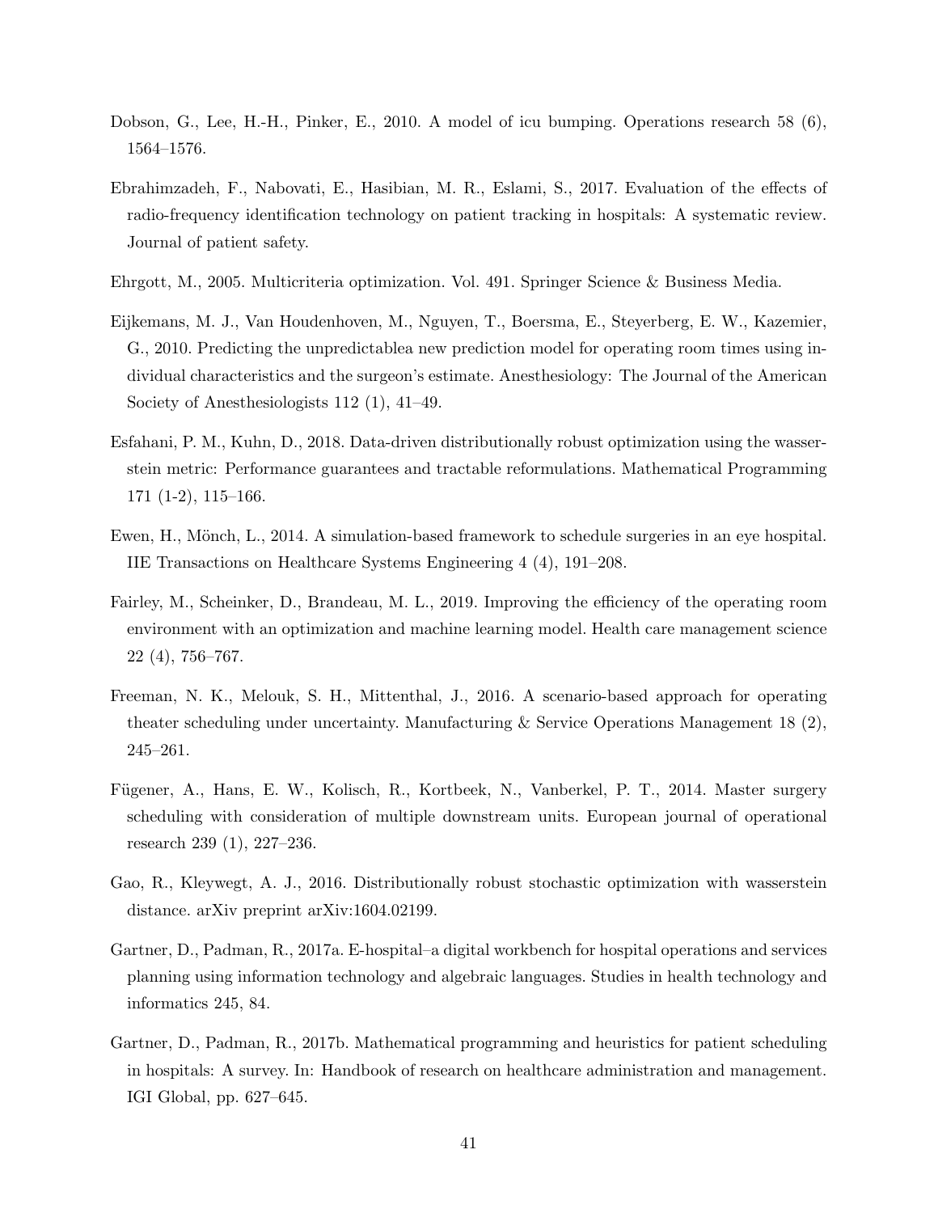Dobson, G., Lee, H.-H., Pinker, E., 2010. A model of icu bumping. Operations research 58 (6), 1564–1576.

Ebrahimzadeh, F., Nabovati, E., Hasibian, M. R., Eslami, S., 2017. Evaluation of the effects of radio-frequency identification technology on patient tracking in hospitals: A systematic review. Journal of patient safety.

Ehrgott, M., 2005. Multicriteria optimization. Vol. 491. Springer Science & Business Media.

Eijkemans, M. J., Van Houdenhoven, M., Nguyen, T., Boersma, E., Steyerberg, E. W., Kazemier, G., 2010. Predicting the unpredictablea new prediction model for operating room times using individual characteristics and the surgeon's estimate. Anesthesiology: The Journal of the American Society of Anesthesiologists 112 (1), 41–49.

Esfahani, P. M., Kuhn, D., 2018. Data-driven distributionally robust optimization using the wasserstein metric: Performance guarantees and tractable reformulations. Mathematical Programming 171 (1-2), 115–166.

Ewen, H., Mönch, L., 2014. A simulation-based framework to schedule surgeries in an eye hospital. IIE Transactions on Healthcare Systems Engineering 4 (4), 191–208.

Fairley, M., Scheinker, D., Brandeau, M. L., 2019. Improving the efficiency of the operating room environment with an optimization and machine learning model. Health care management science 22 (4), 756–767.

Freeman, N. K., Melouk, S. H., Mittenthal, J., 2016. A scenario-based approach for operating theater scheduling under uncertainty. Manufacturing & Service Operations Management 18 (2), 245–261.

Fügener, A., Hans, E. W., Kolisch, R., Kortbeek, N., Vanberkel, P. T., 2014. Master surgery scheduling with consideration of multiple downstream units. European journal of operational research 239 (1), 227–236.

Gao, R., Kleywegt, A. J., 2016. Distributionally robust stochastic optimization with wasserstein distance. arXiv preprint arXiv:1604.02199.

Gartner, D., Padman, R., 2017a. E-hospital–a digital workbench for hospital operations and services planning using information technology and algebraic languages. Studies in health technology and informatics 245, 84.

Gartner, D., Padman, R., 2017b. Mathematical programming and heuristics for patient scheduling in hospitals: A survey. In: Handbook of research on healthcare administration and management. IGI Global, pp. 627–645.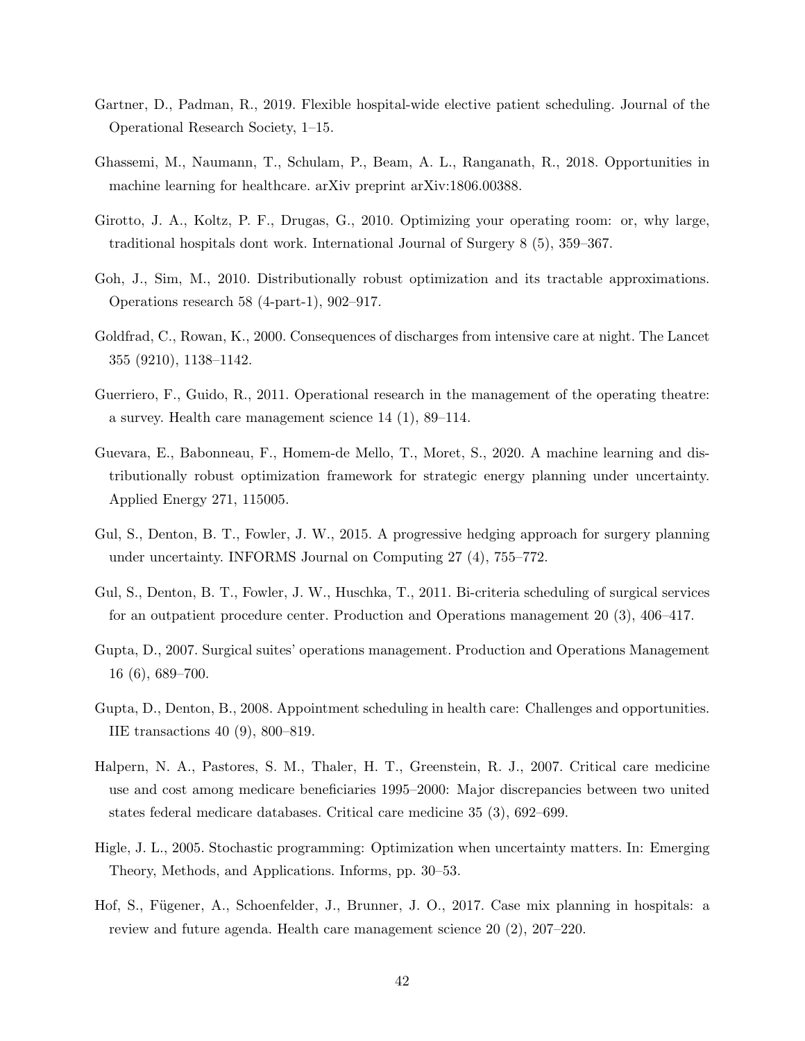Gartner, D., Padman, R., 2019. Flexible hospital-wide elective patient scheduling. Journal of the Operational Research Society, 1–15.

Ghassemi, M., Naumann, T., Schulam, P., Beam, A. L., Ranganath, R., 2018. Opportunities in machine learning for healthcare. arXiv preprint arXiv:1806.00388.

Girotto, J. A., Koltz, P. F., Drugas, G., 2010. Optimizing your operating room: or, why large, traditional hospitals dont work. International Journal of Surgery 8 (5), 359–367.

Goh, J., Sim, M., 2010. Distributionally robust optimization and its tractable approximations. Operations research 58 (4-part-1), 902–917.

Goldfrad, C., Rowan, K., 2000. Consequences of discharges from intensive care at night. The Lancet 355 (9210), 1138–1142.

Guerriero, F., Guido, R., 2011. Operational research in the management of the operating theatre: a survey. Health care management science 14 (1), 89–114.

Guevara, E., Babonneau, F., Homem-de Mello, T., Moret, S., 2020. A machine learning and distributionally robust optimization framework for strategic energy planning under uncertainty. Applied Energy 271, 115005.

Gul, S., Denton, B. T., Fowler, J. W., 2015. A progressive hedging approach for surgery planning under uncertainty. INFORMS Journal on Computing 27 (4), 755–772.

Gul, S., Denton, B. T., Fowler, J. W., Huschka, T., 2011. Bi-criteria scheduling of surgical services for an outpatient procedure center. Production and Operations management 20 (3), 406–417.

Gupta, D., 2007. Surgical suites' operations management. Production and Operations Management 16 (6), 689–700.

Gupta, D., Denton, B., 2008. Appointment scheduling in health care: Challenges and opportunities. IIE transactions 40 (9), 800–819.

Halpern, N. A., Pastores, S. M., Thaler, H. T., Greenstein, R. J., 2007. Critical care medicine use and cost among medicare beneficiaries 1995–2000: Major discrepancies between two united states federal medicare databases. Critical care medicine 35 (3), 692–699.

Higle, J. L., 2005. Stochastic programming: Optimization when uncertainty matters. In: Emerging Theory, Methods, and Applications. Informs, pp. 30–53.

Hof, S., Fügener, A., Schoenfelder, J., Brunner, J. O., 2017. Case mix planning in hospitals: a review and future agenda. Health care management science 20 (2), 207–220.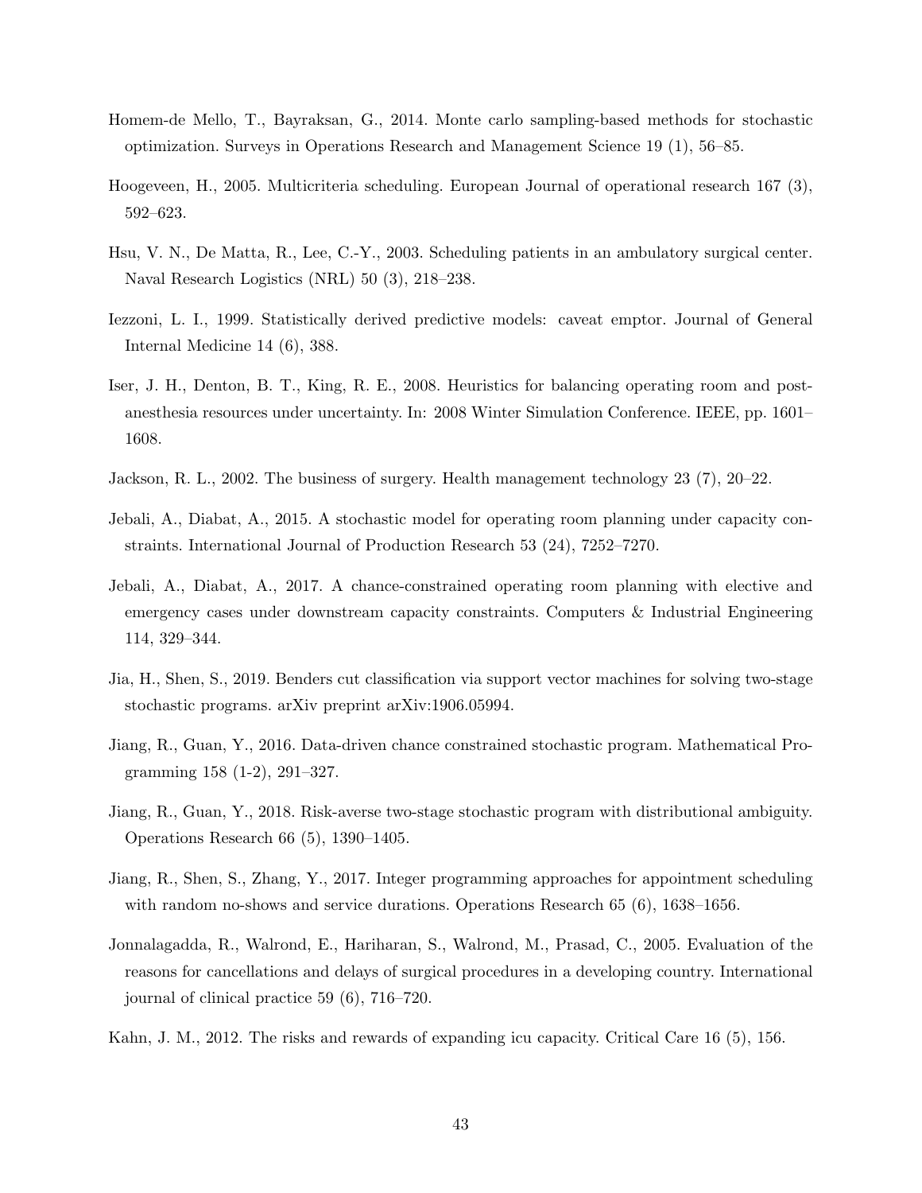Homem-de Mello, T., Bayraksan, G., 2014. Monte carlo sampling-based methods for stochastic optimization. Surveys in Operations Research and Management Science 19 (1), 56–85.

Hoogeveen, H., 2005. Multicriteria scheduling. European Journal of operational research 167 (3), 592–623.

Hsu, V. N., De Matta, R., Lee, C.-Y., 2003. Scheduling patients in an ambulatory surgical center. Naval Research Logistics (NRL) 50 (3), 218–238.

Iezzoni, L. I., 1999. Statistically derived predictive models: caveat emptor. Journal of General Internal Medicine 14 (6), 388.

Iser, J. H., Denton, B. T., King, R. E., 2008. Heuristics for balancing operating room and post-anesthesia resources under uncertainty. In: 2008 Winter Simulation Conference. IEEE, pp. 1601–1608.

Jackson, R. L., 2002. The business of surgery. Health management technology 23 (7), 20–22.

Jebali, A., Diabat, A., 2015. A stochastic model for operating room planning under capacity constraints. International Journal of Production Research 53 (24), 7252–7270.

Jebali, A., Diabat, A., 2017. A chance-constrained operating room planning with elective and emergency cases under downstream capacity constraints. Computers & Industrial Engineering 114, 329–344.

Jia, H., Shen, S., 2019. Benders cut classification via support vector machines for solving two-stage stochastic programs. arXiv preprint arXiv:1906.05994.

Jiang, R., Guan, Y., 2016. Data-driven chance constrained stochastic program. Mathematical Programming 158 (1-2), 291–327.

Jiang, R., Guan, Y., 2018. Risk-averse two-stage stochastic program with distributional ambiguity. Operations Research 66 (5), 1390–1405.

Jiang, R., Shen, S., Zhang, Y., 2017. Integer programming approaches for appointment scheduling with random no-shows and service durations. Operations Research 65 (6), 1638–1656.

Jonnalagadda, R., Walrond, E., Hariharan, S., Walrond, M., Prasad, C., 2005. Evaluation of the reasons for cancellations and delays of surgical procedures in a developing country. International journal of clinical practice 59 (6), 716–720.

Kahn, J. M., 2012. The risks and rewards of expanding icu capacity. Critical Care 16 (5), 156.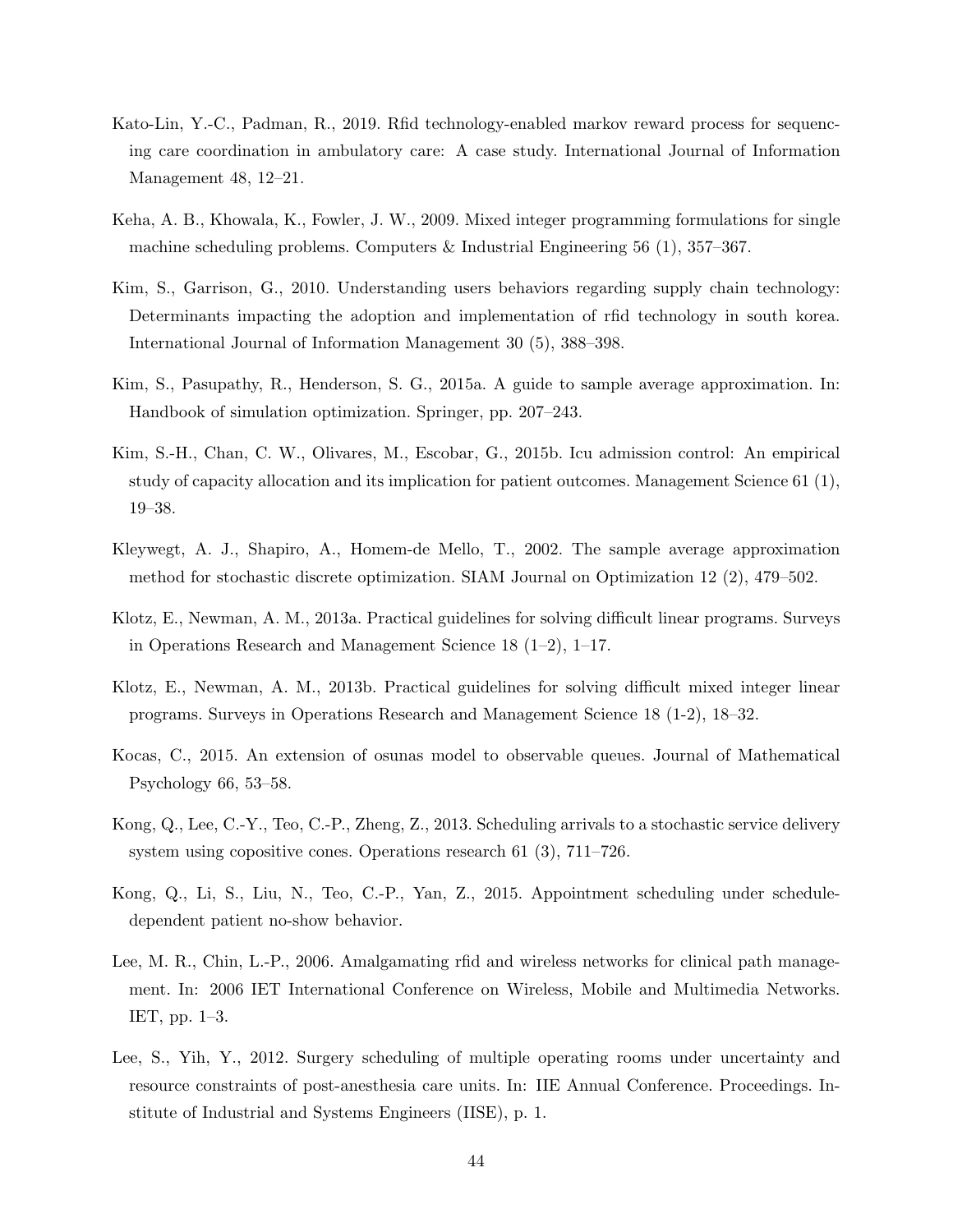Kato-Lin, Y.-C., Padman, R., 2019. Rfid technology-enabled markov reward process for sequencing care coordination in ambulatory care: A case study. International Journal of Information Management 48, 12–21.

Keha, A. B., Khowala, K., Fowler, J. W., 2009. Mixed integer programming formulations for single machine scheduling problems. Computers & Industrial Engineering 56 (1), 357–367.

Kim, S., Garrison, G., 2010. Understanding users behaviors regarding supply chain technology: Determinants impacting the adoption and implementation of rfid technology in south korea. International Journal of Information Management 30 (5), 388–398.

Kim, S., Pasupathy, R., Henderson, S. G., 2015a. A guide to sample average approximation. In: Handbook of simulation optimization. Springer, pp. 207–243.

Kim, S.-H., Chan, C. W., Olivares, M., Escobar, G., 2015b. Icu admission control: An empirical study of capacity allocation and its implication for patient outcomes. Management Science 61 (1), 19–38.

Kleywegt, A. J., Shapiro, A., Homem-de Mello, T., 2002. The sample average approximation method for stochastic discrete optimization. SIAM Journal on Optimization 12 (2), 479–502.

Klotz, E., Newman, A. M., 2013a. Practical guidelines for solving difficult linear programs. Surveys in Operations Research and Management Science 18 (1–2), 1–17.

Klotz, E., Newman, A. M., 2013b. Practical guidelines for solving difficult mixed integer linear programs. Surveys in Operations Research and Management Science 18 (1-2), 18–32.

Kocas, C., 2015. An extension of osunas model to observable queues. Journal of Mathematical Psychology 66, 53–58.

Kong, Q., Lee, C.-Y., Teo, C.-P., Zheng, Z., 2013. Scheduling arrivals to a stochastic service delivery system using copositive cones. Operations research 61 (3), 711–726.

Kong, Q., Li, S., Liu, N., Teo, C.-P., Yan, Z., 2015. Appointment scheduling under schedule-dependent patient no-show behavior.

Lee, M. R., Chin, L.-P., 2006. Amalgamating rfid and wireless networks for clinical path management. In: 2006 IET International Conference on Wireless, Mobile and Multimedia Networks. IET, pp. 1–3.

Lee, S., Yih, Y., 2012. Surgery scheduling of multiple operating rooms under uncertainty and resource constraints of post-anesthesia care units. In: IIE Annual Conference. Proceedings. Institute of Industrial and Systems Engineers (IISE), p. 1.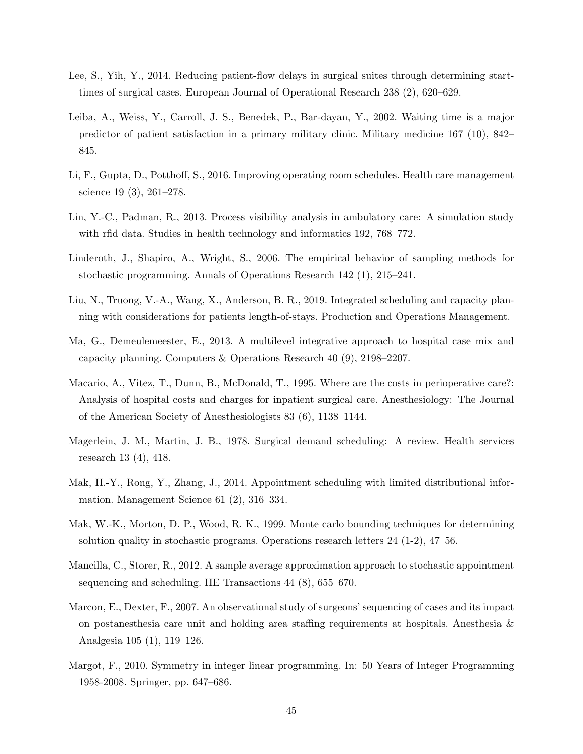Lee, S., Yih, Y., 2014. Reducing patient-flow delays in surgical suites through determining start-times of surgical cases. European Journal of Operational Research 238 (2), 620–629.

Leiba, A., Weiss, Y., Carroll, J. S., Benedek, P., Bar-dayan, Y., 2002. Waiting time is a major predictor of patient satisfaction in a primary military clinic. Military medicine 167 (10), 842–845.

Li, F., Gupta, D., Potthoff, S., 2016. Improving operating room schedules. Health care management science 19 (3), 261–278.

Lin, Y.-C., Padman, R., 2013. Process visibility analysis in ambulatory care: A simulation study with rfid data. Studies in health technology and informatics 192, 768–772.

Linderoth, J., Shapiro, A., Wright, S., 2006. The empirical behavior of sampling methods for stochastic programming. Annals of Operations Research 142 (1), 215–241.

Liu, N., Truong, V.-A., Wang, X., Anderson, B. R., 2019. Integrated scheduling and capacity planning with considerations for patients length-of-stays. Production and Operations Management.

Ma, G., Demeulemeester, E., 2013. A multilevel integrative approach to hospital case mix and capacity planning. Computers & Operations Research 40 (9), 2198–2207.

Macario, A., Vitez, T., Dunn, B., McDonald, T., 1995. Where are the costs in perioperative care?: Analysis of hospital costs and charges for inpatient surgical care. Anesthesiology: The Journal of the American Society of Anesthesiologists 83 (6), 1138–1144.

Magerlein, J. M., Martin, J. B., 1978. Surgical demand scheduling: A review. Health services research 13 (4), 418.

Mak, H.-Y., Rong, Y., Zhang, J., 2014. Appointment scheduling with limited distributional information. Management Science 61 (2), 316–334.

Mak, W.-K., Morton, D. P., Wood, R. K., 1999. Monte carlo bounding techniques for determining solution quality in stochastic programs. Operations research letters 24 (1-2), 47–56.

Mancilla, C., Storer, R., 2012. A sample average approximation approach to stochastic appointment sequencing and scheduling. IIE Transactions 44 (8), 655–670.

Marcon, E., Dexter, F., 2007. An observational study of surgeons' sequencing of cases and its impact on postanesthesia care unit and holding area staffing requirements at hospitals. Anesthesia & Analgesia 105 (1), 119–126.

Margot, F., 2010. Symmetry in integer linear programming. In: 50 Years of Integer Programming 1958-2008. Springer, pp. 647–686.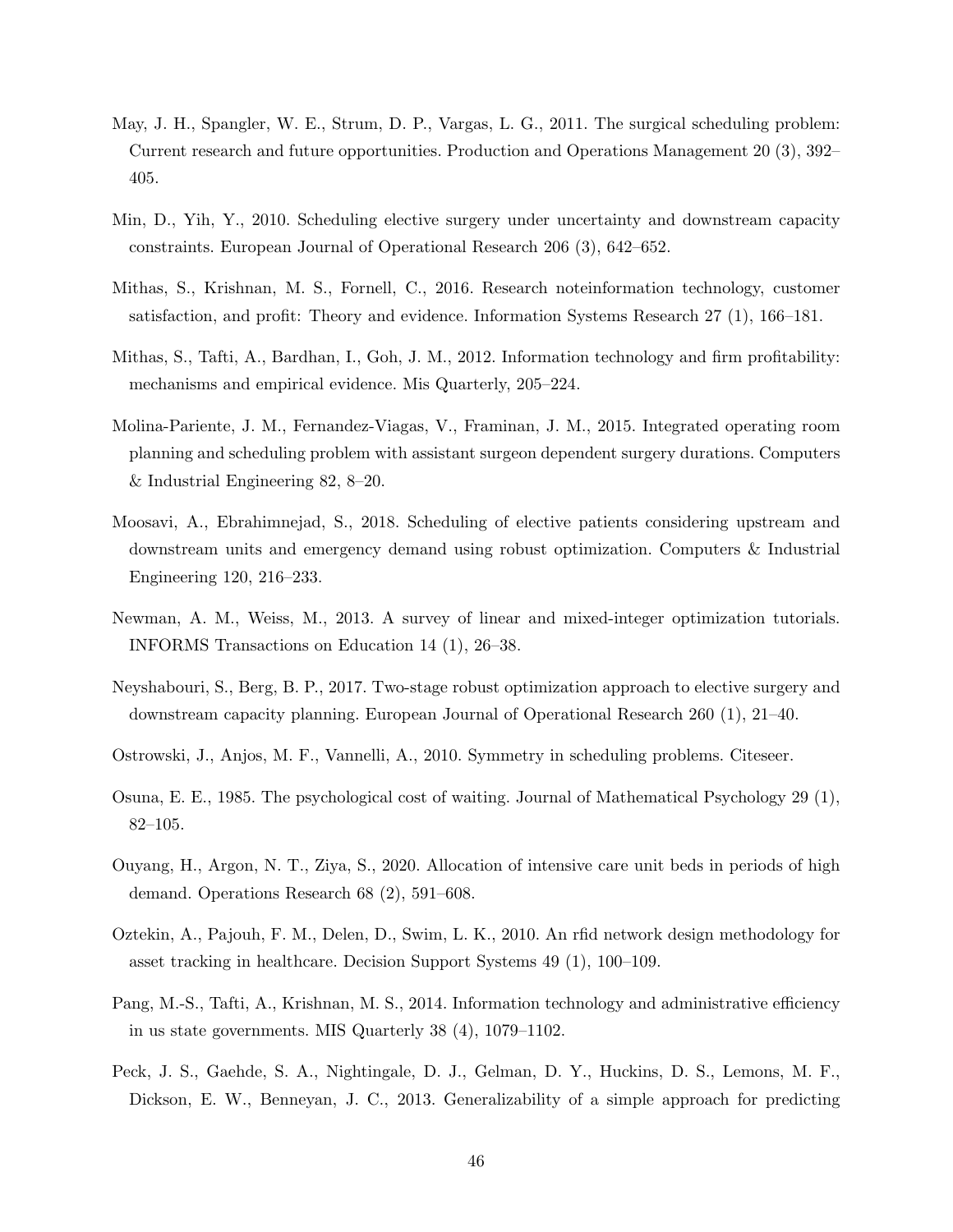May, J. H., Spangler, W. E., Strum, D. P., Vargas, L. G., 2011. The surgical scheduling problem: Current research and future opportunities. Production and Operations Management 20 (3), 392–405.

Min, D., Yih, Y., 2010. Scheduling elective surgery under uncertainty and downstream capacity constraints. European Journal of Operational Research 206 (3), 642–652.

Mithas, S., Krishnan, M. S., Fornell, C., 2016. Research noteinformation technology, customer satisfaction, and profit: Theory and evidence. Information Systems Research 27 (1), 166–181.

Mithas, S., Tafti, A., Bardhan, I., Goh, J. M., 2012. Information technology and firm profitability: mechanisms and empirical evidence. Mis Quarterly, 205–224.

Molina-Pariente, J. M., Fernandez-Viagas, V., Framinan, J. M., 2015. Integrated operating room planning and scheduling problem with assistant surgeon dependent surgery durations. Computers & Industrial Engineering 82, 8–20.

Moosavi, A., Ebrahimnejad, S., 2018. Scheduling of elective patients considering upstream and downstream units and emergency demand using robust optimization. Computers & Industrial Engineering 120, 216–233.

Newman, A. M., Weiss, M., 2013. A survey of linear and mixed-integer optimization tutorials. INFORMS Transactions on Education 14 (1), 26–38.

Neyshabouri, S., Berg, B. P., 2017. Two-stage robust optimization approach to elective surgery and downstream capacity planning. European Journal of Operational Research 260 (1), 21–40.

Ostrowski, J., Anjos, M. F., Vannelli, A., 2010. Symmetry in scheduling problems. Citeseer.

Osuna, E. E., 1985. The psychological cost of waiting. Journal of Mathematical Psychology 29 (1), 82–105.

Ouyang, H., Argon, N. T., Ziya, S., 2020. Allocation of intensive care unit beds in periods of high demand. Operations Research 68 (2), 591–608.

Oztekin, A., Pajouh, F. M., Delen, D., Swim, L. K., 2010. An rfid network design methodology for asset tracking in healthcare. Decision Support Systems 49 (1), 100–109.

Pang, M.-S., Tafti, A., Krishnan, M. S., 2014. Information technology and administrative efficiency in us state governments. MIS Quarterly 38 (4), 1079–1102.

Peck, J. S., Gaehde, S. A., Nightingale, D. J., Gelman, D. Y., Huckins, D. S., Lemons, M. F., Dickson, E. W., Benneyan, J. C., 2013. Generalizability of a simple approach for predicting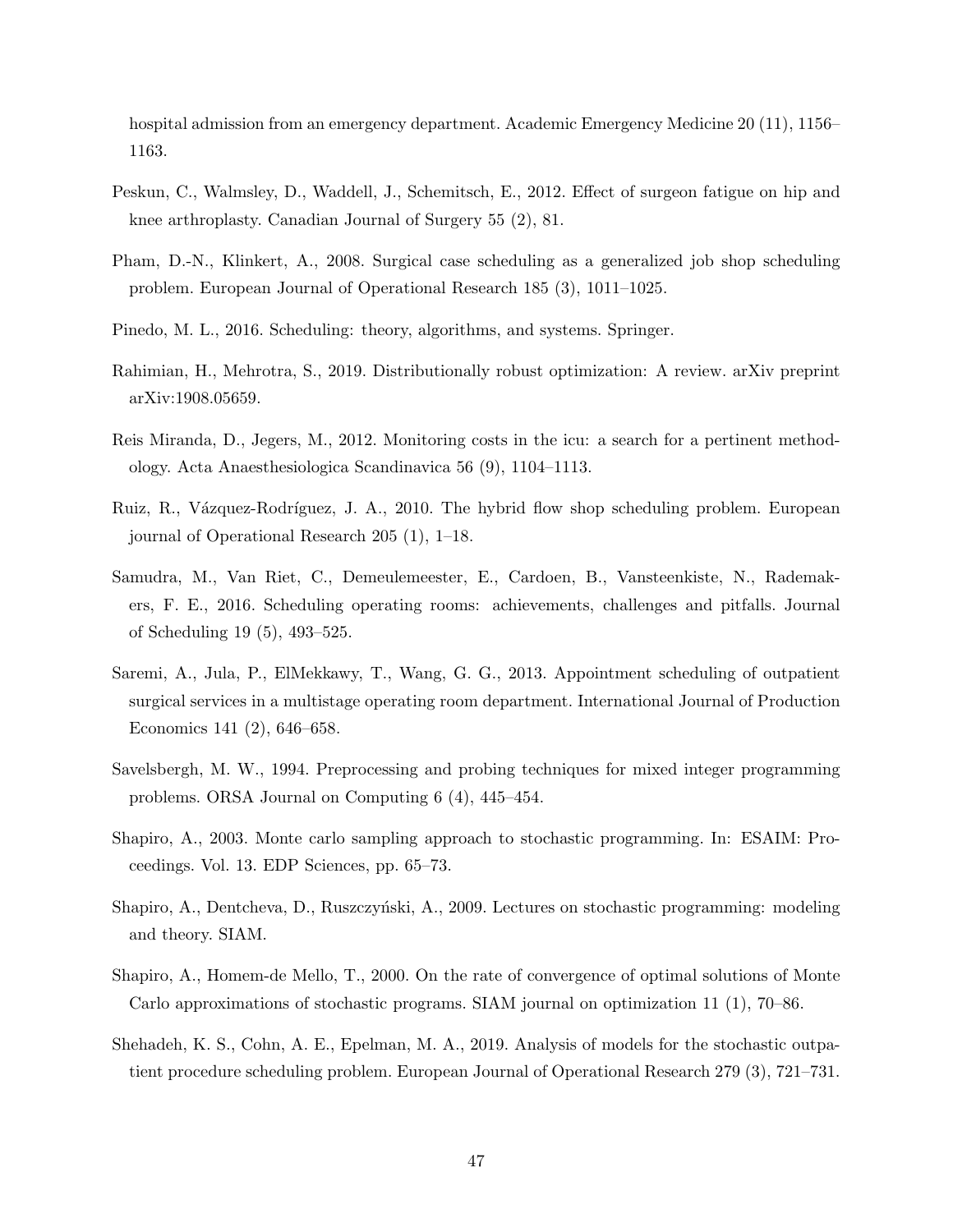hospital admission from an emergency department. Academic Emergency Medicine 20 (11), 1156–1163.

Peskun, C., Walmsley, D., Waddell, J., Schemitsch, E., 2012. Effect of surgeon fatigue on hip and knee arthroplasty. Canadian Journal of Surgery 55 (2), 81.

Pham, D.-N., Klinkert, A., 2008. Surgical case scheduling as a generalized job shop scheduling problem. European Journal of Operational Research 185 (3), 1011–1025.

Pinedo, M. L., 2016. Scheduling: theory, algorithms, and systems. Springer.

Rahimian, H., Mehrotra, S., 2019. Distributionally robust optimization: A review. arXiv preprint arXiv:1908.05659.

Reis Miranda, D., Jegers, M., 2012. Monitoring costs in the icu: a search for a pertinent methodology. Acta Anaesthesiologica Scandinavica 56 (9), 1104–1113.

Ruiz, R., Vázquez-Rodríguez, J. A., 2010. The hybrid flow shop scheduling problem. European journal of Operational Research 205 (1), 1–18.

Samudra, M., Van Riet, C., Demeulemeester, E., Cardoen, B., Vansteenkiste, N., Rademakers, F. E., 2016. Scheduling operating rooms: achievements, challenges and pitfalls. Journal of Scheduling 19 (5), 493–525.

Saremi, A., Jula, P., ElMekkawy, T., Wang, G. G., 2013. Appointment scheduling of outpatient surgical services in a multistage operating room department. International Journal of Production Economics 141 (2), 646–658.

Savelsbergh, M. W., 1994. Preprocessing and probing techniques for mixed integer programming problems. ORSA Journal on Computing 6 (4), 445–454.

Shapiro, A., 2003. Monte carlo sampling approach to stochastic programming. In: ESAIM: Proceedings. Vol. 13. EDP Sciences, pp. 65–73.

Shapiro, A., Dentcheva, D., Ruszczyński, A., 2009. Lectures on stochastic programming: modeling and theory. SIAM.

Shapiro, A., Homem-de Mello, T., 2000. On the rate of convergence of optimal solutions of Monte Carlo approximations of stochastic programs. SIAM journal on optimization 11 (1), 70–86.

Shehadeh, K. S., Cohn, A. E., Epelman, M. A., 2019. Analysis of models for the stochastic outpatient procedure scheduling problem. European Journal of Operational Research 279 (3), 721–731.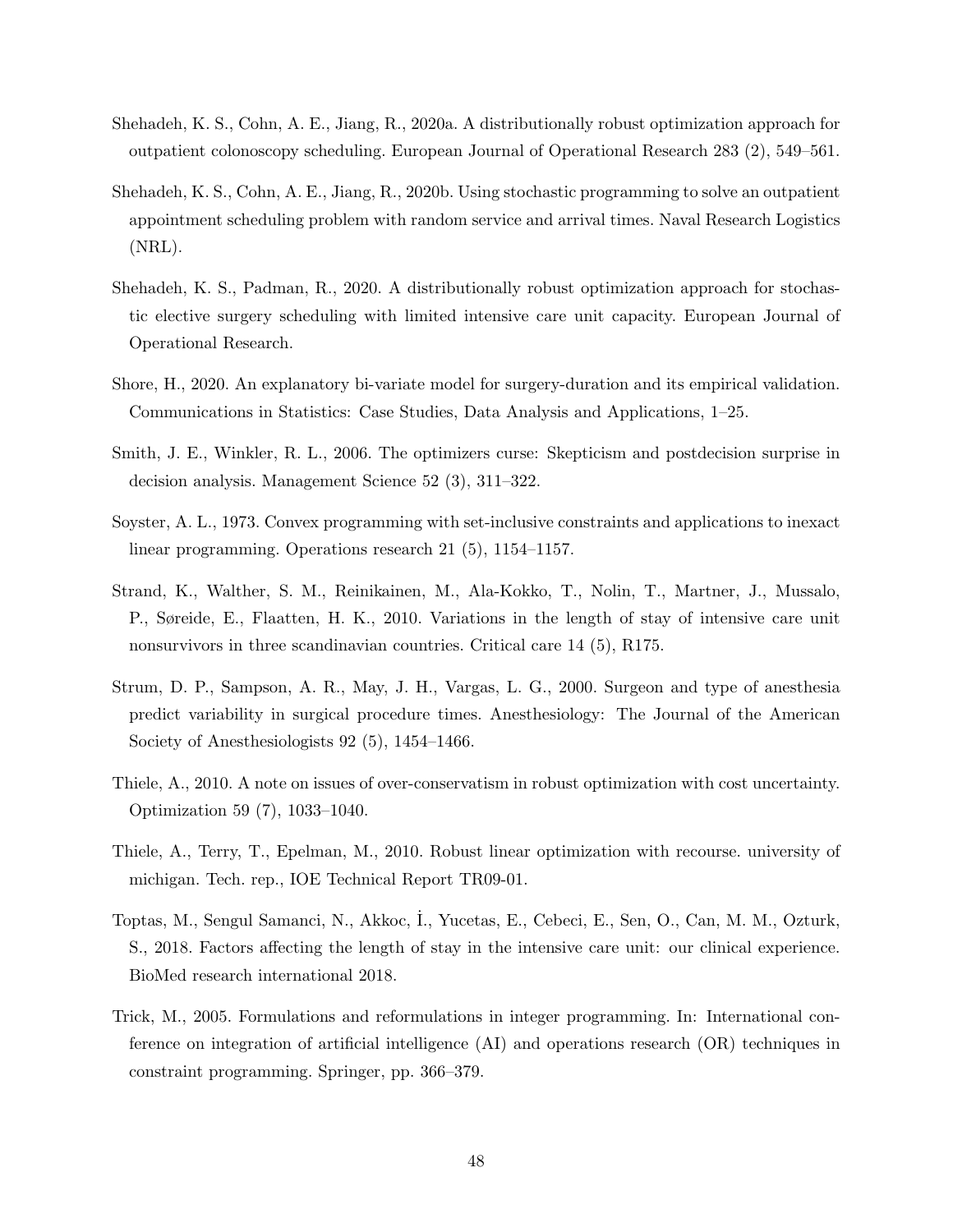Shehadeh, K. S., Cohn, A. E., Jiang, R., 2020a. A distributionally robust optimization approach for outpatient colonoscopy scheduling. European Journal of Operational Research 283 (2), 549–561.

Shehadeh, K. S., Cohn, A. E., Jiang, R., 2020b. Using stochastic programming to solve an outpatient appointment scheduling problem with random service and arrival times. Naval Research Logistics (NRL).

Shehadeh, K. S., Padman, R., 2020. A distributionally robust optimization approach for stochastic elective surgery scheduling with limited intensive care unit capacity. European Journal of Operational Research.

Shore, H., 2020. An explanatory bi-variate model for surgery-duration and its empirical validation. Communications in Statistics: Case Studies, Data Analysis and Applications, 1–25.

Smith, J. E., Winkler, R. L., 2006. The optimizers curse: Skepticism and postdecision surprise in decision analysis. Management Science 52 (3), 311–322.

Soyster, A. L., 1973. Convex programming with set-inclusive constraints and applications to inexact linear programming. Operations research 21 (5), 1154–1157.

Strand, K., Walther, S. M., Reinikainen, M., Ala-Kokko, T., Nolin, T., Martner, J., Mussalo, P., Søreide, E., Flaatten, H. K., 2010. Variations in the length of stay of intensive care unit nonsurvivors in three scandinavian countries. Critical care 14 (5), R175.

Strum, D. P., Sampson, A. R., May, J. H., Vargas, L. G., 2000. Surgeon and type of anesthesia predict variability in surgical procedure times. Anesthesiology: The Journal of the American Society of Anesthesiologists 92 (5), 1454–1466.

Thiele, A., 2010. A note on issues of over-conservatism in robust optimization with cost uncertainty. Optimization 59 (7), 1033–1040.

Thiele, A., Terry, T., Epelman, M., 2010. Robust linear optimization with recourse. university of michigan. Tech. rep., IOE Technical Report TR09-01.

Toptas, M., Sengul Samanci, N., Akkoc, İ., Yucetas, E., Cebeci, E., Sen, O., Can, M. M., Ozturk, S., 2018. Factors affecting the length of stay in the intensive care unit: our clinical experience. BioMed research international 2018.

Trick, M., 2005. Formulations and reformulations in integer programming. In: International conference on integration of artificial intelligence (AI) and operations research (OR) techniques in constraint programming. Springer, pp. 366–379.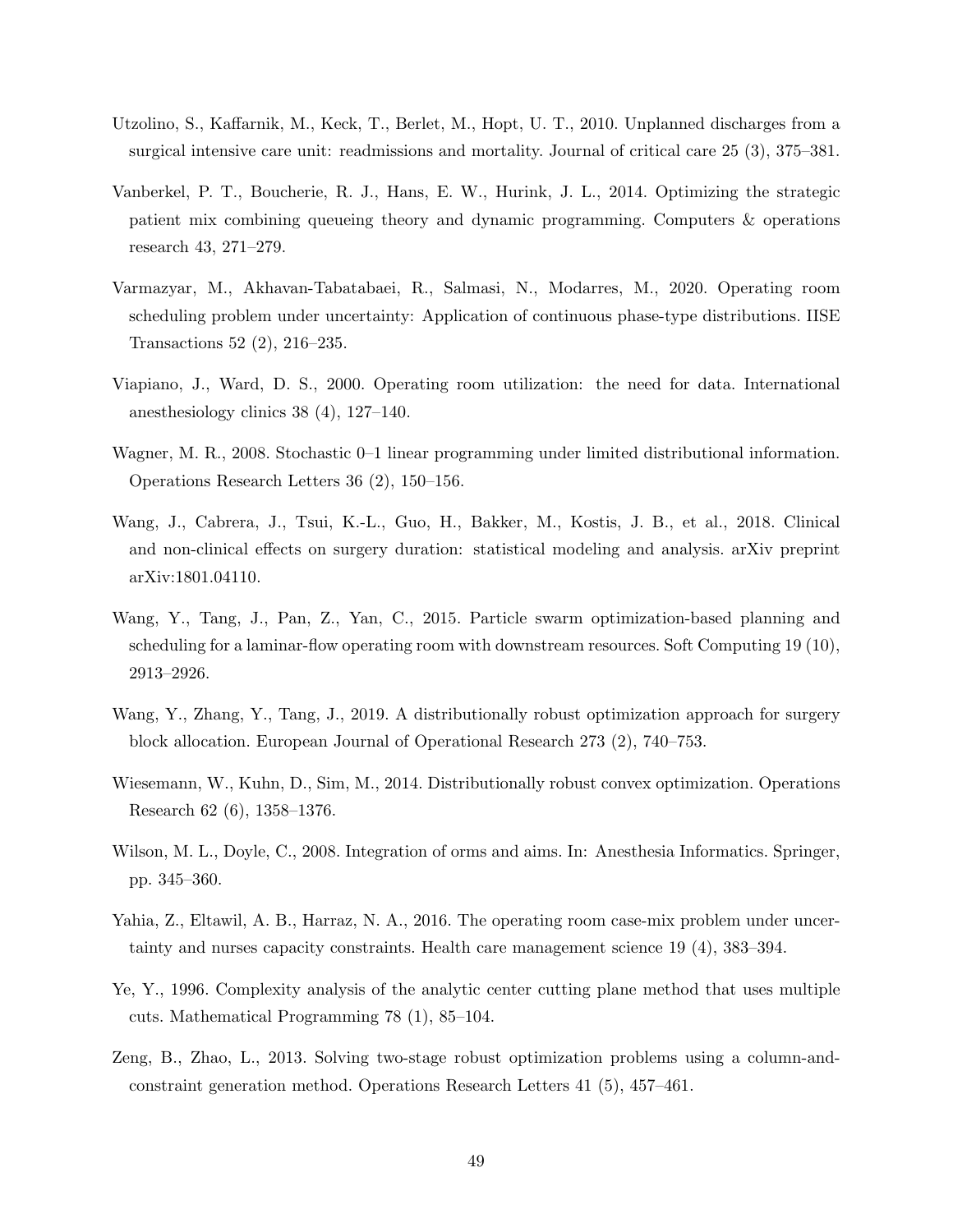Utzolino, S., Kaffarnik, M., Keck, T., Berlet, M., Hopt, U. T., 2010. Unplanned discharges from a surgical intensive care unit: readmissions and mortality. Journal of critical care 25 (3), 375–381.

Vanberkel, P. T., Boucherie, R. J., Hans, E. W., Hurink, J. L., 2014. Optimizing the strategic patient mix combining queueing theory and dynamic programming. Computers & operations research 43, 271–279.

Varmazyar, M., Akhavan-Tabatabaei, R., Salmasi, N., Modarres, M., 2020. Operating room scheduling problem under uncertainty: Application of continuous phase-type distributions. IISE Transactions 52 (2), 216–235.

Viapiano, J., Ward, D. S., 2000. Operating room utilization: the need for data. International anesthesiology clinics 38 (4), 127–140.

Wagner, M. R., 2008. Stochastic 0–1 linear programming under limited distributional information. Operations Research Letters 36 (2), 150–156.

Wang, J., Cabrera, J., Tsui, K.-L., Guo, H., Bakker, M., Kostis, J. B., et al., 2018. Clinical and non-clinical effects on surgery duration: statistical modeling and analysis. arXiv preprint arXiv:1801.04110.

Wang, Y., Tang, J., Pan, Z., Yan, C., 2015. Particle swarm optimization-based planning and scheduling for a laminar-flow operating room with downstream resources. Soft Computing 19 (10), 2913–2926.

Wang, Y., Zhang, Y., Tang, J., 2019. A distributionally robust optimization approach for surgery block allocation. European Journal of Operational Research 273 (2), 740–753.

Wiesemann, W., Kuhn, D., Sim, M., 2014. Distributionally robust convex optimization. Operations Research 62 (6), 1358–1376.

Wilson, M. L., Doyle, C., 2008. Integration of orms and aims. In: Anesthesia Informatics. Springer, pp. 345–360.

Yahia, Z., Eltawil, A. B., Harraz, N. A., 2016. The operating room case-mix problem under uncertainty and nurses capacity constraints. Health care management science 19 (4), 383–394.

Ye, Y., 1996. Complexity analysis of the analytic center cutting plane method that uses multiple cuts. Mathematical Programming 78 (1), 85–104.

Zeng, B., Zhao, L., 2013. Solving two-stage robust optimization problems using a column-and-constraint generation method. Operations Research Letters 41 (5), 457–461.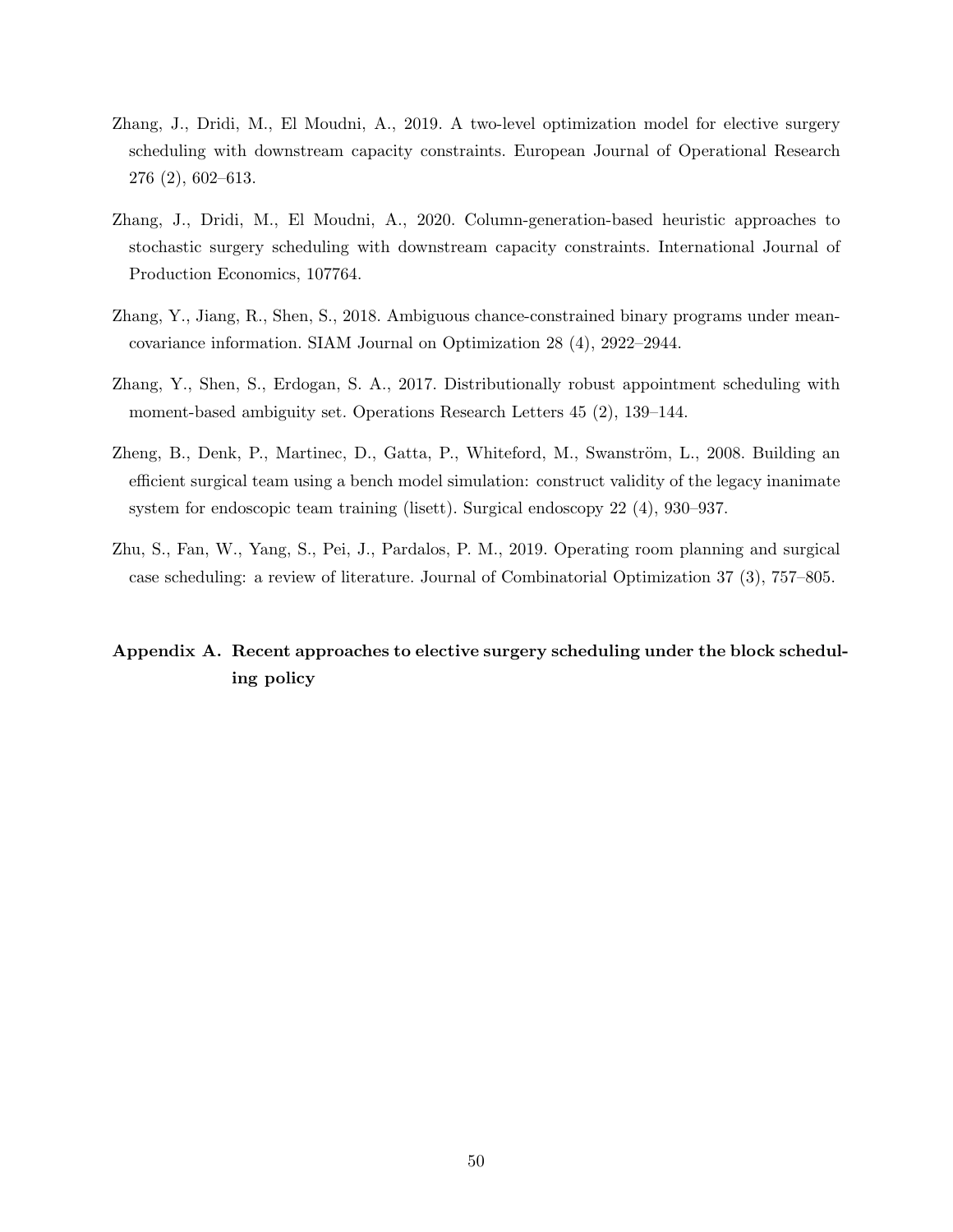Zhang, J., Dridi, M., El Moudni, A., 2019. A two-level optimization model for elective surgery scheduling with downstream capacity constraints. European Journal of Operational Research 276 (2), 602–613.

Zhang, J., Dridi, M., El Moudni, A., 2020. Column-generation-based heuristic approaches to stochastic surgery scheduling with downstream capacity constraints. International Journal of Production Economics, 107764.

Zhang, Y., Jiang, R., Shen, S., 2018. Ambiguous chance-constrained binary programs under mean-covariance information. SIAM Journal on Optimization 28 (4), 2922–2944.

Zhang, Y., Shen, S., Erdogan, S. A., 2017. Distributionally robust appointment scheduling with moment-based ambiguity set. Operations Research Letters 45 (2), 139–144.

Zheng, B., Denk, P., Martinec, D., Gatta, P., Whiteford, M., Swanström, L., 2008. Building an efficient surgical team using a bench model simulation: construct validity of the legacy inanimate system for endoscopic team training (lisett). Surgical endoscopy 22 (4), 930–937.

Zhu, S., Fan, W., Yang, S., Pei, J., Pardalos, P. M., 2019. Operating room planning and surgical case scheduling: a review of literature. Journal of Combinatorial Optimization 37 (3), 757–805.

## Appendix A. Recent approaches to elective surgery scheduling under the block scheduling policy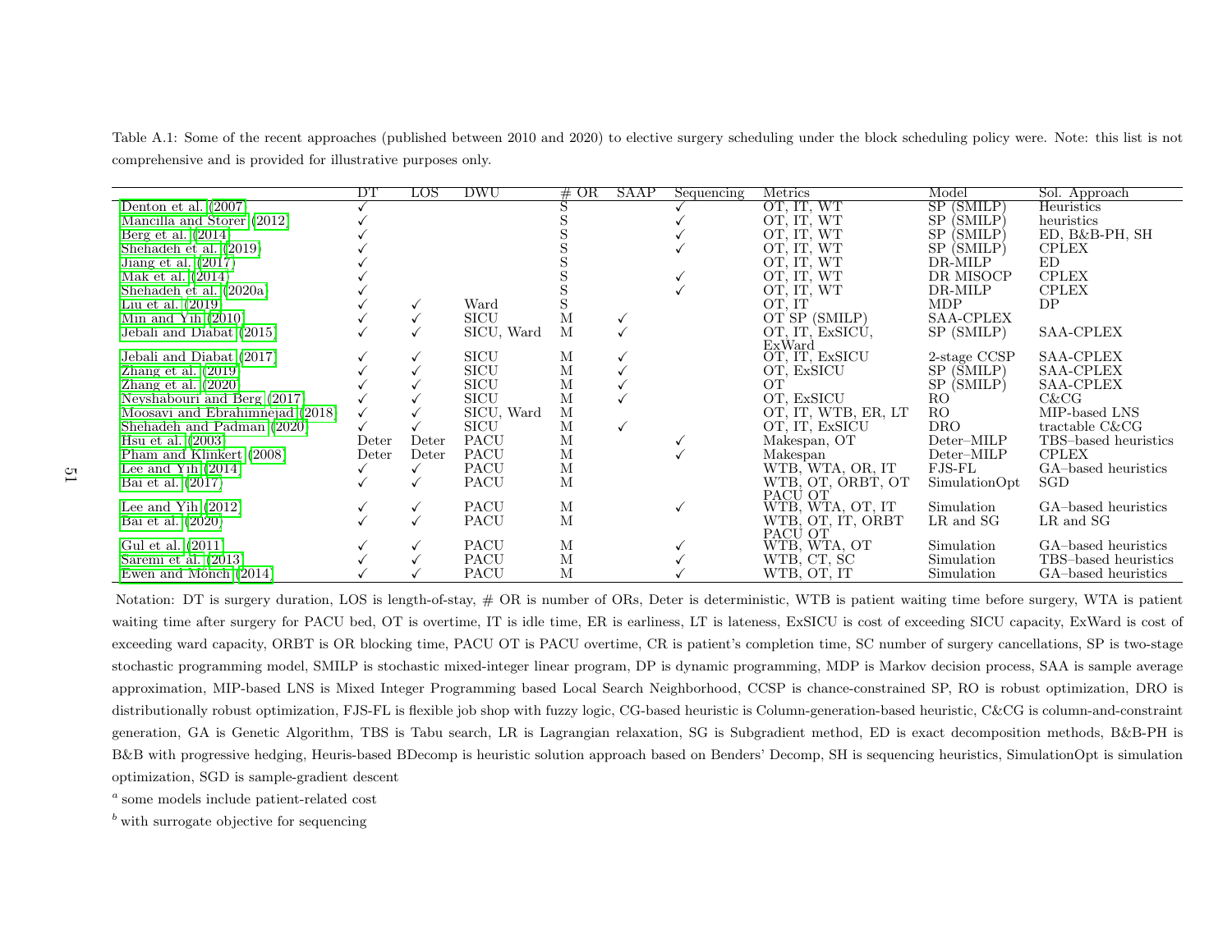Table A.1: Some of the recent approaches (published between 2010 and 2020) to elective surgery scheduling under the block scheduling policy were. Note: this list is not comprehensive and is provided for illustrative purposes only.

| | DT | LOS | DWU | # OR | SAAP | Sequencing | Metrics | Model | Sol. Approach |
|---|---|---|---|---|---|---|---|---|---|
| Denton et al. (2007) | ✓ | | | S | | ✓ | OT, IT, WT | SP (SMILP) | Heuristics |
| Mancilla and Storer (2012) | ✓ | | | S | | ✓ | OT, IT, WT | SP (SMILP) | heuristics |
| Berg et al. (2014) | ✓ | | | S | | ✓ | OT, IT, WT | SP (SMILP) | ED, B&B-PH, SH |
| Shehadeh et al. (2019) | ✓ | | | S | | ✓ | OT, IT, WT | SP (SMILP) | CPLEX |
| Jiang et al. (2017) | ✓ | | | S | | | OT, IT, WT | DR-MILP | ED |
| Mak et al. (2014) | ✓ | | | S | | ✓ | OT, IT, WT | DR MISOCP | CPLEX |
| Shehadeh et al. (2020a) | ✓ | | | S | | ✓ | OT, IT, WT | DR-MILP | CPLEX |
| Liu et al. (2019) | ✓ | ✓ | Ward | S | | | OT, IT | MDP | DP |
| Min and Yih (2010) | ✓ | ✓ | SICU | M | ✓ | | OT SP (SMILP) | SAA-CPLEX | |
| Jebali and Diabat (2015) | ✓ | ✓ | SICU, Ward | M | ✓ | | OT, IT, ExSICU, ExWard | SP (SMILP) | SAA-CPLEX |
| Jebali and Diabat (2017) | ✓ | ✓ | SICU | M | ✓ | | OT, IT, ExSICU | 2-stage CCSP | SAA-CPLEX |
| Zhang et al. (2019) | ✓ | ✓ | SICU | M | ✓ | | OT, ExSICU | SP (SMILP) | SAA-CPLEX |
| Zhang et al. (2020) | ✓ | ✓ | SICU | M | ✓ | | OT | SP (SMILP) | SAA-CPLEX |
| Neyshabouri and Berg (2017) | ✓ | ✓ | SICU | M | ✓ | | OT, ExSICU | RO | C&CG |
| Moosavi and Ebrahimnejad (2018) | ✓ | ✓ | SICU, Ward | M | | | OT, IT, WTB, ER, LT | RO | MIP-based LNS |
| Shehadeh and Padman (2020) | ✓ | ✓ | SICU | M | ✓ | | OT, IT, ExSICU | DRO | tractable C&CG |
| Hsu et al. (2003) | Deter | Deter | PACU | M | | ✓ | Makespan, OT | Deter–MILP | TBS–based heuristics |
| Pham and Klinkert (2008) | Deter | Deter | PACU | M | | ✓ | Makespan | Deter–MILP | CPLEX |
| Lee and Yih (2014) | ✓ | ✓ | PACU | M | | | WTB, WTA, OR, IT | FJS-FL | GA–based heuristics |
| Bai et al. (2017) | ✓ | ✓ | PACU | M | | | WTB, OT, ORBT, OT PACU OT | SimulationOpt | SGD |
| Lee and Yih (2012) | ✓ | ✓ | PACU | M | | ✓ | WTB, WTA, OT, IT | Simulation | GA–based heuristics |
| Bai et al. (2020) | ✓ | ✓ | PACU | M | | | WTB, OT, IT, ORBT PACU OT | LR and SG | LR and SG |
| Gul et al. (2011) | ✓ | ✓ | PACU | M | | ✓ | WTB, WTA, OT | Simulation | GA–based heuristics |
| Saremi et al. (2013) | ✓ | ✓ | PACU | M | | ✓ | WTB, CT, SC | Simulation | TBS–based heuristics |
| Ewen and Mönch (2014) | ✓ | ✓ | PACU | M | | ✓ | WTB, OT, IT | Simulation | GA–based heuristics |

Notation: DT is surgery duration, LOS is length-of-stay, # OR is number of ORs, Deter is deterministic, WTB is patient waiting time before surgery, WTA is patient waiting time after surgery for PACU bed, OT is overtime, IT is idle time, ER is earliness, LT is lateness, ExSICU is cost of exceeding SICU capacity, ExWard is cost of exceeding ward capacity, ORBT is OR blocking time, PACU OT is PACU overtime, CR is patient's completion time, SC number of surgery cancellations, SP is two-stage stochastic programming model, SMILP is stochastic mixed-integer linear program, DP is dynamic programming, MDP is Markov decision process, SAA is sample average approximation, MIP-based LNS is Mixed Integer Programming based Local Search Neighborhood, CCSP is chance-constrained SP, RO is robust optimization, DRO is distributionally robust optimization, FJS-FL is flexible job shop with fuzzy logic, CG-based heuristic is Column-generation-based heuristic, C&CG is column-and-constraint generation, GA is Genetic Algorithm, TBS is Tabu search, LR is Lagrangian relaxation, SG is Subgradient method, ED is exact decomposition methods, B&B-PH is B&B with progressive hedging, Heuris-based BDecomp is heuristic solution approach based on Benders' Decomp, SH is sequencing heuristics, SimulationOpt is simulation optimization, SGD is sample-gradient descent

[a] some models include patient-related cost

[b] with surrogate objective for sequencing